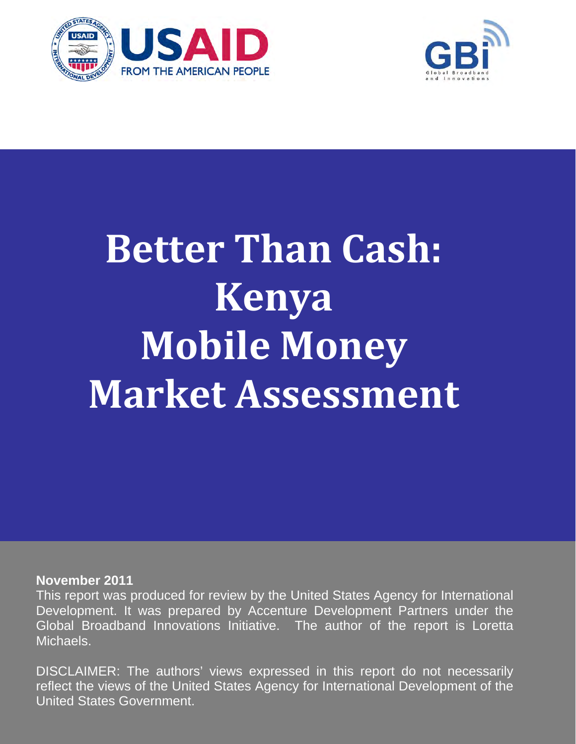USAID
FROM THE AMERICAN PEOPLE

GBI
Global Broadband and Innovations

# Better Than Cash: Kenya Mobile Money Market Assessment

**November 2011**

This report was produced for review by the United States Agency for International Development. It was prepared by Accenture Development Partners under the Global Broadband Innovations Initiative. The author of the report is Loretta Michaels.

DISCLAIMER: The authors' views expressed in this report do not necessarily reflect the views of the United States Agency for International Development of the United States Government.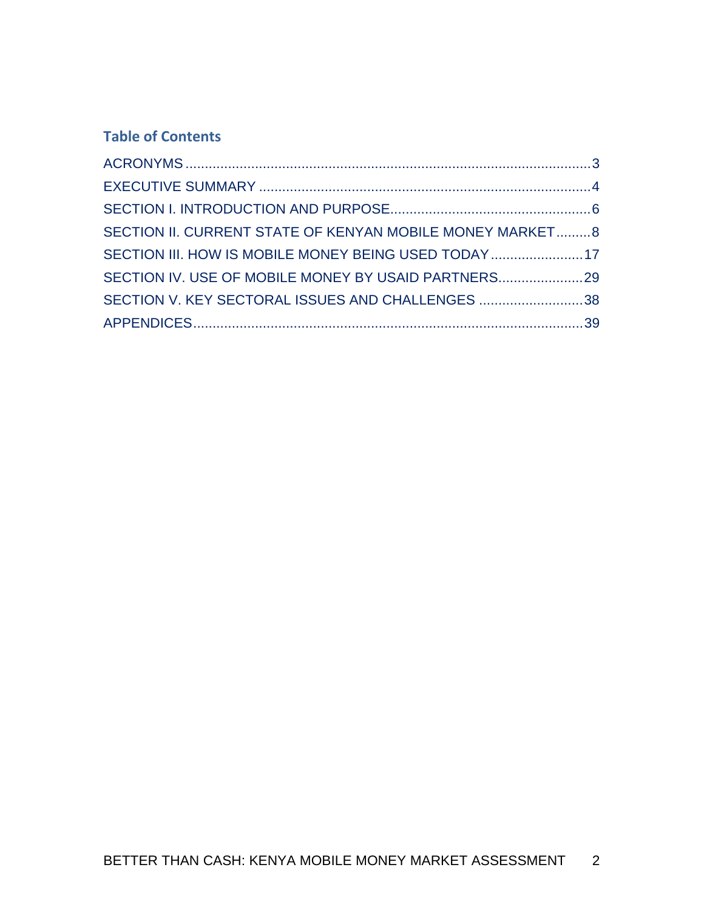## Table of Contents

ACRONYMS ........................................................................................................3
EXECUTIVE SUMMARY .....................................................................................4
SECTION I. INTRODUCTION AND PURPOSE....................................................6
SECTION II. CURRENT STATE OF KENYAN MOBILE MONEY MARKET.........8
SECTION III. HOW IS MOBILE MONEY BEING USED TODAY........................17
SECTION IV. USE OF MOBILE MONEY BY USAID PARTNERS......................29
SECTION V. KEY SECTORAL ISSUES AND CHALLENGES ...........................38
APPENDICES.....................................................................................................39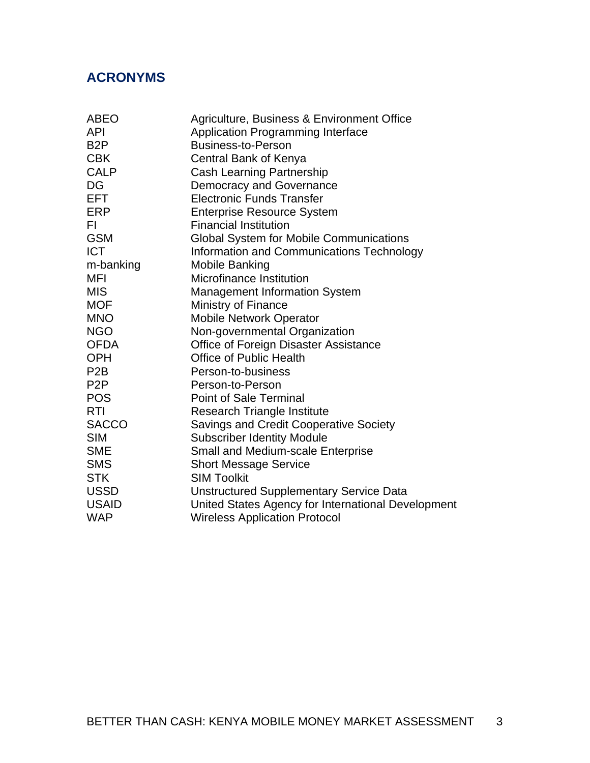## ACRONYMS

| | |
|---|---|
| ABEO | Agriculture, Business & Environment Office |
| API | Application Programming Interface |
| B2P | Business-to-Person |
| CBK | Central Bank of Kenya |
| CALP | Cash Learning Partnership |
| DG | Democracy and Governance |
| EFT | Electronic Funds Transfer |
| ERP | Enterprise Resource System |
| FI | Financial Institution |
| GSM | Global System for Mobile Communications |
| ICT | Information and Communications Technology |
| m-banking | Mobile Banking |
| MFI | Microfinance Institution |
| MIS | Management Information System |
| MOF | Ministry of Finance |
| MNO | Mobile Network Operator |
| NGO | Non-governmental Organization |
| OFDA | Office of Foreign Disaster Assistance |
| OPH | Office of Public Health |
| P2B | Person-to-business |
| P2P | Person-to-Person |
| POS | Point of Sale Terminal |
| RTI | Research Triangle Institute |
| SACCO | Savings and Credit Cooperative Society |
| SIM | Subscriber Identity Module |
| SME | Small and Medium-scale Enterprise |
| SMS | Short Message Service |
| STK | SIM Toolkit |
| USSD | Unstructured Supplementary Service Data |
| USAID | United States Agency for International Development |
| WAP | Wireless Application Protocol |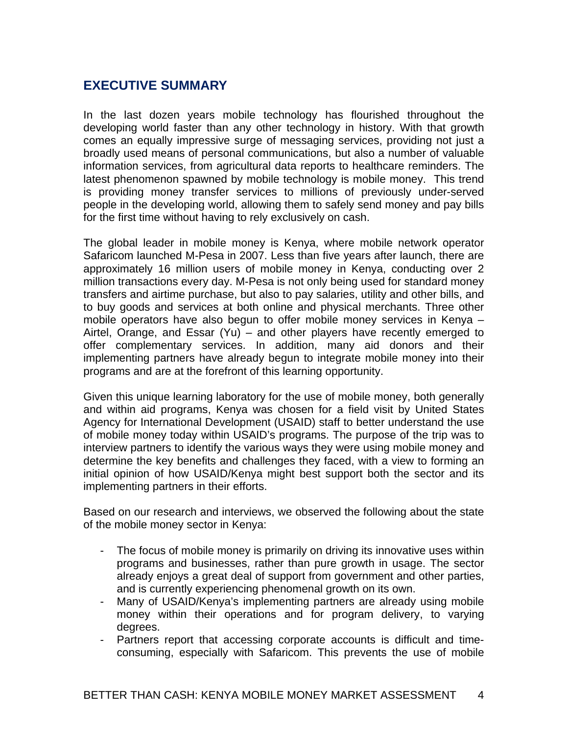## EXECUTIVE SUMMARY

In the last dozen years mobile technology has flourished throughout the developing world faster than any other technology in history. With that growth comes an equally impressive surge of messaging services, providing not just a broadly used means of personal communications, but also a number of valuable information services, from agricultural data reports to healthcare reminders. The latest phenomenon spawned by mobile technology is mobile money. This trend is providing money transfer services to millions of previously under-served people in the developing world, allowing them to safely send money and pay bills for the first time without having to rely exclusively on cash.

The global leader in mobile money is Kenya, where mobile network operator Safaricom launched M-Pesa in 2007. Less than five years after launch, there are approximately 16 million users of mobile money in Kenya, conducting over 2 million transactions every day. M-Pesa is not only being used for standard money transfers and airtime purchase, but also to pay salaries, utility and other bills, and to buy goods and services at both online and physical merchants. Three other mobile operators have also begun to offer mobile money services in Kenya – Airtel, Orange, and Essar (Yu) – and other players have recently emerged to offer complementary services. In addition, many aid donors and their implementing partners have already begun to integrate mobile money into their programs and are at the forefront of this learning opportunity.

Given this unique learning laboratory for the use of mobile money, both generally and within aid programs, Kenya was chosen for a field visit by United States Agency for International Development (USAID) staff to better understand the use of mobile money today within USAID's programs. The purpose of the trip was to interview partners to identify the various ways they were using mobile money and determine the key benefits and challenges they faced, with a view to forming an initial opinion of how USAID/Kenya might best support both the sector and its implementing partners in their efforts.

Based on our research and interviews, we observed the following about the state of the mobile money sector in Kenya:

- The focus of mobile money is primarily on driving its innovative uses within programs and businesses, rather than pure growth in usage. The sector already enjoys a great deal of support from government and other parties, and is currently experiencing phenomenal growth on its own.
- Many of USAID/Kenya's implementing partners are already using mobile money within their operations and for program delivery, to varying degrees.
- Partners report that accessing corporate accounts is difficult and time-consuming, especially with Safaricom. This prevents the use of mobile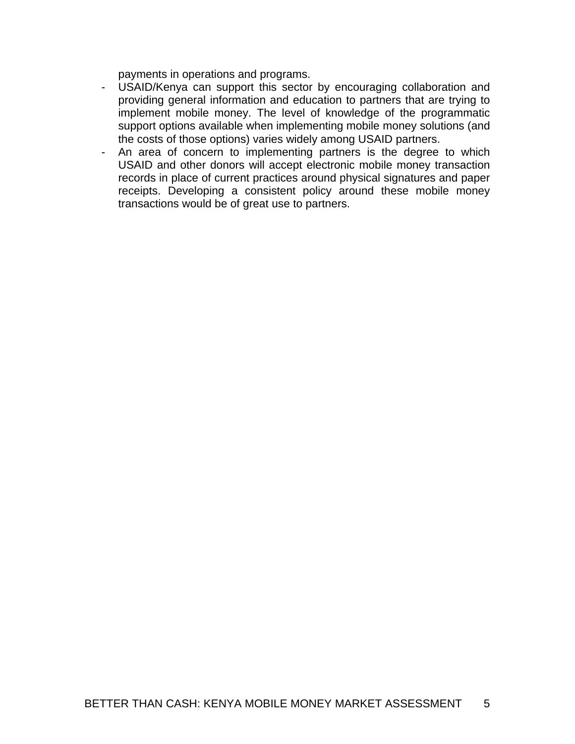payments in operations and programs.

- USAID/Kenya can support this sector by encouraging collaboration and providing general information and education to partners that are trying to implement mobile money. The level of knowledge of the programmatic support options available when implementing mobile money solutions (and the costs of those options) varies widely among USAID partners.
- An area of concern to implementing partners is the degree to which USAID and other donors will accept electronic mobile money transaction records in place of current practices around physical signatures and paper receipts. Developing a consistent policy around these mobile money transactions would be of great use to partners.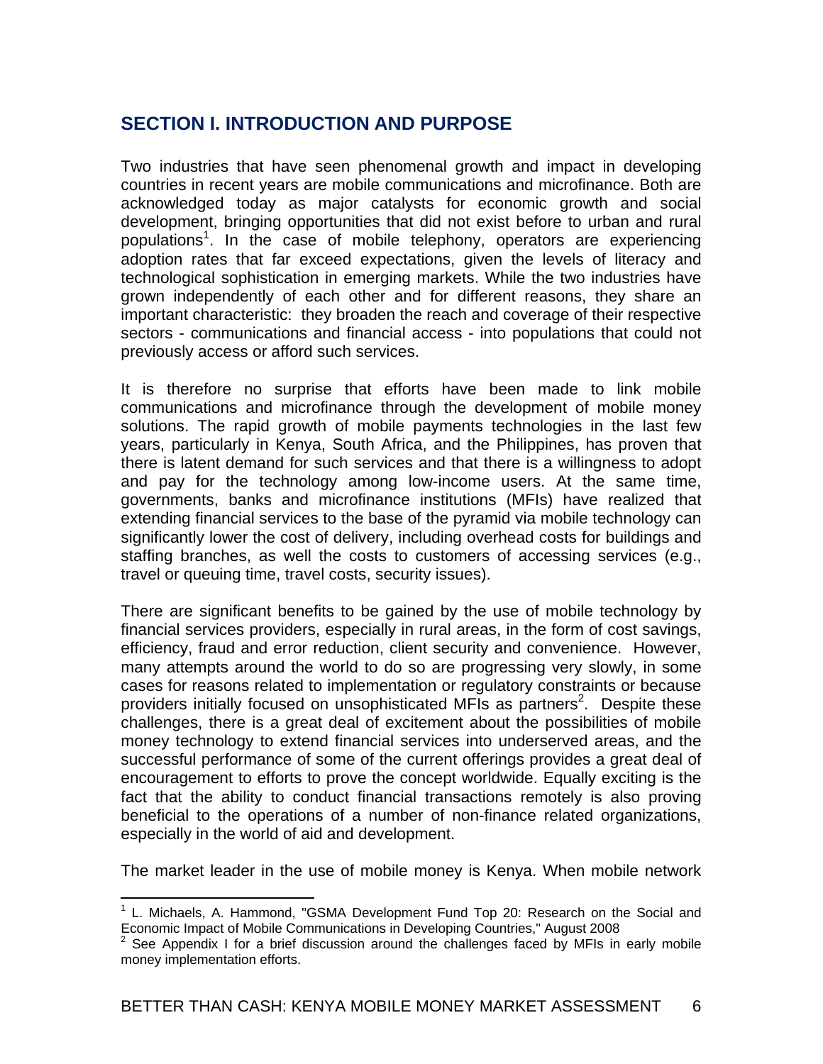## SECTION I. INTRODUCTION AND PURPOSE

Two industries that have seen phenomenal growth and impact in developing countries in recent years are mobile communications and microfinance. Both are acknowledged today as major catalysts for economic growth and social development, bringing opportunities that did not exist before to urban and rural populations[1]. In the case of mobile telephony, operators are experiencing adoption rates that far exceed expectations, given the levels of literacy and technological sophistication in emerging markets. While the two industries have grown independently of each other and for different reasons, they share an important characteristic: they broaden the reach and coverage of their respective sectors - communications and financial access - into populations that could not previously access or afford such services.

It is therefore no surprise that efforts have been made to link mobile communications and microfinance through the development of mobile money solutions. The rapid growth of mobile payments technologies in the last few years, particularly in Kenya, South Africa, and the Philippines, has proven that there is latent demand for such services and that there is a willingness to adopt and pay for the technology among low-income users. At the same time, governments, banks and microfinance institutions (MFIs) have realized that extending financial services to the base of the pyramid via mobile technology can significantly lower the cost of delivery, including overhead costs for buildings and staffing branches, as well the costs to customers of accessing services (e.g., travel or queuing time, travel costs, security issues).

There are significant benefits to be gained by the use of mobile technology by financial services providers, especially in rural areas, in the form of cost savings, efficiency, fraud and error reduction, client security and convenience. However, many attempts around the world to do so are progressing very slowly, in some cases for reasons related to implementation or regulatory constraints or because providers initially focused on unsophisticated MFIs as partners[2]. Despite these challenges, there is a great deal of excitement about the possibilities of mobile money technology to extend financial services into underserved areas, and the successful performance of some of the current offerings provides a great deal of encouragement to efforts to prove the concept worldwide. Equally exciting is the fact that the ability to conduct financial transactions remotely is also proving beneficial to the operations of a number of non-finance related organizations, especially in the world of aid and development.

The market leader in the use of mobile money is Kenya. When mobile network

---

[1] L. Michaels, A. Hammond, "GSMA Development Fund Top 20: Research on the Social and Economic Impact of Mobile Communications in Developing Countries," August 2008

[2] See Appendix I for a brief discussion around the challenges faced by MFIs in early mobile money implementation efforts.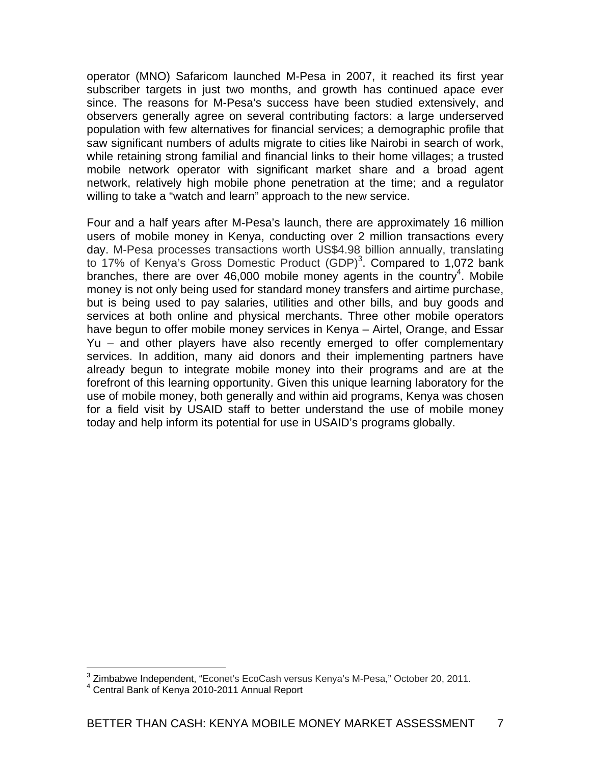operator (MNO) Safaricom launched M-Pesa in 2007, it reached its first year subscriber targets in just two months, and growth has continued apace ever since. The reasons for M-Pesa's success have been studied extensively, and observers generally agree on several contributing factors: a large underserved population with few alternatives for financial services; a demographic profile that saw significant numbers of adults migrate to cities like Nairobi in search of work, while retaining strong familial and financial links to their home villages; a trusted mobile network operator with significant market share and a broad agent network, relatively high mobile phone penetration at the time; and a regulator willing to take a "watch and learn" approach to the new service.

Four and a half years after M-Pesa's launch, there are approximately 16 million users of mobile money in Kenya, conducting over 2 million transactions every day. M-Pesa processes transactions worth US$4.98 billion annually, translating to 17% of Kenya's Gross Domestic Product (GDP)[3]. Compared to 1,072 bank branches, there are over 46,000 mobile money agents in the country[4]. Mobile money is not only being used for standard money transfers and airtime purchase, but is being used to pay salaries, utilities and other bills, and buy goods and services at both online and physical merchants. Three other mobile operators have begun to offer mobile money services in Kenya – Airtel, Orange, and Essar Yu – and other players have also recently emerged to offer complementary services. In addition, many aid donors and their implementing partners have already begun to integrate mobile money into their programs and are at the forefront of this learning opportunity. Given this unique learning laboratory for the use of mobile money, both generally and within aid programs, Kenya was chosen for a field visit by USAID staff to better understand the use of mobile money today and help inform its potential for use in USAID's programs globally.

---

[3] Zimbabwe Independent, "Econet's EcoCash versus Kenya's M-Pesa," October 20, 2011.

[4] Central Bank of Kenya 2010-2011 Annual Report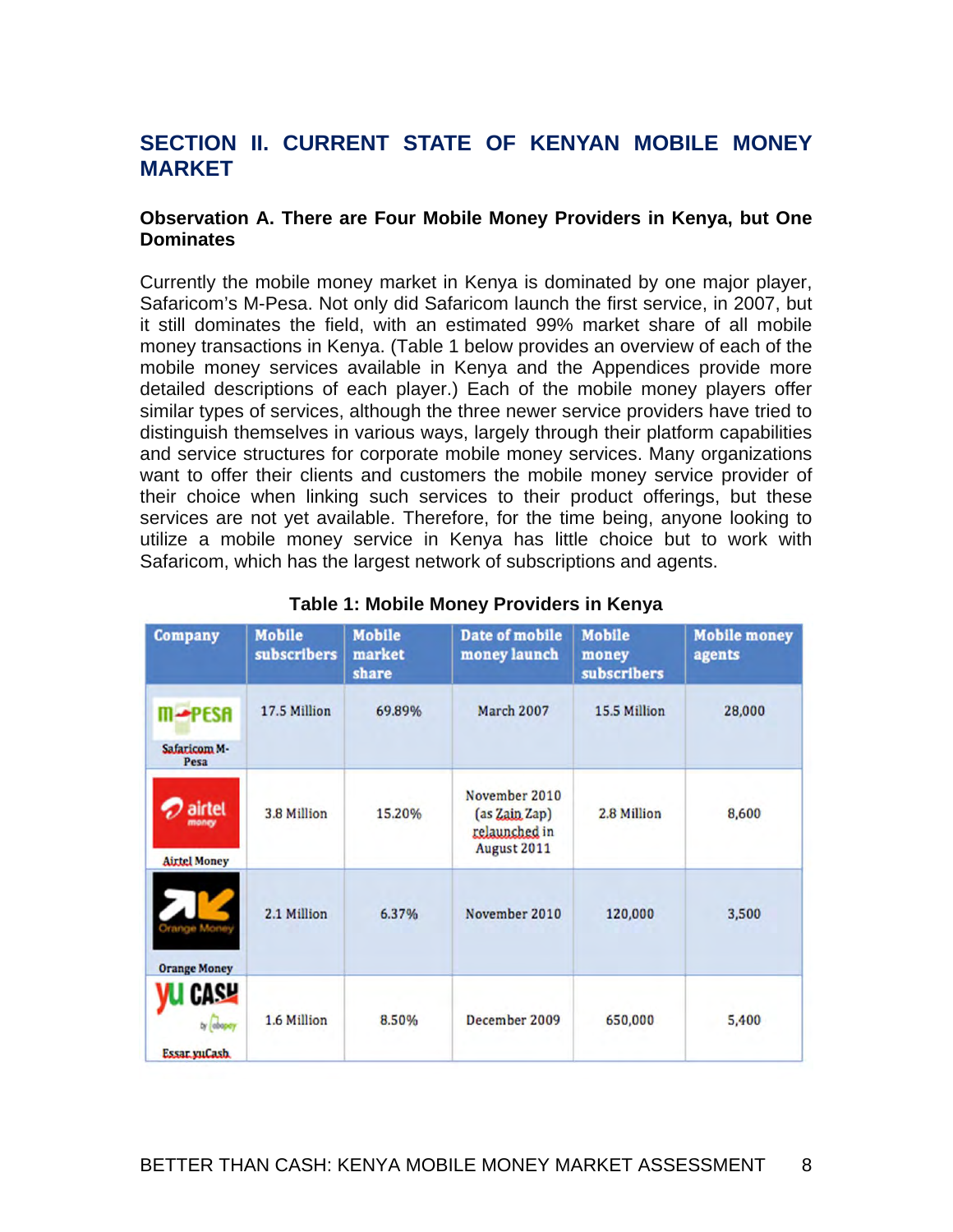## SECTION II. CURRENT STATE OF KENYAN MOBILE MONEY MARKET

### Observation A. There are Four Mobile Money Providers in Kenya, but One Dominates

Currently the mobile money market in Kenya is dominated by one major player, Safaricom's M-Pesa. Not only did Safaricom launch the first service, in 2007, but it still dominates the field, with an estimated 99% market share of all mobile money transactions in Kenya. (Table 1 below provides an overview of each of the mobile money services available in Kenya and the Appendices provide more detailed descriptions of each player.) Each of the mobile money players offer similar types of services, although the three newer service providers have tried to distinguish themselves in various ways, largely through their platform capabilities and service structures for corporate mobile money services. Many organizations want to offer their clients and customers the mobile money service provider of their choice when linking such services to their product offerings, but these services are not yet available. Therefore, for the time being, anyone looking to utilize a mobile money service in Kenya has little choice but to work with Safaricom, which has the largest network of subscriptions and agents.

**Table 1: Mobile Money Providers in Kenya**

| Company | Mobile subscribers | Mobile market share | Date of mobile money launch | Mobile money subscribers | Mobile money agents |
|---|---|---|---|---|---|
| Safaricom M-Pesa | 17.5 Million | 69.89% | March 2007 | 15.5 Million | 28,000 |
| Airtel Money | 3.8 Million | 15.20% | November 2010 (as Zain Zap) relaunched in August 2011 | 2.8 Million | 8,600 |
| Orange Money | 2.1 Million | 6.37% | November 2010 | 120,000 | 3,500 |
| Essar yuCash | 1.6 Million | 8.50% | December 2009 | 650,000 | 5,400 |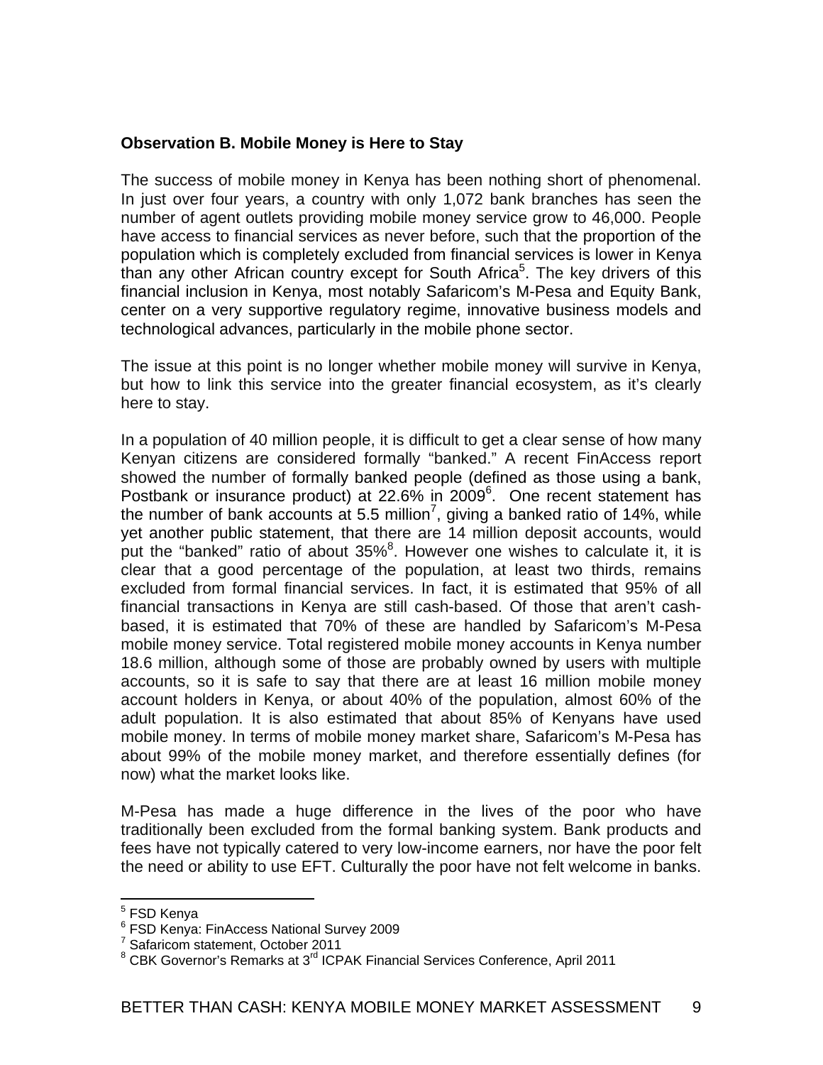**Observation B. Mobile Money is Here to Stay**

The success of mobile money in Kenya has been nothing short of phenomenal. In just over four years, a country with only 1,072 bank branches has seen the number of agent outlets providing mobile money service grow to 46,000. People have access to financial services as never before, such that the proportion of the population which is completely excluded from financial services is lower in Kenya than any other African country except for South Africa[5]. The key drivers of this financial inclusion in Kenya, most notably Safaricom's M-Pesa and Equity Bank, center on a very supportive regulatory regime, innovative business models and technological advances, particularly in the mobile phone sector.

The issue at this point is no longer whether mobile money will survive in Kenya, but how to link this service into the greater financial ecosystem, as it's clearly here to stay.

In a population of 40 million people, it is difficult to get a clear sense of how many Kenyan citizens are considered formally "banked." A recent FinAccess report showed the number of formally banked people (defined as those using a bank, Postbank or insurance product) at 22.6% in 2009[6]. One recent statement has the number of bank accounts at 5.5 million[7], giving a banked ratio of 14%, while yet another public statement, that there are 14 million deposit accounts, would put the "banked" ratio of about 35%[8]. However one wishes to calculate it, it is clear that a good percentage of the population, at least two thirds, remains excluded from formal financial services. In fact, it is estimated that 95% of all financial transactions in Kenya are still cash-based. Of those that aren't cash-based, it is estimated that 70% of these are handled by Safaricom's M-Pesa mobile money service. Total registered mobile money accounts in Kenya number 18.6 million, although some of those are probably owned by users with multiple accounts, so it is safe to say that there are at least 16 million mobile money account holders in Kenya, or about 40% of the population, almost 60% of the adult population. It is also estimated that about 85% of Kenyans have used mobile money. In terms of mobile money market share, Safaricom's M-Pesa has about 99% of the mobile money market, and therefore essentially defines (for now) what the market looks like.

M-Pesa has made a huge difference in the lives of the poor who have traditionally been excluded from the formal banking system. Bank products and fees have not typically catered to very low-income earners, nor have the poor felt the need or ability to use EFT. Culturally the poor have not felt welcome in banks.

---

[5] FSD Kenya

[6] FSD Kenya: FinAccess National Survey 2009

[7] Safaricom statement, October 2011

[8] CBK Governor's Remarks at 3rd ICPAK Financial Services Conference, April 2011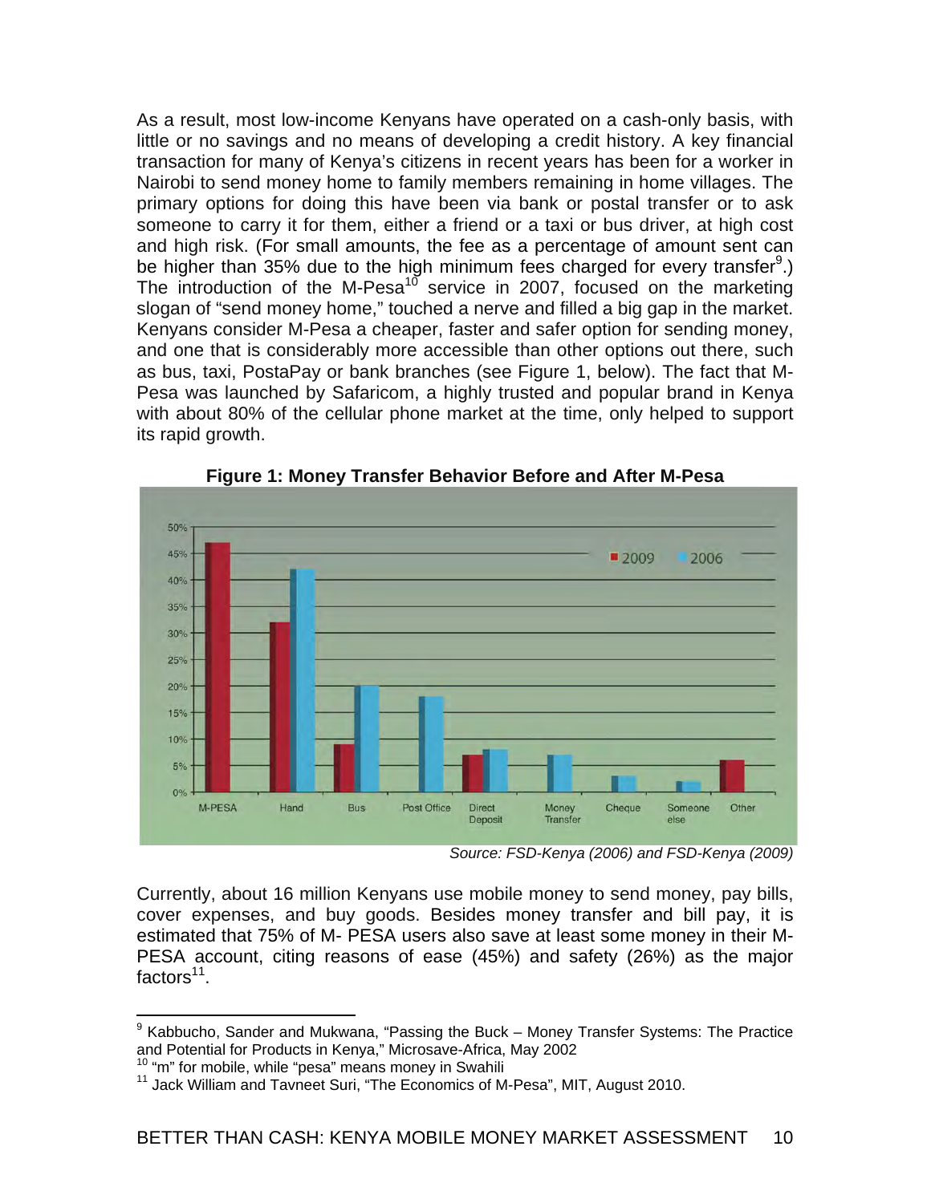As a result, most low-income Kenyans have operated on a cash-only basis, with little or no savings and no means of developing a credit history. A key financial transaction for many of Kenya's citizens in recent years has been for a worker in Nairobi to send money home to family members remaining in home villages. The primary options for doing this have been via bank or postal transfer or to ask someone to carry it for them, either a friend or a taxi or bus driver, at high cost and high risk. (For small amounts, the fee as a percentage of amount sent can be higher than 35% due to the high minimum fees charged for every transfer[9].) The introduction of the M-Pesa[10] service in 2007, focused on the marketing slogan of "send money home," touched a nerve and filled a big gap in the market. Kenyans consider M-Pesa a cheaper, faster and safer option for sending money, and one that is considerably more accessible than other options out there, such as bus, taxi, PostaPay or bank branches (see Figure 1, below). The fact that M-Pesa was launched by Safaricom, a highly trusted and popular brand in Kenya with about 80% of the cellular phone market at the time, only helped to support its rapid growth.

**Figure 1: Money Transfer Behavior Before and After M-Pesa**

*Source: FSD-Kenya (2006) and FSD-Kenya (2009)*

Currently, about 16 million Kenyans use mobile money to send money, pay bills, cover expenses, and buy goods. Besides money transfer and bill pay, it is estimated that 75% of M- PESA users also save at least some money in their M-PESA account, citing reasons of ease (45%) and safety (26%) as the major factors[11].

---

[9] Kabbucho, Sander and Mukwana, "Passing the Buck – Money Transfer Systems: The Practice and Potential for Products in Kenya," Microsave-Africa, May 2002

[10] "m" for mobile, while "pesa" means money in Swahili

[11] Jack William and Tavneet Suri, "The Economics of M-Pesa", MIT, August 2010.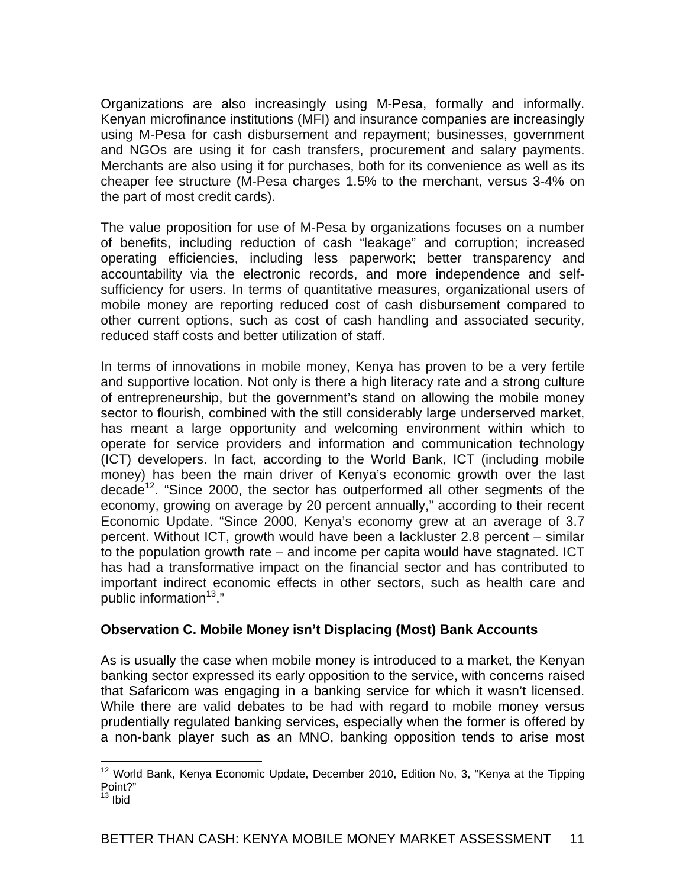Organizations are also increasingly using M-Pesa, formally and informally. Kenyan microfinance institutions (MFI) and insurance companies are increasingly using M-Pesa for cash disbursement and repayment; businesses, government and NGOs are using it for cash transfers, procurement and salary payments. Merchants are also using it for purchases, both for its convenience as well as its cheaper fee structure (M-Pesa charges 1.5% to the merchant, versus 3-4% on the part of most credit cards).

The value proposition for use of M-Pesa by organizations focuses on a number of benefits, including reduction of cash "leakage" and corruption; increased operating efficiencies, including less paperwork; better transparency and accountability via the electronic records, and more independence and self-sufficiency for users. In terms of quantitative measures, organizational users of mobile money are reporting reduced cost of cash disbursement compared to other current options, such as cost of cash handling and associated security, reduced staff costs and better utilization of staff.

In terms of innovations in mobile money, Kenya has proven to be a very fertile and supportive location. Not only is there a high literacy rate and a strong culture of entrepreneurship, but the government's stand on allowing the mobile money sector to flourish, combined with the still considerably large underserved market, has meant a large opportunity and welcoming environment within which to operate for service providers and information and communication technology (ICT) developers. In fact, according to the World Bank, ICT (including mobile money) has been the main driver of Kenya's economic growth over the last decade[12]. "Since 2000, the sector has outperformed all other segments of the economy, growing on average by 20 percent annually," according to their recent Economic Update. "Since 2000, Kenya's economy grew at an average of 3.7 percent. Without ICT, growth would have been a lackluster 2.8 percent – similar to the population growth rate – and income per capita would have stagnated. ICT has had a transformative impact on the financial sector and has contributed to important indirect economic effects in other sectors, such as health care and public information[13]."

### Observation C. Mobile Money isn't Displacing (Most) Bank Accounts

As is usually the case when mobile money is introduced to a market, the Kenyan banking sector expressed its early opposition to the service, with concerns raised that Safaricom was engaging in a banking service for which it wasn't licensed. While there are valid debates to be had with regard to mobile money versus prudentially regulated banking services, especially when the former is offered by a non-bank player such as an MNO, banking opposition tends to arise most

---

[12] World Bank, Kenya Economic Update, December 2010, Edition No, 3, "Kenya at the Tipping Point?"

[13] Ibid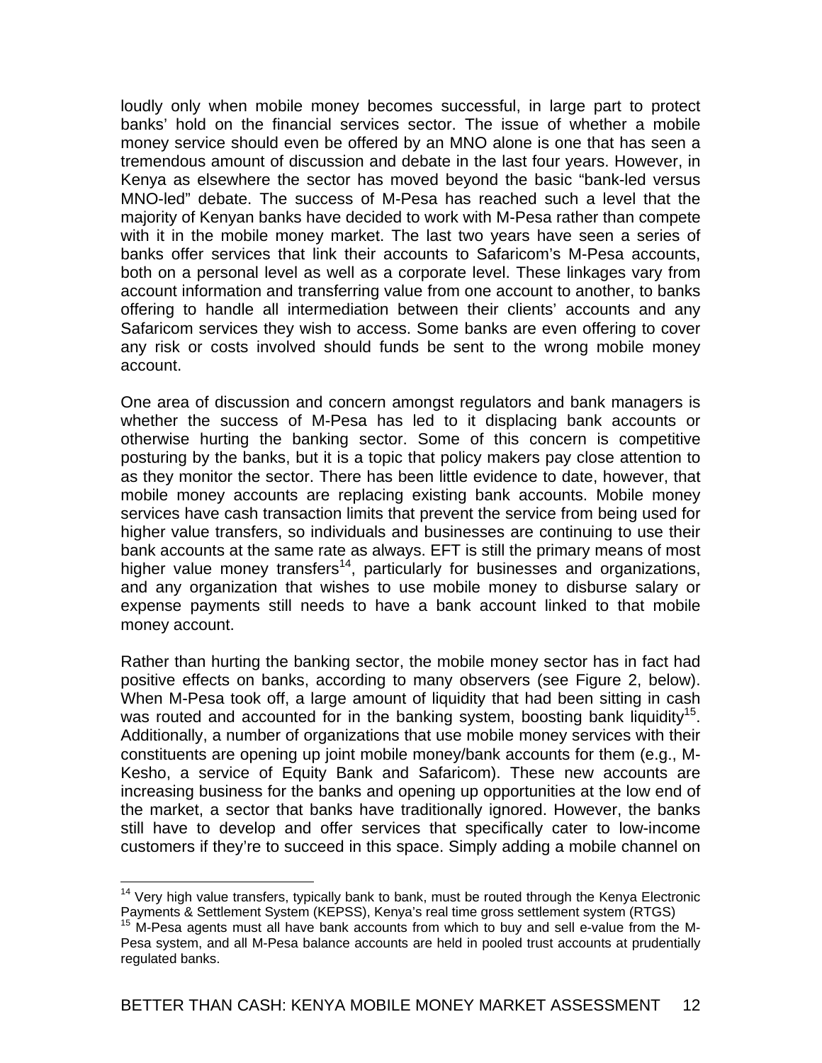loudly only when mobile money becomes successful, in large part to protect banks' hold on the financial services sector. The issue of whether a mobile money service should even be offered by an MNO alone is one that has seen a tremendous amount of discussion and debate in the last four years. However, in Kenya as elsewhere the sector has moved beyond the basic "bank-led versus MNO-led" debate. The success of M-Pesa has reached such a level that the majority of Kenyan banks have decided to work with M-Pesa rather than compete with it in the mobile money market. The last two years have seen a series of banks offer services that link their accounts to Safaricom's M-Pesa accounts, both on a personal level as well as a corporate level. These linkages vary from account information and transferring value from one account to another, to banks offering to handle all intermediation between their clients' accounts and any Safaricom services they wish to access. Some banks are even offering to cover any risk or costs involved should funds be sent to the wrong mobile money account.

One area of discussion and concern amongst regulators and bank managers is whether the success of M-Pesa has led to it displacing bank accounts or otherwise hurting the banking sector. Some of this concern is competitive posturing by the banks, but it is a topic that policy makers pay close attention to as they monitor the sector. There has been little evidence to date, however, that mobile money accounts are replacing existing bank accounts. Mobile money services have cash transaction limits that prevent the service from being used for higher value transfers, so individuals and businesses are continuing to use their bank accounts at the same rate as always. EFT is still the primary means of most higher value money transfers[14], particularly for businesses and organizations, and any organization that wishes to use mobile money to disburse salary or expense payments still needs to have a bank account linked to that mobile money account.

Rather than hurting the banking sector, the mobile money sector has in fact had positive effects on banks, according to many observers (see Figure 2, below). When M-Pesa took off, a large amount of liquidity that had been sitting in cash was routed and accounted for in the banking system, boosting bank liquidity[15]. Additionally, a number of organizations that use mobile money services with their constituents are opening up joint mobile money/bank accounts for them (e.g., M-Kesho, a service of Equity Bank and Safaricom). These new accounts are increasing business for the banks and opening up opportunities at the low end of the market, a sector that banks have traditionally ignored. However, the banks still have to develop and offer services that specifically cater to low-income customers if they're to succeed in this space. Simply adding a mobile channel on

---

[14] Very high value transfers, typically bank to bank, must be routed through the Kenya Electronic Payments & Settlement System (KEPSS), Kenya's real time gross settlement system (RTGS)

[15] M-Pesa agents must all have bank accounts from which to buy and sell e-value from the M-Pesa system, and all M-Pesa balance accounts are held in pooled trust accounts at prudentially regulated banks.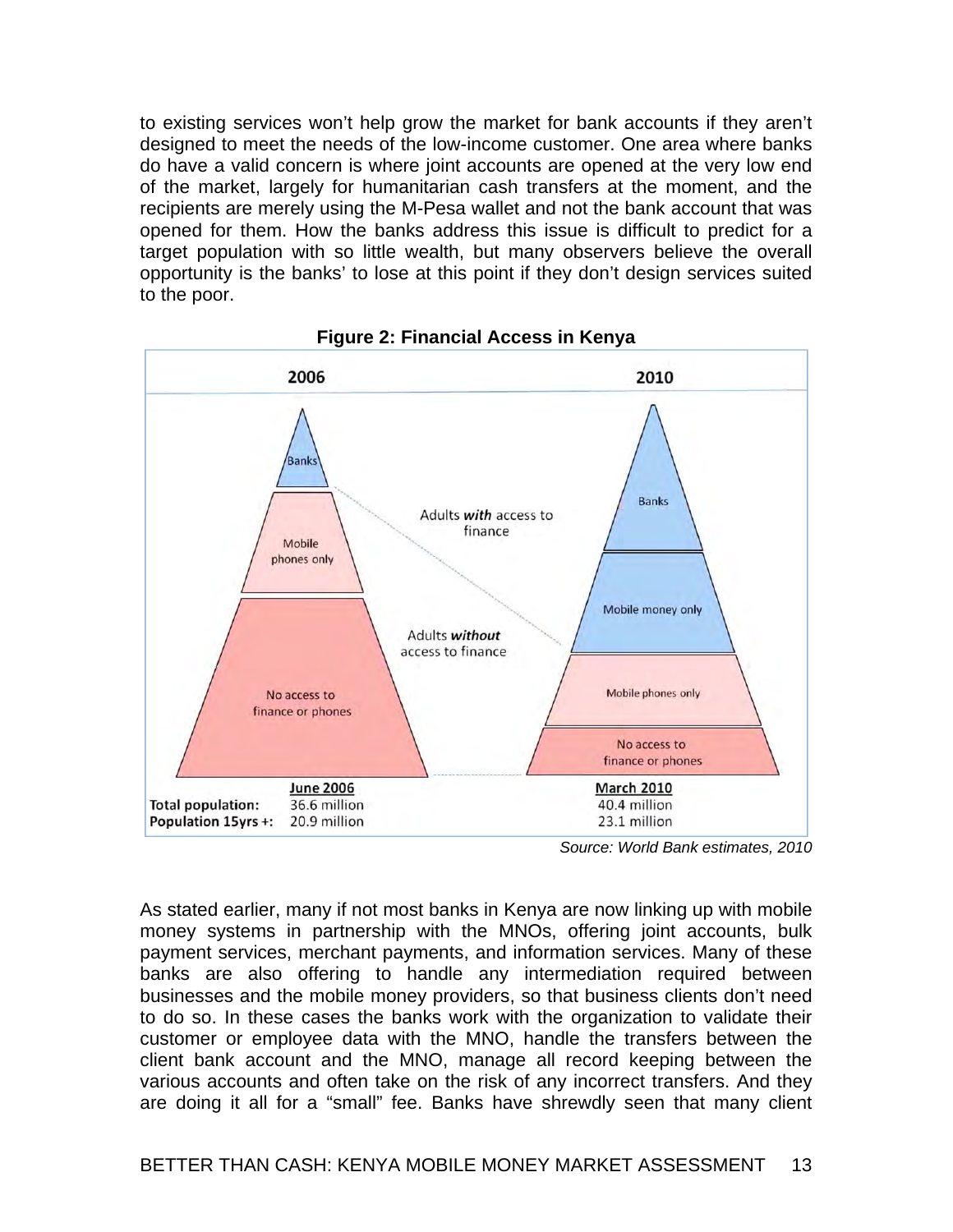to existing services won't help grow the market for bank accounts if they aren't designed to meet the needs of the low-income customer. One area where banks do have a valid concern is where joint accounts are opened at the very low end of the market, largely for humanitarian cash transfers at the moment, and the recipients are merely using the M-Pesa wallet and not the bank account that was opened for them. How the banks address this issue is difficult to predict for a target population with so little wealth, but many observers believe the overall opportunity is the banks' to lose at this point if they don't design services suited to the poor.

**Figure 2: Financial Access in Kenya**

| | 2006 | 2010 |
|---|---|---|
| Adults *with* access to finance | Banks | Banks; Mobile money only |
| Adults *without* access to finance | Mobile phones only; No access to finance or phones | Mobile phones only; No access to finance or phones |
| | **June 2006** | **March 2010** |
| **Total population:** | 36.6 million | 40.4 million |
| **Population 15yrs +:** | 20.9 million | 23.1 million |

*Source: World Bank estimates, 2010*

As stated earlier, many if not most banks in Kenya are now linking up with mobile money systems in partnership with the MNOs, offering joint accounts, bulk payment services, merchant payments, and information services. Many of these banks are also offering to handle any intermediation required between businesses and the mobile money providers, so that business clients don't need to do so. In these cases the banks work with the organization to validate their customer or employee data with the MNO, handle the transfers between the client bank account and the MNO, manage all record keeping between the various accounts and often take on the risk of any incorrect transfers. And they are doing it all for a "small" fee. Banks have shrewdly seen that many client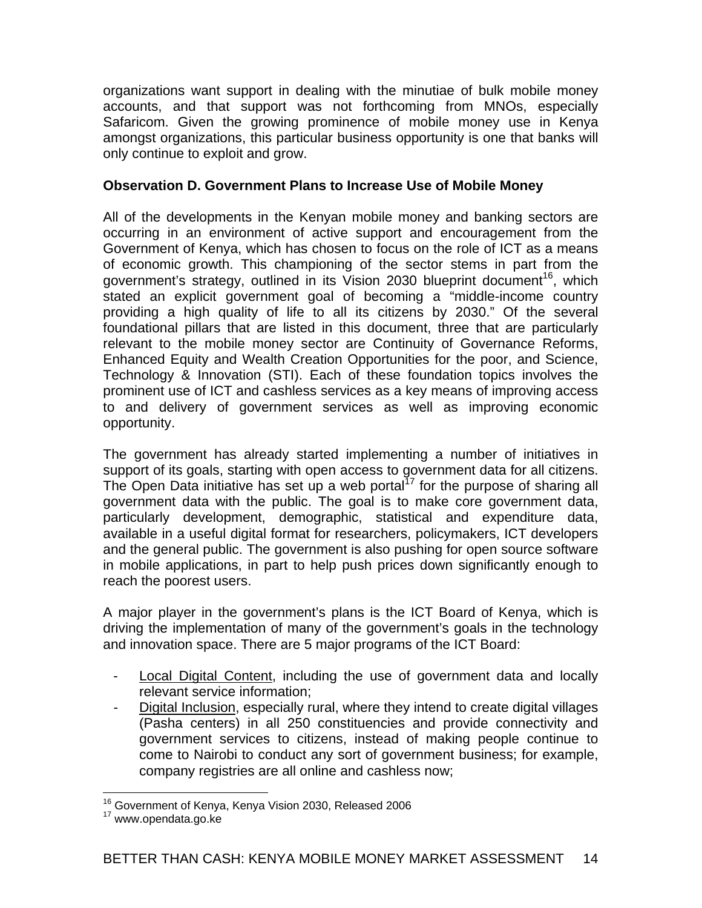organizations want support in dealing with the minutiae of bulk mobile money accounts, and that support was not forthcoming from MNOs, especially Safaricom. Given the growing prominence of mobile money use in Kenya amongst organizations, this particular business opportunity is one that banks will only continue to exploit and grow.

**Observation D. Government Plans to Increase Use of Mobile Money**

All of the developments in the Kenyan mobile money and banking sectors are occurring in an environment of active support and encouragement from the Government of Kenya, which has chosen to focus on the role of ICT as a means of economic growth. This championing of the sector stems in part from the government's strategy, outlined in its Vision 2030 blueprint document[16], which stated an explicit government goal of becoming a "middle-income country providing a high quality of life to all its citizens by 2030." Of the several foundational pillars that are listed in this document, three that are particularly relevant to the mobile money sector are Continuity of Governance Reforms, Enhanced Equity and Wealth Creation Opportunities for the poor, and Science, Technology & Innovation (STI). Each of these foundation topics involves the prominent use of ICT and cashless services as a key means of improving access to and delivery of government services as well as improving economic opportunity.

The government has already started implementing a number of initiatives in support of its goals, starting with open access to government data for all citizens. The Open Data initiative has set up a web portal[17] for the purpose of sharing all government data with the public. The goal is to make core government data, particularly development, demographic, statistical and expenditure data, available in a useful digital format for researchers, policymakers, ICT developers and the general public. The government is also pushing for open source software in mobile applications, in part to help push prices down significantly enough to reach the poorest users.

A major player in the government's plans is the ICT Board of Kenya, which is driving the implementation of many of the government's goals in the technology and innovation space. There are 5 major programs of the ICT Board:

- Local Digital Content, including the use of government data and locally relevant service information;
- Digital Inclusion, especially rural, where they intend to create digital villages (Pasha centers) in all 250 constituencies and provide connectivity and government services to citizens, instead of making people continue to come to Nairobi to conduct any sort of government business; for example, company registries are all online and cashless now;

[16] Government of Kenya, Kenya Vision 2030, Released 2006

[17] www.opendata.go.ke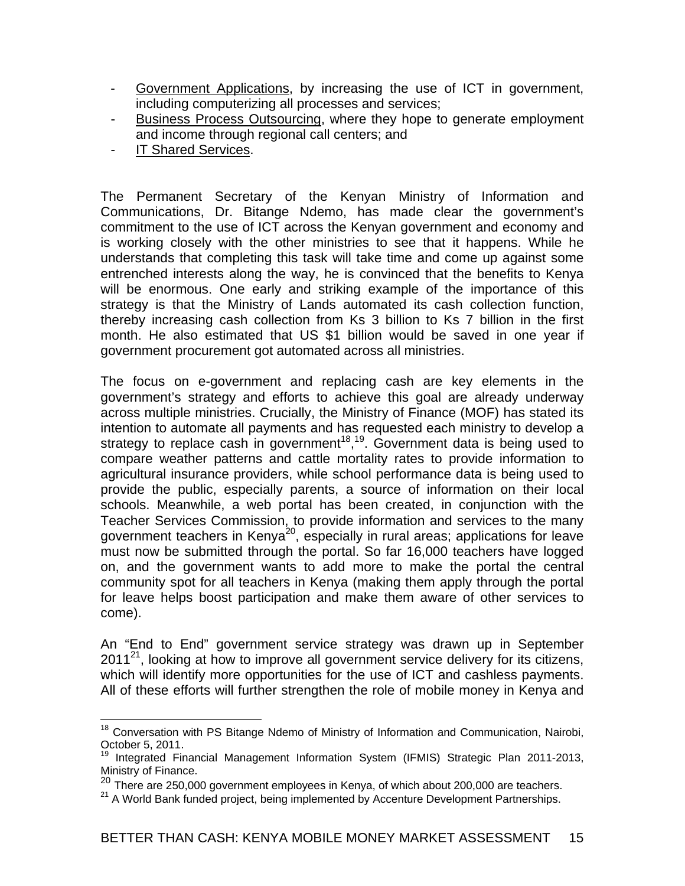- Government Applications, by increasing the use of ICT in government, including computerizing all processes and services;
- Business Process Outsourcing, where they hope to generate employment and income through regional call centers; and
- IT Shared Services.

The Permanent Secretary of the Kenyan Ministry of Information and Communications, Dr. Bitange Ndemo, has made clear the government's commitment to the use of ICT across the Kenyan government and economy and is working closely with the other ministries to see that it happens. While he understands that completing this task will take time and come up against some entrenched interests along the way, he is convinced that the benefits to Kenya will be enormous. One early and striking example of the importance of this strategy is that the Ministry of Lands automated its cash collection function, thereby increasing cash collection from Ks 3 billion to Ks 7 billion in the first month. He also estimated that US $1 billion would be saved in one year if government procurement got automated across all ministries.

The focus on e-government and replacing cash are key elements in the government's strategy and efforts to achieve this goal are already underway across multiple ministries. Crucially, the Ministry of Finance (MOF) has stated its intention to automate all payments and has requested each ministry to develop a strategy to replace cash in government[18],[19]. Government data is being used to compare weather patterns and cattle mortality rates to provide information to agricultural insurance providers, while school performance data is being used to provide the public, especially parents, a source of information on their local schools. Meanwhile, a web portal has been created, in conjunction with the Teacher Services Commission, to provide information and services to the many government teachers in Kenya[20], especially in rural areas; applications for leave must now be submitted through the portal. So far 16,000 teachers have logged on, and the government wants to add more to make the portal the central community spot for all teachers in Kenya (making them apply through the portal for leave helps boost participation and make them aware of other services to come).

An "End to End" government service strategy was drawn up in September 2011[21], looking at how to improve all government service delivery for its citizens, which will identify more opportunities for the use of ICT and cashless payments. All of these efforts will further strengthen the role of mobile money in Kenya and

---

[18] Conversation with PS Bitange Ndemo of Ministry of Information and Communication, Nairobi, October 5, 2011.

[19] Integrated Financial Management Information System (IFMIS) Strategic Plan 2011-2013, Ministry of Finance.

[20] There are 250,000 government employees in Kenya, of which about 200,000 are teachers.

[21] A World Bank funded project, being implemented by Accenture Development Partnerships.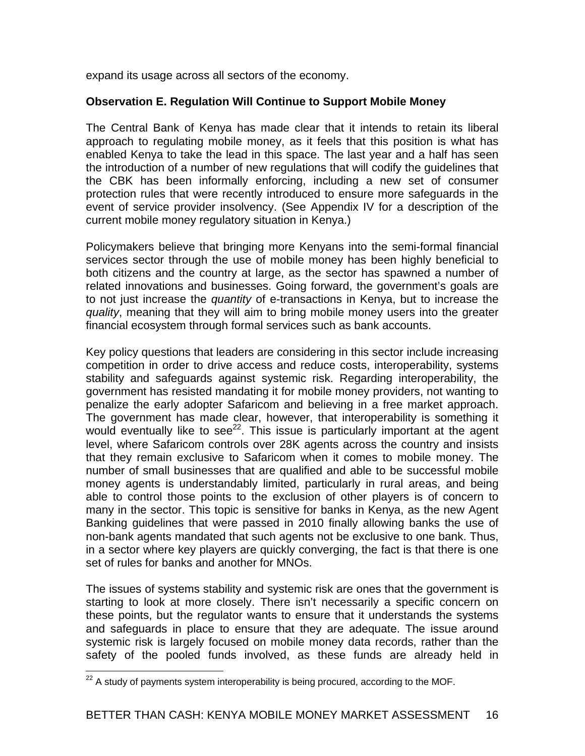expand its usage across all sectors of the economy.

**Observation E. Regulation Will Continue to Support Mobile Money**

The Central Bank of Kenya has made clear that it intends to retain its liberal approach to regulating mobile money, as it feels that this position is what has enabled Kenya to take the lead in this space. The last year and a half has seen the introduction of a number of new regulations that will codify the guidelines that the CBK has been informally enforcing, including a new set of consumer protection rules that were recently introduced to ensure more safeguards in the event of service provider insolvency. (See Appendix IV for a description of the current mobile money regulatory situation in Kenya.)

Policymakers believe that bringing more Kenyans into the semi-formal financial services sector through the use of mobile money has been highly beneficial to both citizens and the country at large, as the sector has spawned a number of related innovations and businesses. Going forward, the government's goals are to not just increase the *quantity* of e-transactions in Kenya, but to increase the *quality*, meaning that they will aim to bring mobile money users into the greater financial ecosystem through formal services such as bank accounts.

Key policy questions that leaders are considering in this sector include increasing competition in order to drive access and reduce costs, interoperability, systems stability and safeguards against systemic risk. Regarding interoperability, the government has resisted mandating it for mobile money providers, not wanting to penalize the early adopter Safaricom and believing in a free market approach. The government has made clear, however, that interoperability is something it would eventually like to see[22]. This issue is particularly important at the agent level, where Safaricom controls over 28K agents across the country and insists that they remain exclusive to Safaricom when it comes to mobile money. The number of small businesses that are qualified and able to be successful mobile money agents is understandably limited, particularly in rural areas, and being able to control those points to the exclusion of other players is of concern to many in the sector. This topic is sensitive for banks in Kenya, as the new Agent Banking guidelines that were passed in 2010 finally allowing banks the use of non-bank agents mandated that such agents not be exclusive to one bank. Thus, in a sector where key players are quickly converging, the fact is that there is one set of rules for banks and another for MNOs.

The issues of systems stability and systemic risk are ones that the government is starting to look at more closely. There isn't necessarily a specific concern on these points, but the regulator wants to ensure that it understands the systems and safeguards in place to ensure that they are adequate. The issue around systemic risk is largely focused on mobile money data records, rather than the safety of the pooled funds involved, as these funds are already held in

[22] A study of payments system interoperability is being procured, according to the MOF.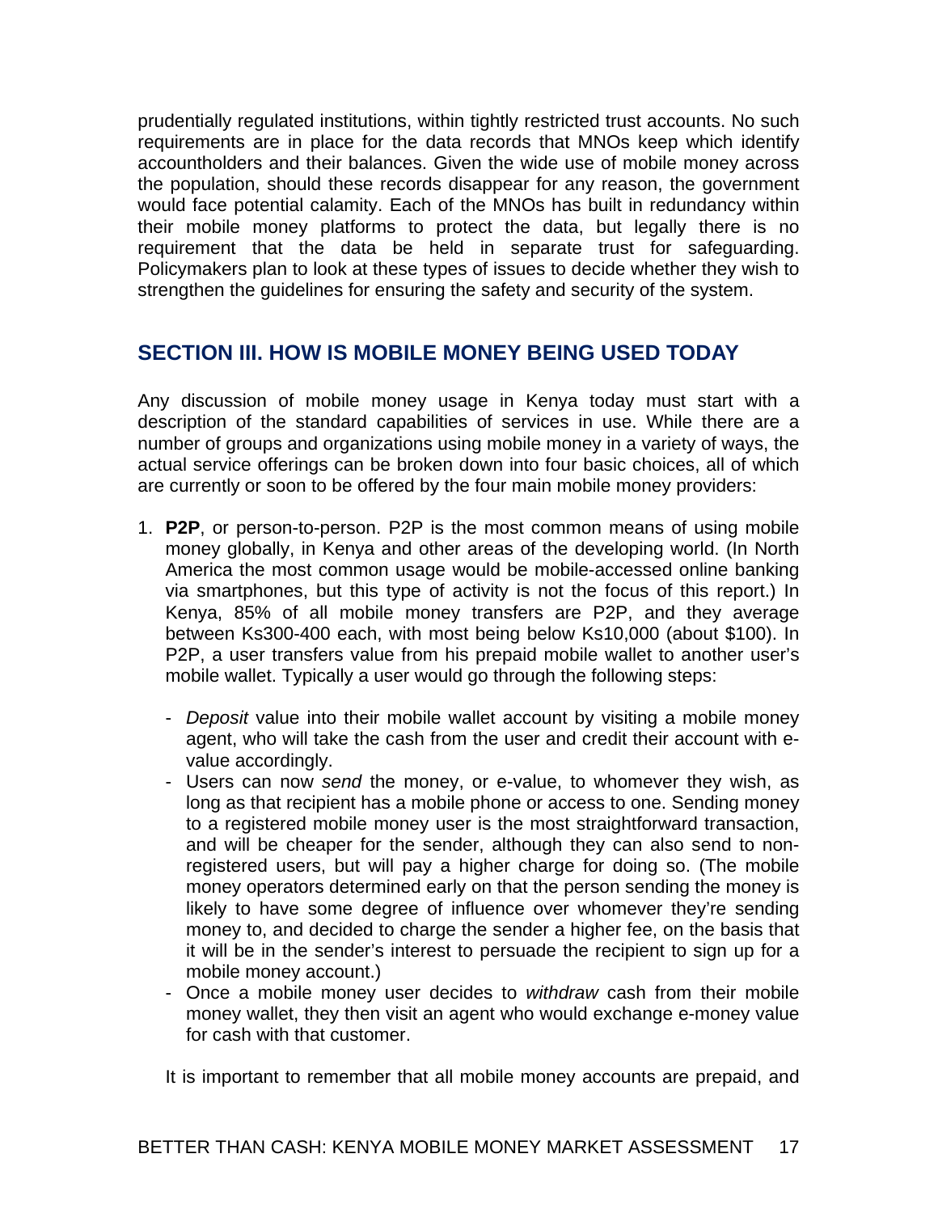prudentially regulated institutions, within tightly restricted trust accounts. No such requirements are in place for the data records that MNOs keep which identify accountholders and their balances. Given the wide use of mobile money across the population, should these records disappear for any reason, the government would face potential calamity. Each of the MNOs has built in redundancy within their mobile money platforms to protect the data, but legally there is no requirement that the data be held in separate trust for safeguarding. Policymakers plan to look at these types of issues to decide whether they wish to strengthen the guidelines for ensuring the safety and security of the system.

## SECTION III. HOW IS MOBILE MONEY BEING USED TODAY

Any discussion of mobile money usage in Kenya today must start with a description of the standard capabilities of services in use. While there are a number of groups and organizations using mobile money in a variety of ways, the actual service offerings can be broken down into four basic choices, all of which are currently or soon to be offered by the four main mobile money providers:

1. **P2P**, or person-to-person. P2P is the most common means of using mobile money globally, in Kenya and other areas of the developing world. (In North America the most common usage would be mobile-accessed online banking via smartphones, but this type of activity is not the focus of this report.) In Kenya, 85% of all mobile money transfers are P2P, and they average between Ks300-400 each, with most being below Ks10,000 (about $100). In P2P, a user transfers value from his prepaid mobile wallet to another user's mobile wallet. Typically a user would go through the following steps:

   - *Deposit* value into their mobile wallet account by visiting a mobile money agent, who will take the cash from the user and credit their account with e-value accordingly.
   - Users can now *send* the money, or e-value, to whomever they wish, as long as that recipient has a mobile phone or access to one. Sending money to a registered mobile money user is the most straightforward transaction, and will be cheaper for the sender, although they can also send to non-registered users, but will pay a higher charge for doing so. (The mobile money operators determined early on that the person sending the money is likely to have some degree of influence over whomever they're sending money to, and decided to charge the sender a higher fee, on the basis that it will be in the sender's interest to persuade the recipient to sign up for a mobile money account.)
   - Once a mobile money user decides to *withdraw* cash from their mobile money wallet, they then visit an agent who would exchange e-money value for cash with that customer.

   It is important to remember that all mobile money accounts are prepaid, and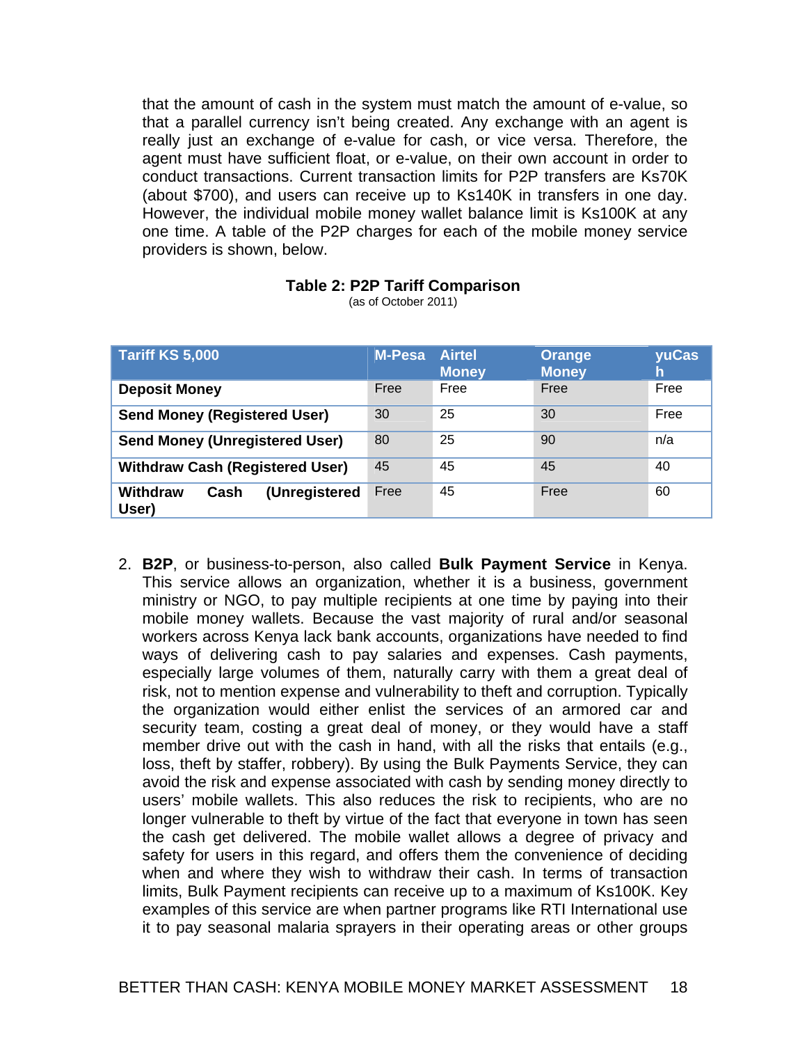that the amount of cash in the system must match the amount of e-value, so that a parallel currency isn't being created. Any exchange with an agent is really just an exchange of e-value for cash, or vice versa. Therefore, the agent must have sufficient float, or e-value, on their own account in order to conduct transactions. Current transaction limits for P2P transfers are Ks70K (about $700), and users can receive up to Ks140K in transfers in one day. However, the individual mobile money wallet balance limit is Ks100K at any one time. A table of the P2P charges for each of the mobile money service providers is shown, below.

**Table 2: P2P Tariff Comparison**
(as of October 2011)

| Tariff KS 5,000 | M-Pesa | Airtel Money | Orange Money | yuCash |
|---|---|---|---|---|
| **Deposit Money** | Free | Free | Free | Free |
| **Send Money (Registered User)** | 30 | 25 | 30 | Free |
| **Send Money (Unregistered User)** | 80 | 25 | 90 | n/a |
| **Withdraw Cash (Registered User)** | 45 | 45 | 45 | 40 |
| **Withdraw Cash (Unregistered User)** | Free | 45 | Free | 60 |

2. **B2P**, or business-to-person, also called **Bulk Payment Service** in Kenya. This service allows an organization, whether it is a business, government ministry or NGO, to pay multiple recipients at one time by paying into their mobile money wallets. Because the vast majority of rural and/or seasonal workers across Kenya lack bank accounts, organizations have needed to find ways of delivering cash to pay salaries and expenses. Cash payments, especially large volumes of them, naturally carry with them a great deal of risk, not to mention expense and vulnerability to theft and corruption. Typically the organization would either enlist the services of an armored car and security team, costing a great deal of money, or they would have a staff member drive out with the cash in hand, with all the risks that entails (e.g., loss, theft by staffer, robbery). By using the Bulk Payments Service, they can avoid the risk and expense associated with cash by sending money directly to users' mobile wallets. This also reduces the risk to recipients, who are no longer vulnerable to theft by virtue of the fact that everyone in town has seen the cash get delivered. The mobile wallet allows a degree of privacy and safety for users in this regard, and offers them the convenience of deciding when and where they wish to withdraw their cash. In terms of transaction limits, Bulk Payment recipients can receive up to a maximum of Ks100K. Key examples of this service are when partner programs like RTI International use it to pay seasonal malaria sprayers in their operating areas or other groups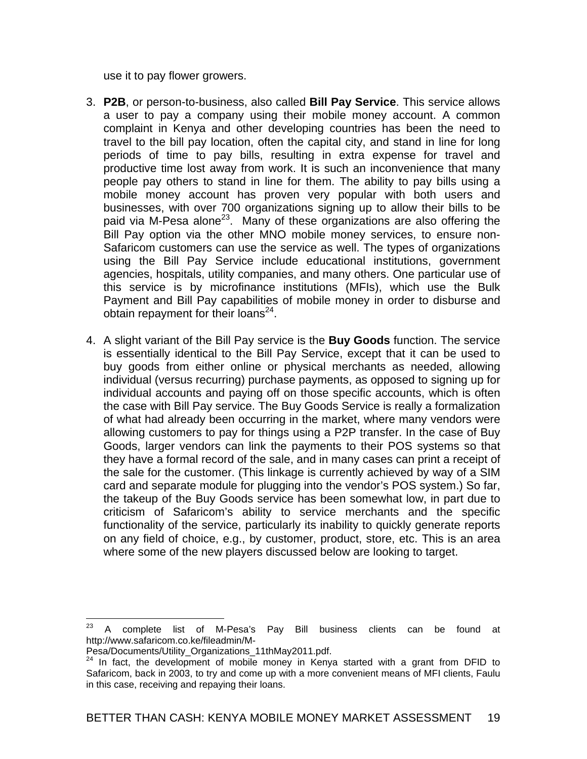use it to pay flower growers.

3. **P2B**, or person-to-business, also called **Bill Pay Service**. This service allows a user to pay a company using their mobile money account. A common complaint in Kenya and other developing countries has been the need to travel to the bill pay location, often the capital city, and stand in line for long periods of time to pay bills, resulting in extra expense for travel and productive time lost away from work. It is such an inconvenience that many people pay others to stand in line for them. The ability to pay bills using a mobile money account has proven very popular with both users and businesses, with over 700 organizations signing up to allow their bills to be paid via M-Pesa alone[23]. Many of these organizations are also offering the Bill Pay option via the other MNO mobile money services, to ensure non-Safaricom customers can use the service as well. The types of organizations using the Bill Pay Service include educational institutions, government agencies, hospitals, utility companies, and many others. One particular use of this service is by microfinance institutions (MFIs), which use the Bulk Payment and Bill Pay capabilities of mobile money in order to disburse and obtain repayment for their loans[24].

4. A slight variant of the Bill Pay service is the **Buy Goods** function. The service is essentially identical to the Bill Pay Service, except that it can be used to buy goods from either online or physical merchants as needed, allowing individual (versus recurring) purchase payments, as opposed to signing up for individual accounts and paying off on those specific accounts, which is often the case with Bill Pay service. The Buy Goods Service is really a formalization of what had already been occurring in the market, where many vendors were allowing customers to pay for things using a P2P transfer. In the case of Buy Goods, larger vendors can link the payments to their POS systems so that they have a formal record of the sale, and in many cases can print a receipt of the sale for the customer. (This linkage is currently achieved by way of a SIM card and separate module for plugging into the vendor's POS system.) So far, the takeup of the Buy Goods service has been somewhat low, in part due to criticism of Safaricom's ability to service merchants and the specific functionality of the service, particularly its inability to quickly generate reports on any field of choice, e.g., by customer, product, store, etc. This is an area where some of the new players discussed below are looking to target.

---

[23] A complete list of M-Pesa's Pay Bill business clients can be found at http://www.safaricom.co.ke/fileadmin/M-Pesa/Documents/Utility_Organizations_11thMay2011.pdf.

[24] In fact, the development of mobile money in Kenya started with a grant from DFID to Safaricom, back in 2003, to try and come up with a more convenient means of MFI clients, Faulu in this case, receiving and repaying their loans.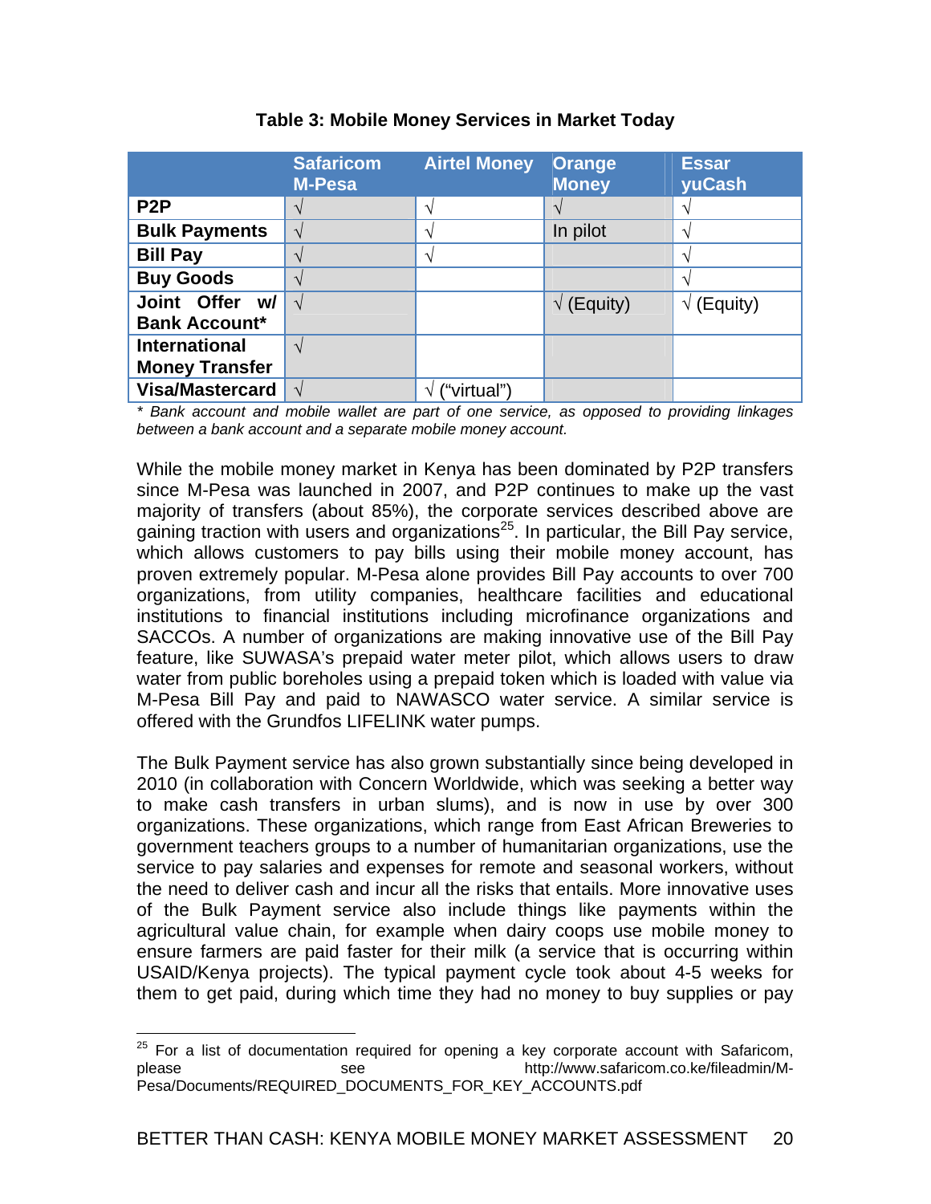**Table 3: Mobile Money Services in Market Today**

| | Safaricom M-Pesa | Airtel Money | Orange Money | Essar yuCash |
|---|---|---|---|---|
| **P2P** | √ | √ | √ | √ |
| **Bulk Payments** | √ | √ | In pilot | √ |
| **Bill Pay** | √ | √ | | √ |
| **Buy Goods** | √ | | | √ |
| **Joint Offer w/ Bank Account*** | √ | | √ (Equity) | √ (Equity) |
| **International Money Transfer** | √ | | | |
| **Visa/Mastercard** | √ | √ ("virtual") | | |

*\* Bank account and mobile wallet are part of one service, as opposed to providing linkages between a bank account and a separate mobile money account.*

While the mobile money market in Kenya has been dominated by P2P transfers since M-Pesa was launched in 2007, and P2P continues to make up the vast majority of transfers (about 85%), the corporate services described above are gaining traction with users and organizations[25]. In particular, the Bill Pay service, which allows customers to pay bills using their mobile money account, has proven extremely popular. M-Pesa alone provides Bill Pay accounts to over 700 organizations, from utility companies, healthcare facilities and educational institutions to financial institutions including microfinance organizations and SACCOs. A number of organizations are making innovative use of the Bill Pay feature, like SUWASA's prepaid water meter pilot, which allows users to draw water from public boreholes using a prepaid token which is loaded with value via M-Pesa Bill Pay and paid to NAWASCO water service. A similar service is offered with the Grundfos LIFELINK water pumps.

The Bulk Payment service has also grown substantially since being developed in 2010 (in collaboration with Concern Worldwide, which was seeking a better way to make cash transfers in urban slums), and is now in use by over 300 organizations. These organizations, which range from East African Breweries to government teachers groups to a number of humanitarian organizations, use the service to pay salaries and expenses for remote and seasonal workers, without the need to deliver cash and incur all the risks that entails. More innovative uses of the Bulk Payment service also include things like payments within the agricultural value chain, for example when dairy coops use mobile money to ensure farmers are paid faster for their milk (a service that is occurring within USAID/Kenya projects). The typical payment cycle took about 4-5 weeks for them to get paid, during which time they had no money to buy supplies or pay

[25] For a list of documentation required for opening a key corporate account with Safaricom, please see http://www.safaricom.co.ke/fileadmin/M-Pesa/Documents/REQUIRED_DOCUMENTS_FOR_KEY_ACCOUNTS.pdf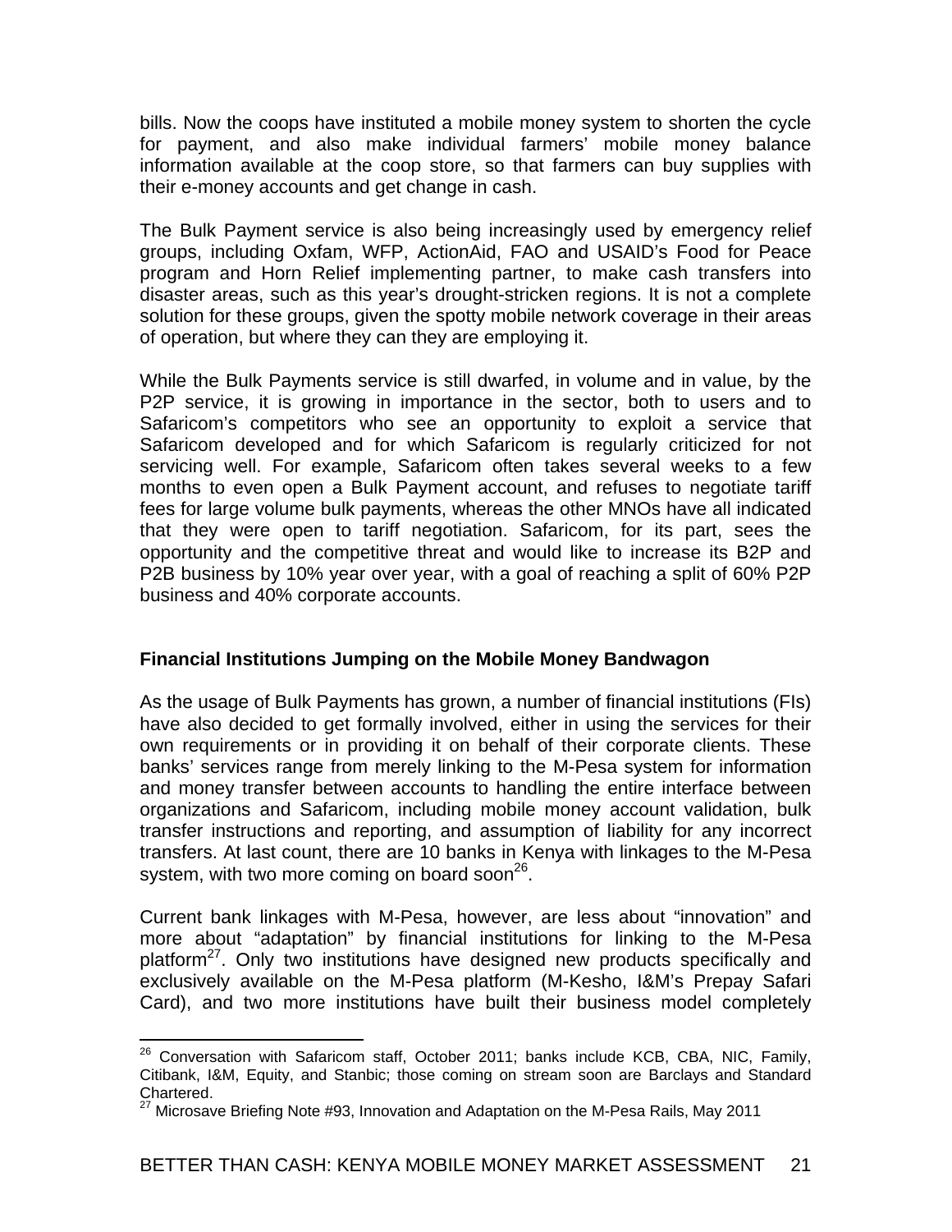bills. Now the coops have instituted a mobile money system to shorten the cycle for payment, and also make individual farmers' mobile money balance information available at the coop store, so that farmers can buy supplies with their e-money accounts and get change in cash.

The Bulk Payment service is also being increasingly used by emergency relief groups, including Oxfam, WFP, ActionAid, FAO and USAID's Food for Peace program and Horn Relief implementing partner, to make cash transfers into disaster areas, such as this year's drought-stricken regions. It is not a complete solution for these groups, given the spotty mobile network coverage in their areas of operation, but where they can they are employing it.

While the Bulk Payments service is still dwarfed, in volume and in value, by the P2P service, it is growing in importance in the sector, both to users and to Safaricom's competitors who see an opportunity to exploit a service that Safaricom developed and for which Safaricom is regularly criticized for not servicing well. For example, Safaricom often takes several weeks to a few months to even open a Bulk Payment account, and refuses to negotiate tariff fees for large volume bulk payments, whereas the other MNOs have all indicated that they were open to tariff negotiation. Safaricom, for its part, sees the opportunity and the competitive threat and would like to increase its B2P and P2B business by 10% year over year, with a goal of reaching a split of 60% P2P business and 40% corporate accounts.

**Financial Institutions Jumping on the Mobile Money Bandwagon**

As the usage of Bulk Payments has grown, a number of financial institutions (FIs) have also decided to get formally involved, either in using the services for their own requirements or in providing it on behalf of their corporate clients. These banks' services range from merely linking to the M-Pesa system for information and money transfer between accounts to handling the entire interface between organizations and Safaricom, including mobile money account validation, bulk transfer instructions and reporting, and assumption of liability for any incorrect transfers. At last count, there are 10 banks in Kenya with linkages to the M-Pesa system, with two more coming on board soon[26].

Current bank linkages with M-Pesa, however, are less about "innovation" and more about "adaptation" by financial institutions for linking to the M-Pesa platform[27]. Only two institutions have designed new products specifically and exclusively available on the M-Pesa platform (M-Kesho, I&M's Prepay Safari Card), and two more institutions have built their business model completely

---

[26] Conversation with Safaricom staff, October 2011; banks include KCB, CBA, NIC, Family, Citibank, I&M, Equity, and Stanbic; those coming on stream soon are Barclays and Standard Chartered.

[27] Microsave Briefing Note #93, Innovation and Adaptation on the M-Pesa Rails, May 2011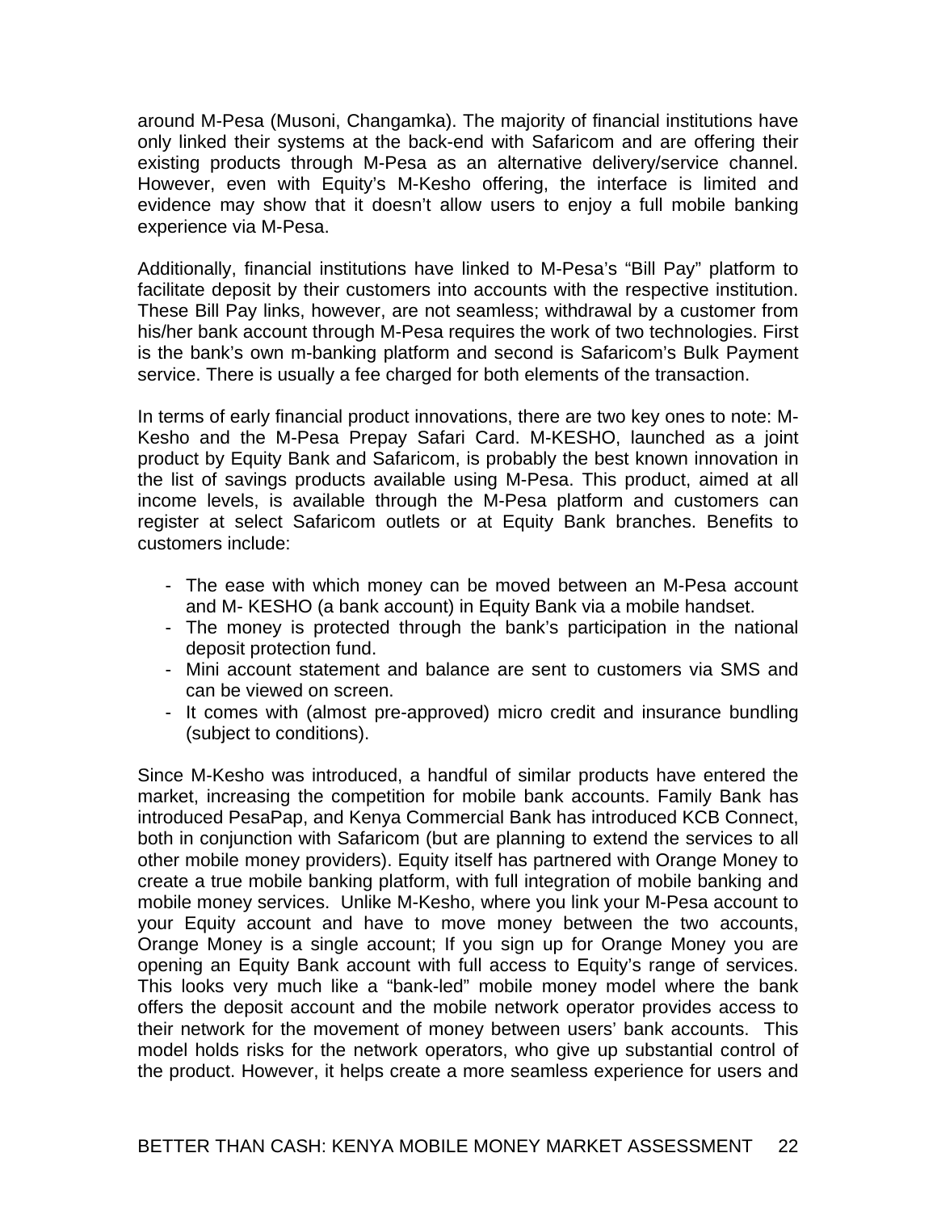around M-Pesa (Musoni, Changamka). The majority of financial institutions have only linked their systems at the back-end with Safaricom and are offering their existing products through M-Pesa as an alternative delivery/service channel. However, even with Equity's M-Kesho offering, the interface is limited and evidence may show that it doesn't allow users to enjoy a full mobile banking experience via M-Pesa.

Additionally, financial institutions have linked to M-Pesa's "Bill Pay" platform to facilitate deposit by their customers into accounts with the respective institution. These Bill Pay links, however, are not seamless; withdrawal by a customer from his/her bank account through M-Pesa requires the work of two technologies. First is the bank's own m-banking platform and second is Safaricom's Bulk Payment service. There is usually a fee charged for both elements of the transaction.

In terms of early financial product innovations, there are two key ones to note: M-Kesho and the M-Pesa Prepay Safari Card. M-KESHO, launched as a joint product by Equity Bank and Safaricom, is probably the best known innovation in the list of savings products available using M-Pesa. This product, aimed at all income levels, is available through the M-Pesa platform and customers can register at select Safaricom outlets or at Equity Bank branches. Benefits to customers include:

- The ease with which money can be moved between an M-Pesa account and M- KESHO (a bank account) in Equity Bank via a mobile handset.
- The money is protected through the bank's participation in the national deposit protection fund.
- Mini account statement and balance are sent to customers via SMS and can be viewed on screen.
- It comes with (almost pre-approved) micro credit and insurance bundling (subject to conditions).

Since M-Kesho was introduced, a handful of similar products have entered the market, increasing the competition for mobile bank accounts. Family Bank has introduced PesaPap, and Kenya Commercial Bank has introduced KCB Connect, both in conjunction with Safaricom (but are planning to extend the services to all other mobile money providers). Equity itself has partnered with Orange Money to create a true mobile banking platform, with full integration of mobile banking and mobile money services. Unlike M-Kesho, where you link your M-Pesa account to your Equity account and have to move money between the two accounts, Orange Money is a single account; If you sign up for Orange Money you are opening an Equity Bank account with full access to Equity's range of services. This looks very much like a "bank-led" mobile money model where the bank offers the deposit account and the mobile network operator provides access to their network for the movement of money between users' bank accounts. This model holds risks for the network operators, who give up substantial control of the product. However, it helps create a more seamless experience for users and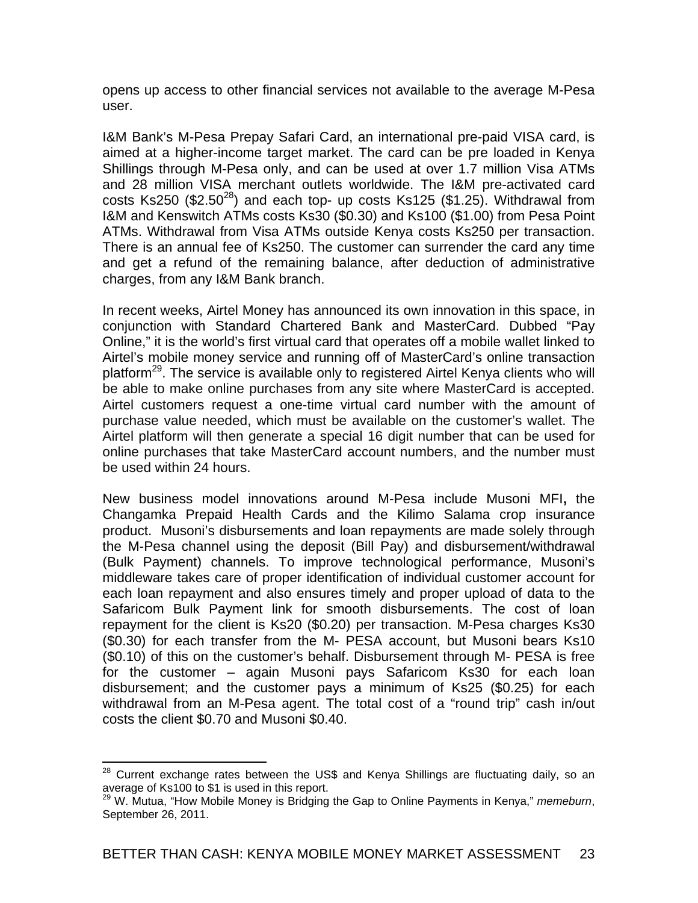opens up access to other financial services not available to the average M-Pesa user.

I&M Bank's M-Pesa Prepay Safari Card, an international pre-paid VISA card, is aimed at a higher-income target market. The card can be pre loaded in Kenya Shillings through M-Pesa only, and can be used at over 1.7 million Visa ATMs and 28 million VISA merchant outlets worldwide. The I&M pre-activated card costs Ks250 ($2.50[28]) and each top- up costs Ks125 ($1.25). Withdrawal from I&M and Kenswitch ATMs costs Ks30 ($0.30) and Ks100 ($1.00) from Pesa Point ATMs. Withdrawal from Visa ATMs outside Kenya costs Ks250 per transaction. There is an annual fee of Ks250. The customer can surrender the card any time and get a refund of the remaining balance, after deduction of administrative charges, from any I&M Bank branch.

In recent weeks, Airtel Money has announced its own innovation in this space, in conjunction with Standard Chartered Bank and MasterCard. Dubbed "Pay Online," it is the world's first virtual card that operates off a mobile wallet linked to Airtel's mobile money service and running off of MasterCard's online transaction platform[29]. The service is available only to registered Airtel Kenya clients who will be able to make online purchases from any site where MasterCard is accepted. Airtel customers request a one-time virtual card number with the amount of purchase value needed, which must be available on the customer's wallet. The Airtel platform will then generate a special 16 digit number that can be used for online purchases that take MasterCard account numbers, and the number must be used within 24 hours.

New business model innovations around M-Pesa include Musoni MFI**,** the Changamka Prepaid Health Cards and the Kilimo Salama crop insurance product. Musoni's disbursements and loan repayments are made solely through the M-Pesa channel using the deposit (Bill Pay) and disbursement/withdrawal (Bulk Payment) channels. To improve technological performance, Musoni's middleware takes care of proper identification of individual customer account for each loan repayment and also ensures timely and proper upload of data to the Safaricom Bulk Payment link for smooth disbursements. The cost of loan repayment for the client is Ks20 ($0.20) per transaction. M-Pesa charges Ks30 ($0.30) for each transfer from the M- PESA account, but Musoni bears Ks10 ($0.10) of this on the customer's behalf. Disbursement through M- PESA is free for the customer – again Musoni pays Safaricom Ks30 for each loan disbursement; and the customer pays a minimum of Ks25 ($0.25) for each withdrawal from an M-Pesa agent. The total cost of a "round trip" cash in/out costs the client $0.70 and Musoni $0.40.

---

[28] Current exchange rates between the US$ and Kenya Shillings are fluctuating daily, so an average of Ks100 to $1 is used in this report.

[29] W. Mutua, "How Mobile Money is Bridging the Gap to Online Payments in Kenya," *memeburn*, September 26, 2011.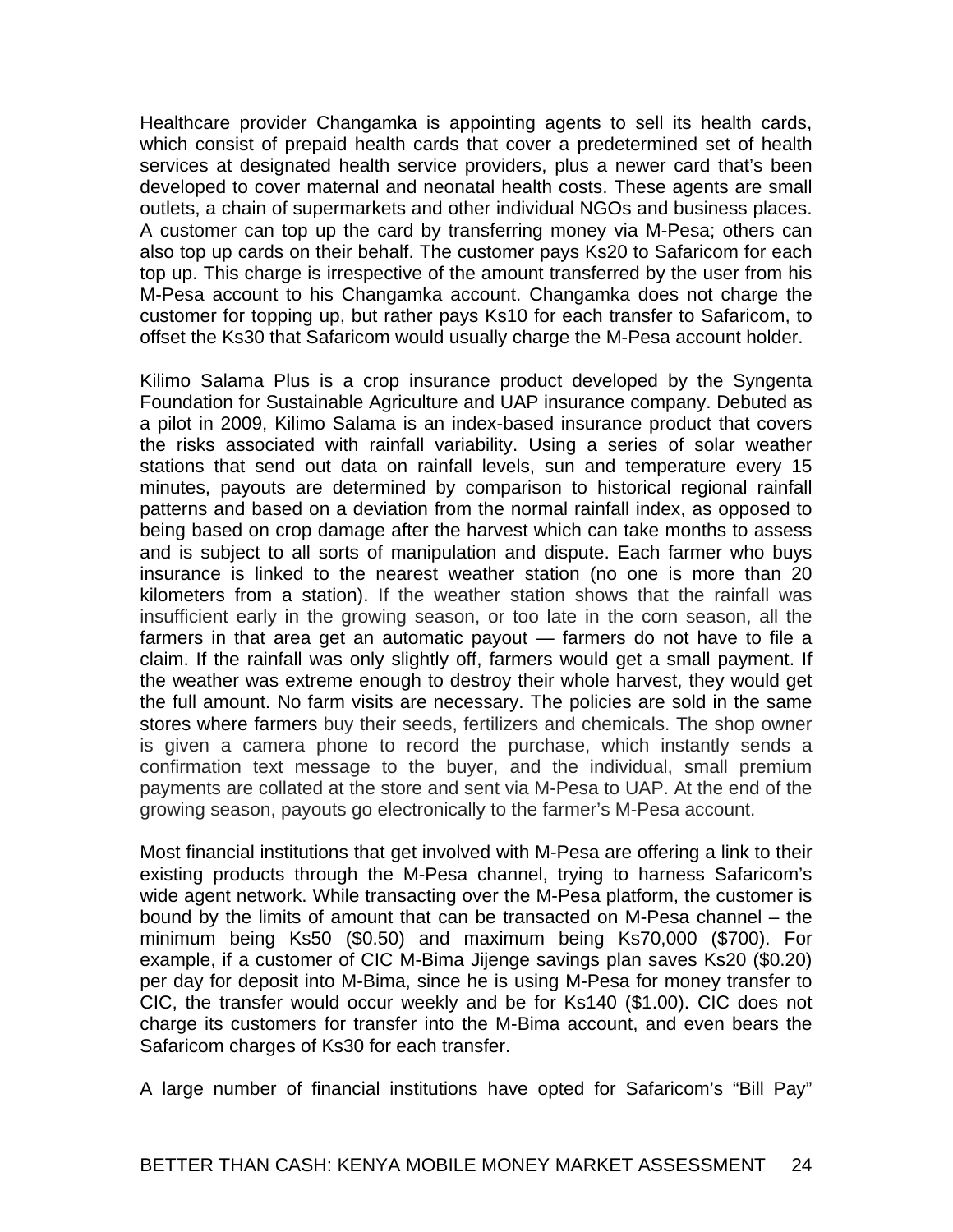Healthcare provider Changamka is appointing agents to sell its health cards, which consist of prepaid health cards that cover a predetermined set of health services at designated health service providers, plus a newer card that's been developed to cover maternal and neonatal health costs. These agents are small outlets, a chain of supermarkets and other individual NGOs and business places. A customer can top up the card by transferring money via M-Pesa; others can also top up cards on their behalf. The customer pays Ks20 to Safaricom for each top up. This charge is irrespective of the amount transferred by the user from his M-Pesa account to his Changamka account. Changamka does not charge the customer for topping up, but rather pays Ks10 for each transfer to Safaricom, to offset the Ks30 that Safaricom would usually charge the M-Pesa account holder.

Kilimo Salama Plus is a crop insurance product developed by the Syngenta Foundation for Sustainable Agriculture and UAP insurance company. Debuted as a pilot in 2009, Kilimo Salama is an index-based insurance product that covers the risks associated with rainfall variability. Using a series of solar weather stations that send out data on rainfall levels, sun and temperature every 15 minutes, payouts are determined by comparison to historical regional rainfall patterns and based on a deviation from the normal rainfall index, as opposed to being based on crop damage after the harvest which can take months to assess and is subject to all sorts of manipulation and dispute. Each farmer who buys insurance is linked to the nearest weather station (no one is more than 20 kilometers from a station). If the weather station shows that the rainfall was insufficient early in the growing season, or too late in the corn season, all the farmers in that area get an automatic payout — farmers do not have to file a claim. If the rainfall was only slightly off, farmers would get a small payment. If the weather was extreme enough to destroy their whole harvest, they would get the full amount. No farm visits are necessary. The policies are sold in the same stores where farmers buy their seeds, fertilizers and chemicals. The shop owner is given a camera phone to record the purchase, which instantly sends a confirmation text message to the buyer, and the individual, small premium payments are collated at the store and sent via M-Pesa to UAP. At the end of the growing season, payouts go electronically to the farmer's M-Pesa account.

Most financial institutions that get involved with M-Pesa are offering a link to their existing products through the M-Pesa channel, trying to harness Safaricom's wide agent network. While transacting over the M-Pesa platform, the customer is bound by the limits of amount that can be transacted on M-Pesa channel – the minimum being Ks50 ($0.50) and maximum being Ks70,000 ($700). For example, if a customer of CIC M-Bima Jijenge savings plan saves Ks20 ($0.20) per day for deposit into M-Bima, since he is using M-Pesa for money transfer to CIC, the transfer would occur weekly and be for Ks140 ($1.00). CIC does not charge its customers for transfer into the M-Bima account, and even bears the Safaricom charges of Ks30 for each transfer.

A large number of financial institutions have opted for Safaricom's "Bill Pay"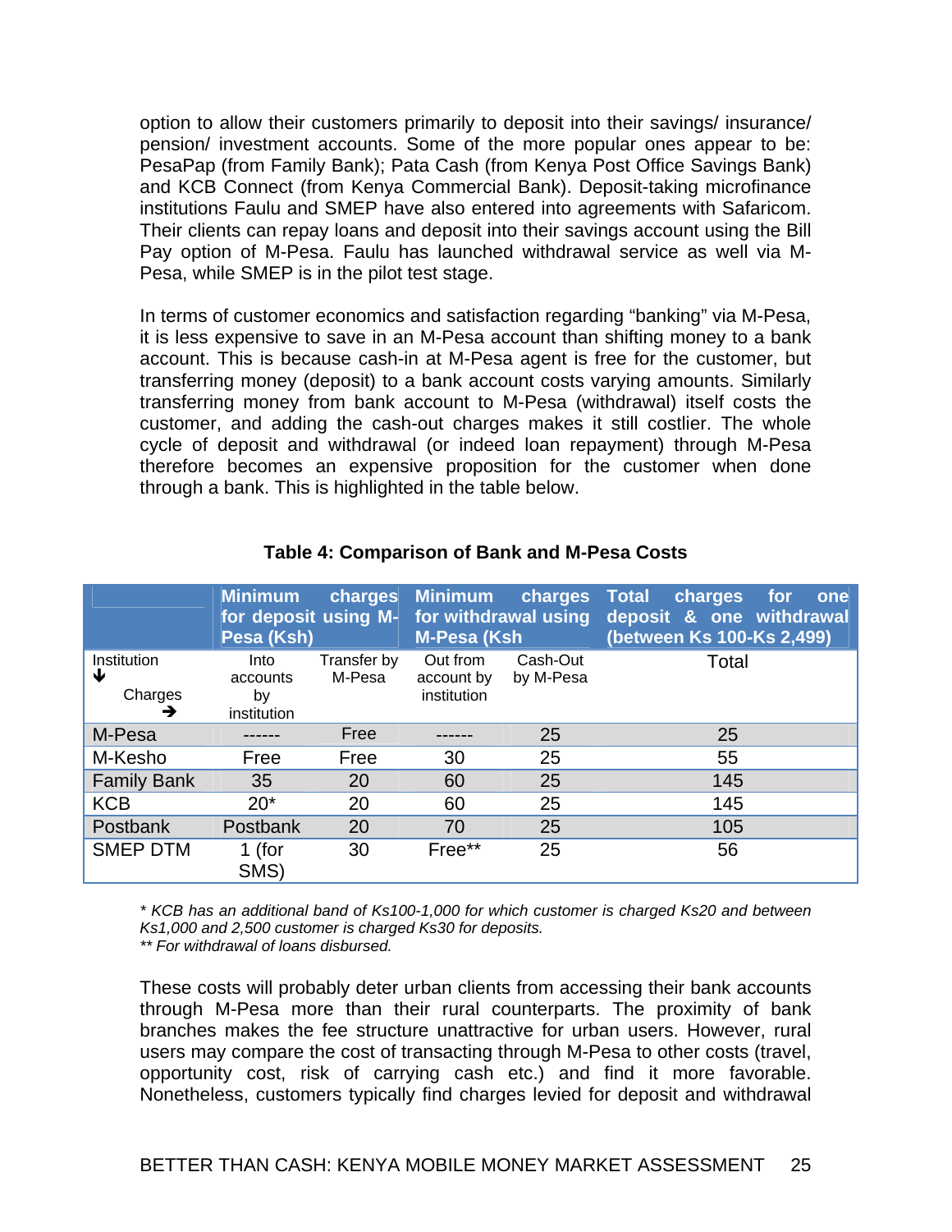option to allow their customers primarily to deposit into their savings/ insurance/ pension/ investment accounts. Some of the more popular ones appear to be: PesaPap (from Family Bank); Pata Cash (from Kenya Post Office Savings Bank) and KCB Connect (from Kenya Commercial Bank). Deposit-taking microfinance institutions Faulu and SMEP have also entered into agreements with Safaricom. Their clients can repay loans and deposit into their savings account using the Bill Pay option of M-Pesa. Faulu has launched withdrawal service as well via M-Pesa, while SMEP is in the pilot test stage.

In terms of customer economics and satisfaction regarding "banking" via M-Pesa, it is less expensive to save in an M-Pesa account than shifting money to a bank account. This is because cash-in at M-Pesa agent is free for the customer, but transferring money (deposit) to a bank account costs varying amounts. Similarly transferring money from bank account to M-Pesa (withdrawal) itself costs the customer, and adding the cash-out charges makes it still costlier. The whole cycle of deposit and withdrawal (or indeed loan repayment) through M-Pesa therefore becomes an expensive proposition for the customer when done through a bank. This is highlighted in the table below.

**Table 4: Comparison of Bank and M-Pesa Costs**

| | **Minimum charges for deposit using M-Pesa (Ksh)** | | **Minimum charges for withdrawal using M-Pesa (Ksh** | | **Total charges for one deposit & one withdrawal (between Ks 100-Ks 2,499)** |
|---|---|---|---|---|---|
| Institution ↓ Charges → | Into accounts by institution | Transfer by M-Pesa | Out from account by institution | Cash-Out by M-Pesa | Total |
| M-Pesa | ------ | Free | ------ | 25 | 25 |
| M-Kesho | Free | Free | 30 | 25 | 55 |
| Family Bank | 35 | 20 | 60 | 25 | 145 |
| KCB | 20* | 20 | 60 | 25 | 145 |
| Postbank | Postbank | 20 | 70 | 25 | 105 |
| SMEP DTM | 1 (for SMS) | 30 | Free** | 25 | 56 |

*\* KCB has an additional band of Ks100-1,000 for which customer is charged Ks20 and between Ks1,000 and 2,500 customer is charged Ks30 for deposits.*
*\*\* For withdrawal of loans disbursed.*

These costs will probably deter urban clients from accessing their bank accounts through M-Pesa more than their rural counterparts. The proximity of bank branches makes the fee structure unattractive for urban users. However, rural users may compare the cost of transacting through M-Pesa to other costs (travel, opportunity cost, risk of carrying cash etc.) and find it more favorable. Nonetheless, customers typically find charges levied for deposit and withdrawal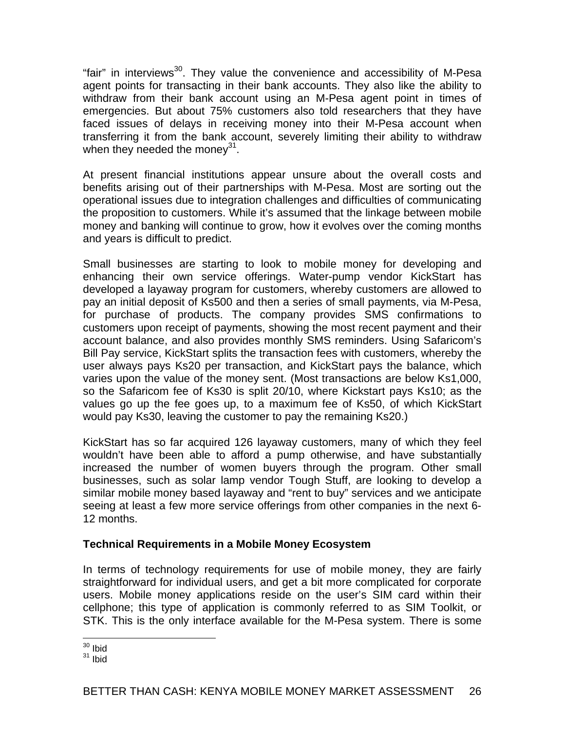"fair" in interviews[30]. They value the convenience and accessibility of M-Pesa agent points for transacting in their bank accounts. They also like the ability to withdraw from their bank account using an M-Pesa agent point in times of emergencies. But about 75% customers also told researchers that they have faced issues of delays in receiving money into their M-Pesa account when transferring it from the bank account, severely limiting their ability to withdraw when they needed the money[31].

At present financial institutions appear unsure about the overall costs and benefits arising out of their partnerships with M-Pesa. Most are sorting out the operational issues due to integration challenges and difficulties of communicating the proposition to customers. While it's assumed that the linkage between mobile money and banking will continue to grow, how it evolves over the coming months and years is difficult to predict.

Small businesses are starting to look to mobile money for developing and enhancing their own service offerings. Water-pump vendor KickStart has developed a layaway program for customers, whereby customers are allowed to pay an initial deposit of Ks500 and then a series of small payments, via M-Pesa, for purchase of products. The company provides SMS confirmations to customers upon receipt of payments, showing the most recent payment and their account balance, and also provides monthly SMS reminders. Using Safaricom's Bill Pay service, KickStart splits the transaction fees with customers, whereby the user always pays Ks20 per transaction, and KickStart pays the balance, which varies upon the value of the money sent. (Most transactions are below Ks1,000, so the Safaricom fee of Ks30 is split 20/10, where Kickstart pays Ks10; as the values go up the fee goes up, to a maximum fee of Ks50, of which KickStart would pay Ks30, leaving the customer to pay the remaining Ks20.)

KickStart has so far acquired 126 layaway customers, many of which they feel wouldn't have been able to afford a pump otherwise, and have substantially increased the number of women buyers through the program. Other small businesses, such as solar lamp vendor Tough Stuff, are looking to develop a similar mobile money based layaway and "rent to buy" services and we anticipate seeing at least a few more service offerings from other companies in the next 6-12 months.

**Technical Requirements in a Mobile Money Ecosystem**

In terms of technology requirements for use of mobile money, they are fairly straightforward for individual users, and get a bit more complicated for corporate users. Mobile money applications reside on the user's SIM card within their cellphone; this type of application is commonly referred to as SIM Toolkit, or STK. This is the only interface available for the M-Pesa system. There is some

---

[30] Ibid

[31] Ibid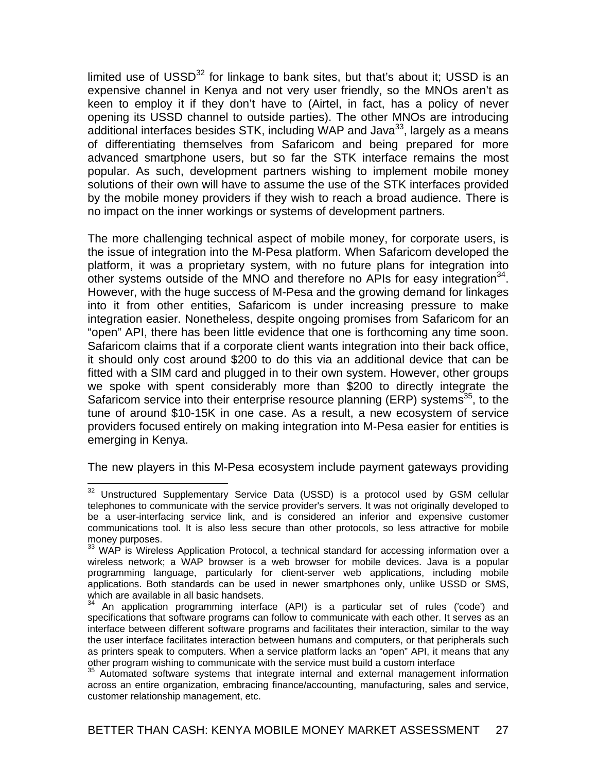limited use of USSD[32] for linkage to bank sites, but that's about it; USSD is an expensive channel in Kenya and not very user friendly, so the MNOs aren't as keen to employ it if they don't have to (Airtel, in fact, has a policy of never opening its USSD channel to outside parties). The other MNOs are introducing additional interfaces besides STK, including WAP and Java[33], largely as a means of differentiating themselves from Safaricom and being prepared for more advanced smartphone users, but so far the STK interface remains the most popular. As such, development partners wishing to implement mobile money solutions of their own will have to assume the use of the STK interfaces provided by the mobile money providers if they wish to reach a broad audience. There is no impact on the inner workings or systems of development partners.

The more challenging technical aspect of mobile money, for corporate users, is the issue of integration into the M-Pesa platform. When Safaricom developed the platform, it was a proprietary system, with no future plans for integration into other systems outside of the MNO and therefore no APIs for easy integration[34]. However, with the huge success of M-Pesa and the growing demand for linkages into it from other entities, Safaricom is under increasing pressure to make integration easier. Nonetheless, despite ongoing promises from Safaricom for an "open" API, there has been little evidence that one is forthcoming any time soon. Safaricom claims that if a corporate client wants integration into their back office, it should only cost around $200 to do this via an additional device that can be fitted with a SIM card and plugged in to their own system. However, other groups we spoke with spent considerably more than $200 to directly integrate the Safaricom service into their enterprise resource planning (ERP) systems[35], to the tune of around $10-15K in one case. As a result, a new ecosystem of service providers focused entirely on making integration into M-Pesa easier for entities is emerging in Kenya.

The new players in this M-Pesa ecosystem include payment gateways providing

---

[32] Unstructured Supplementary Service Data (USSD) is a protocol used by GSM cellular telephones to communicate with the service provider's servers. It was not originally developed to be a user-interfacing service link, and is considered an inferior and expensive customer communications tool. It is also less secure than other protocols, so less attractive for mobile money purposes.

[33] WAP is Wireless Application Protocol, a technical standard for accessing information over a wireless network; a WAP browser is a web browser for mobile devices. Java is a popular programming language, particularly for client-server web applications, including mobile applications. Both standards can be used in newer smartphones only, unlike USSD or SMS, which are available in all basic handsets.

[34] An application programming interface (API) is a particular set of rules ('code') and specifications that software programs can follow to communicate with each other. It serves as an interface between different software programs and facilitates their interaction, similar to the way the user interface facilitates interaction between humans and computers, or that peripherals such as printers speak to computers. When a service platform lacks an "open" API, it means that any other program wishing to communicate with the service must build a custom interface

[35] Automated software systems that integrate internal and external management information across an entire organization, embracing finance/accounting, manufacturing, sales and service, customer relationship management, etc.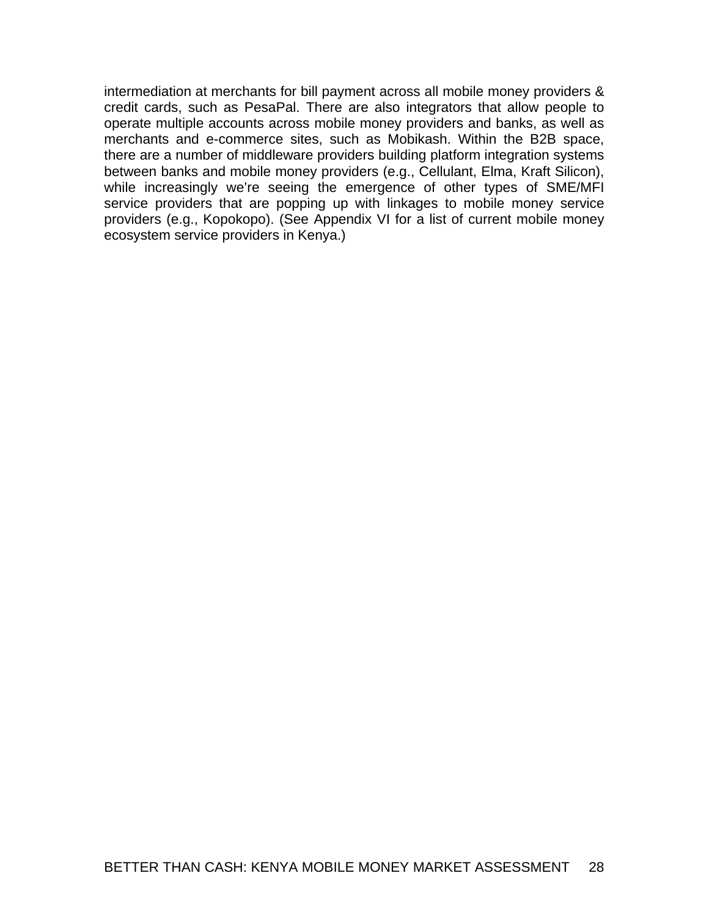intermediation at merchants for bill payment across all mobile money providers & credit cards, such as PesaPal. There are also integrators that allow people to operate multiple accounts across mobile money providers and banks, as well as merchants and e-commerce sites, such as Mobikash. Within the B2B space, there are a number of middleware providers building platform integration systems between banks and mobile money providers (e.g., Cellulant, Elma, Kraft Silicon), while increasingly we're seeing the emergence of other types of SME/MFI service providers that are popping up with linkages to mobile money service providers (e.g., Kopokopo). (See Appendix VI for a list of current mobile money ecosystem service providers in Kenya.)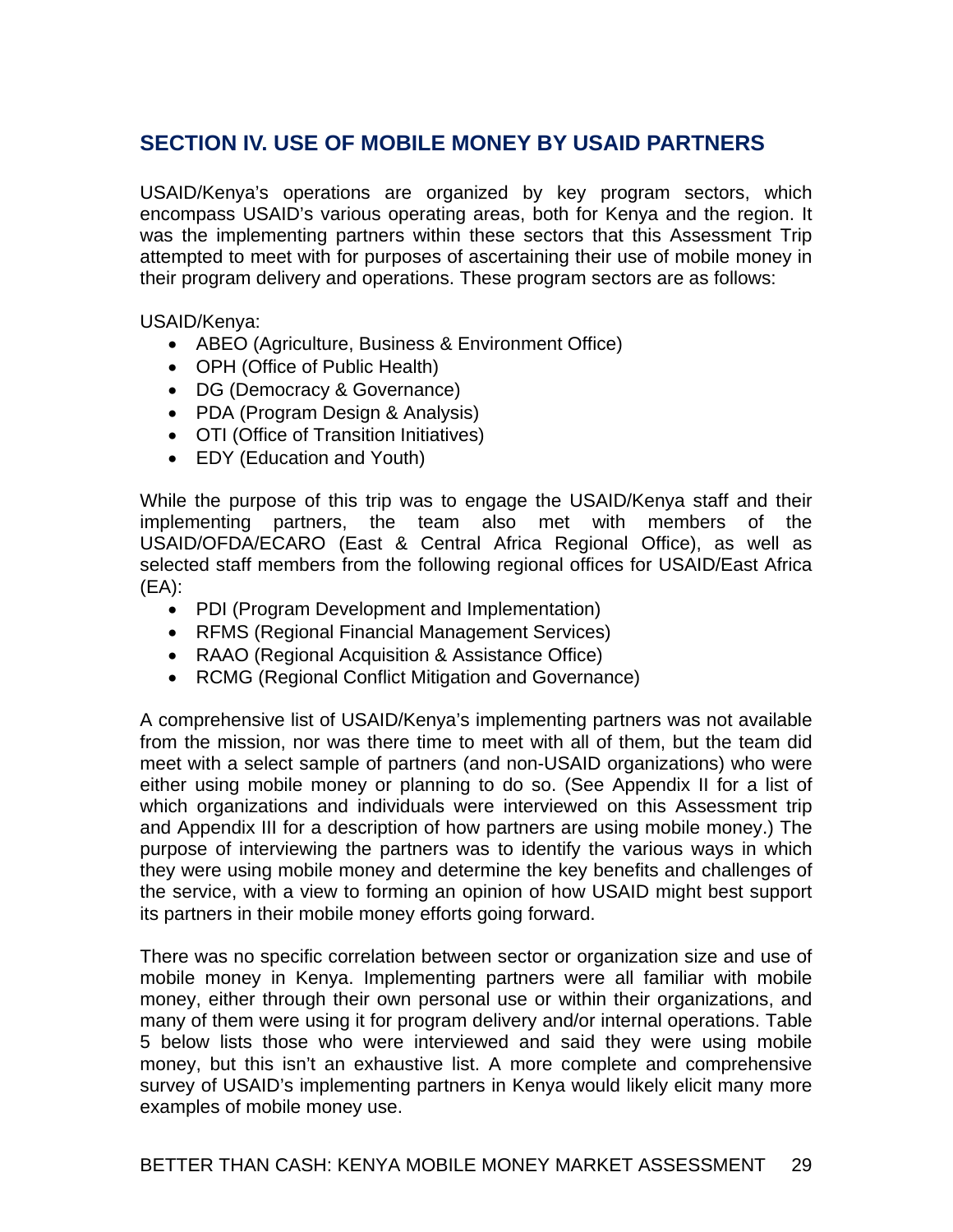## SECTION IV. USE OF MOBILE MONEY BY USAID PARTNERS

USAID/Kenya's operations are organized by key program sectors, which encompass USAID's various operating areas, both for Kenya and the region. It was the implementing partners within these sectors that this Assessment Trip attempted to meet with for purposes of ascertaining their use of mobile money in their program delivery and operations. These program sectors are as follows:

USAID/Kenya:

- ABEO (Agriculture, Business & Environment Office)
- OPH (Office of Public Health)
- DG (Democracy & Governance)
- PDA (Program Design & Analysis)
- OTI (Office of Transition Initiatives)
- EDY (Education and Youth)

While the purpose of this trip was to engage the USAID/Kenya staff and their implementing partners, the team also met with members of the USAID/OFDA/ECARO (East & Central Africa Regional Office), as well as selected staff members from the following regional offices for USAID/East Africa (EA):

- PDI (Program Development and Implementation)
- RFMS (Regional Financial Management Services)
- RAAO (Regional Acquisition & Assistance Office)
- RCMG (Regional Conflict Mitigation and Governance)

A comprehensive list of USAID/Kenya's implementing partners was not available from the mission, nor was there time to meet with all of them, but the team did meet with a select sample of partners (and non-USAID organizations) who were either using mobile money or planning to do so. (See Appendix II for a list of which organizations and individuals were interviewed on this Assessment trip and Appendix III for a description of how partners are using mobile money.) The purpose of interviewing the partners was to identify the various ways in which they were using mobile money and determine the key benefits and challenges of the service, with a view to forming an opinion of how USAID might best support its partners in their mobile money efforts going forward.

There was no specific correlation between sector or organization size and use of mobile money in Kenya. Implementing partners were all familiar with mobile money, either through their own personal use or within their organizations, and many of them were using it for program delivery and/or internal operations. Table 5 below lists those who were interviewed and said they were using mobile money, but this isn't an exhaustive list. A more complete and comprehensive survey of USAID's implementing partners in Kenya would likely elicit many more examples of mobile money use.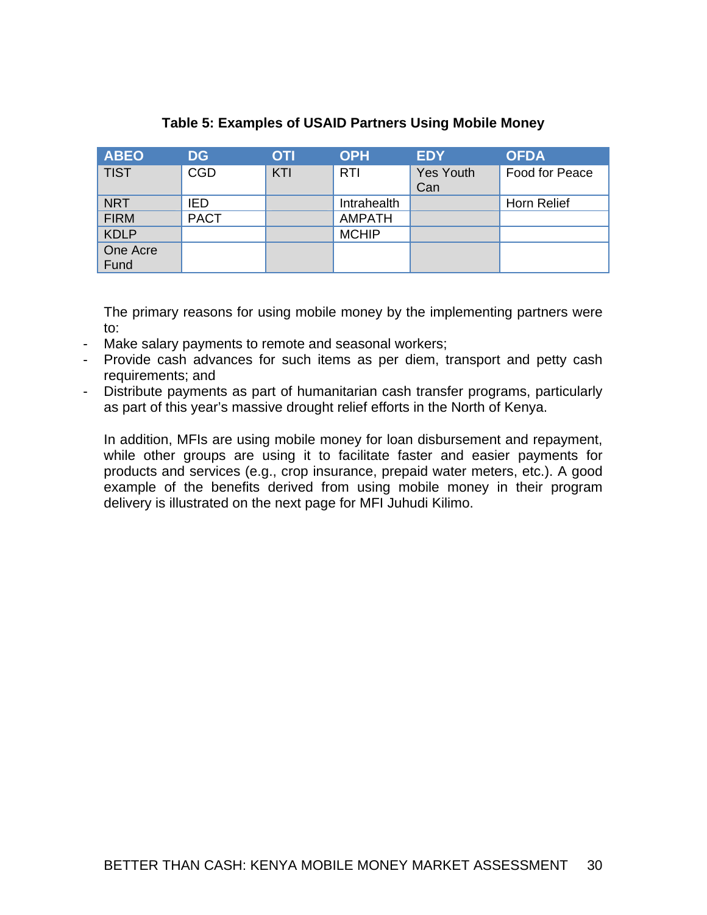**Table 5: Examples of USAID Partners Using Mobile Money**

| ABEO | DG | OTI | OPH | EDY | OFDA |
|---|---|---|---|---|---|
| TIST | CGD | KTI | RTI | Yes Youth Can | Food for Peace |
| NRT | IED | | Intrahealth | | Horn Relief |
| FIRM | PACT | | AMPATH | | |
| KDLP | | | MCHIP | | |
| One Acre Fund | | | | | |

The primary reasons for using mobile money by the implementing partners were to:

- Make salary payments to remote and seasonal workers;
- Provide cash advances for such items as per diem, transport and petty cash requirements; and
- Distribute payments as part of humanitarian cash transfer programs, particularly as part of this year's massive drought relief efforts in the North of Kenya.

In addition, MFIs are using mobile money for loan disbursement and repayment, while other groups are using it to facilitate faster and easier payments for products and services (e.g., crop insurance, prepaid water meters, etc.). A good example of the benefits derived from using mobile money in their program delivery is illustrated on the next page for MFI Juhudi Kilimo.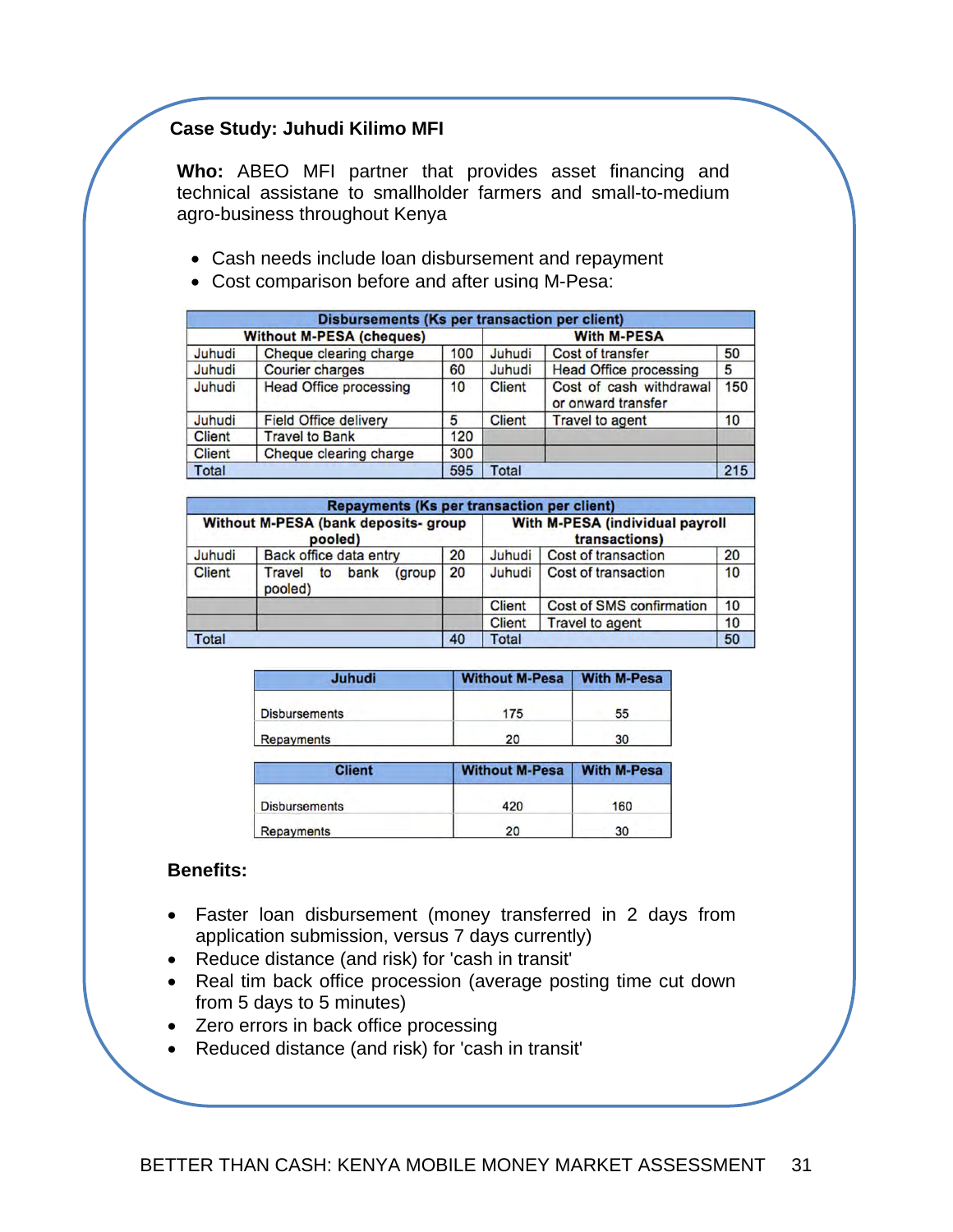### Case Study: Juhudi Kilimo MFI

**Who:** ABEO MFI partner that provides asset financing and technical assistane to smallholder farmers and small-to-medium agro-business throughout Kenya

- Cash needs include loan disbursement and repayment
- Cost comparison before and after using M-Pesa:

| Disbursements (Ks per transaction per client) | | | | | |
|---|---|---|---|---|---|
| **Without M-PESA (cheques)** | | | **With M-PESA** | | |
| Juhudi | Cheque clearing charge | 100 | Juhudi | Cost of transfer | 50 |
| Juhudi | Courier charges | 60 | Juhudi | Head Office processing | 5 |
| Juhudi | Head Office processing | 10 | Client | Cost of cash withdrawal or onward transfer | 150 |
| Juhudi | Field Office delivery | 5 | Client | Travel to agent | 10 |
| Client | Travel to Bank | 120 | | | |
| Client | Cheque clearing charge | 300 | | | |
| Total | | 595 | Total | | 215 |

| Repayments (Ks per transaction per client) | | | | | |
|---|---|---|---|---|---|
| **Without M-PESA (bank deposits- group pooled)** | | | **With M-PESA (individual payroll transactions)** | | |
| Juhudi | Back office data entry | 20 | Juhudi | Cost of transaction | 20 |
| Client | Travel to bank (group pooled) | 20 | Juhudi | Cost of transaction | 10 |
| | | | Client | Cost of SMS confirmation | 10 |
| | | | Client | Travel to agent | 10 |
| Total | | 40 | Total | | 50 |

| Juhudi | Without M-Pesa | With M-Pesa |
|---|---|---|
| Disbursements | 175 | 55 |
| Repayments | 20 | 30 |

| Client | Without M-Pesa | With M-Pesa |
|---|---|---|
| Disbursements | 420 | 160 |
| Repayments | 20 | 30 |

**Benefits:**

- Faster loan disbursement (money transferred in 2 days from application submission, versus 7 days currently)
- Reduce distance (and risk) for 'cash in transit'
- Real tim back office procession (average posting time cut down from 5 days to 5 minutes)
- Zero errors in back office processing
- Reduced distance (and risk) for 'cash in transit'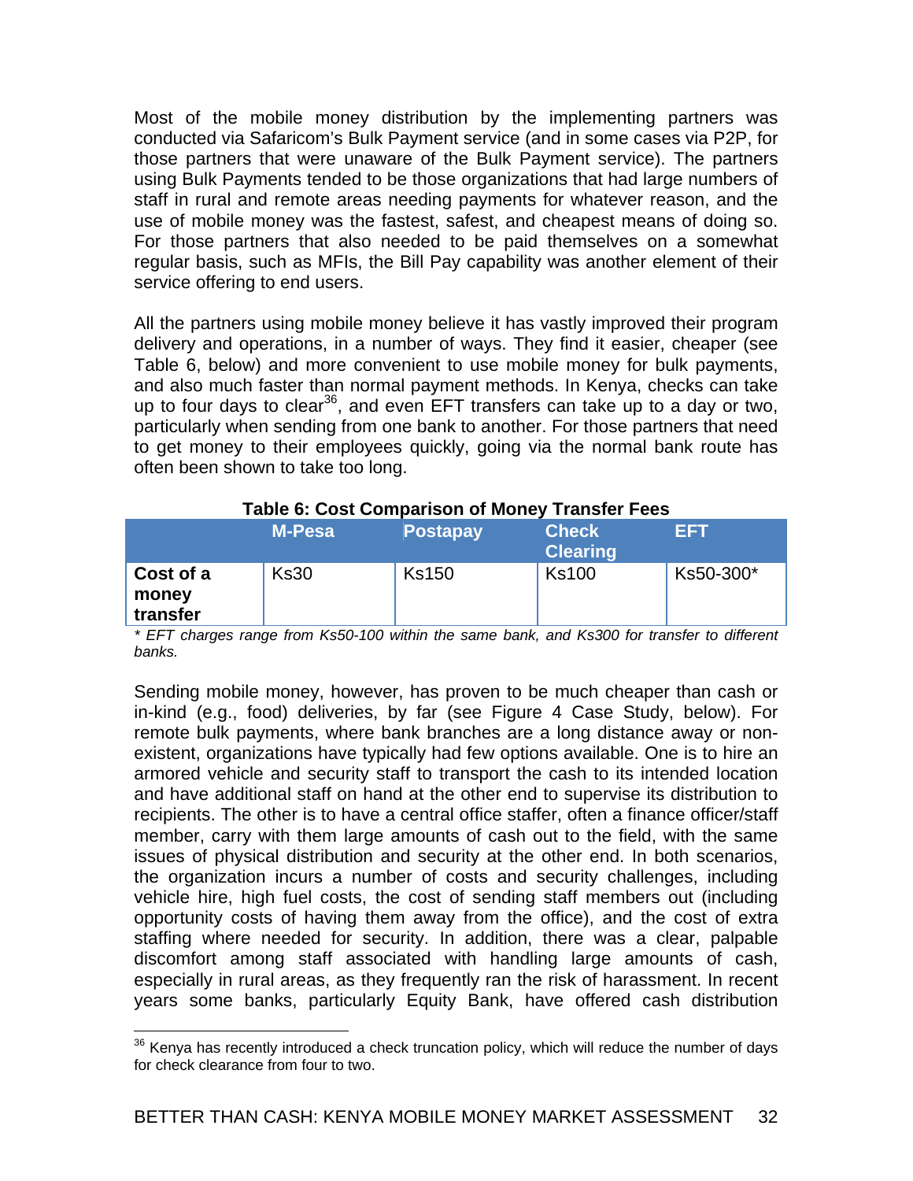Most of the mobile money distribution by the implementing partners was conducted via Safaricom's Bulk Payment service (and in some cases via P2P, for those partners that were unaware of the Bulk Payment service). The partners using Bulk Payments tended to be those organizations that had large numbers of staff in rural and remote areas needing payments for whatever reason, and the use of mobile money was the fastest, safest, and cheapest means of doing so. For those partners that also needed to be paid themselves on a somewhat regular basis, such as MFIs, the Bill Pay capability was another element of their service offering to end users.

All the partners using mobile money believe it has vastly improved their program delivery and operations, in a number of ways. They find it easier, cheaper (see Table 6, below) and more convenient to use mobile money for bulk payments, and also much faster than normal payment methods. In Kenya, checks can take up to four days to clear[36], and even EFT transfers can take up to a day or two, particularly when sending from one bank to another. For those partners that need to get money to their employees quickly, going via the normal bank route has often been shown to take too long.

**Table 6: Cost Comparison of Money Transfer Fees**

| | M-Pesa | Postapay | Check Clearing | EFT |
|---|---|---|---|---|
| **Cost of a money transfer** | Ks30 | Ks150 | Ks100 | Ks50-300* |

*\* EFT charges range from Ks50-100 within the same bank, and Ks300 for transfer to different banks.*

Sending mobile money, however, has proven to be much cheaper than cash or in-kind (e.g., food) deliveries, by far (see Figure 4 Case Study, below). For remote bulk payments, where bank branches are a long distance away or non-existent, organizations have typically had few options available. One is to hire an armored vehicle and security staff to transport the cash to its intended location and have additional staff on hand at the other end to supervise its distribution to recipients. The other is to have a central office staffer, often a finance officer/staff member, carry with them large amounts of cash out to the field, with the same issues of physical distribution and security at the other end. In both scenarios, the organization incurs a number of costs and security challenges, including vehicle hire, high fuel costs, the cost of sending staff members out (including opportunity costs of having them away from the office), and the cost of extra staffing where needed for security. In addition, there was a clear, palpable discomfort among staff associated with handling large amounts of cash, especially in rural areas, as they frequently ran the risk of harassment. In recent years some banks, particularly Equity Bank, have offered cash distribution

---

[36] Kenya has recently introduced a check truncation policy, which will reduce the number of days for check clearance from four to two.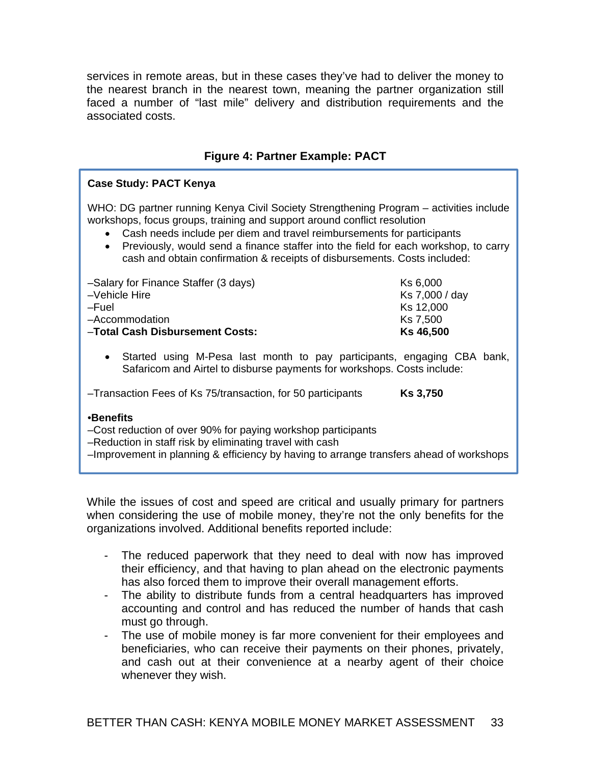services in remote areas, but in these cases they've had to deliver the money to the nearest branch in the nearest town, meaning the partner organization still faced a number of "last mile" delivery and distribution requirements and the associated costs.

**Figure 4: Partner Example: PACT**

**Case Study: PACT Kenya**

WHO: DG partner running Kenya Civil Society Strengthening Program – activities include workshops, focus groups, training and support around conflict resolution

- Cash needs include per diem and travel reimbursements for participants
- Previously, would send a finance staffer into the field for each workshop, to carry cash and obtain confirmation & receipts of disbursements. Costs included:

| | |
|---|---|
| –Salary for Finance Staffer (3 days) | Ks 6,000 |
| –Vehicle Hire | Ks 7,000 / day |
| –Fuel | Ks 12,000 |
| –Accommodation | Ks 7,500 |
| –**Total Cash Disbursement Costs:** | **Ks 46,500** |

- Started using M-Pesa last month to pay participants, engaging CBA bank, Safaricom and Airtel to disburse payments for workshops. Costs include:

–Transaction Fees of Ks 75/transaction, for 50 participants **Ks 3,750**

•**Benefits**

–Cost reduction of over 90% for paying workshop participants
–Reduction in staff risk by eliminating travel with cash
–Improvement in planning & efficiency by having to arrange transfers ahead of workshops

While the issues of cost and speed are critical and usually primary for partners when considering the use of mobile money, they're not the only benefits for the organizations involved. Additional benefits reported include:

- The reduced paperwork that they need to deal with now has improved their efficiency, and that having to plan ahead on the electronic payments has also forced them to improve their overall management efforts.
- The ability to distribute funds from a central headquarters has improved accounting and control and has reduced the number of hands that cash must go through.
- The use of mobile money is far more convenient for their employees and beneficiaries, who can receive their payments on their phones, privately, and cash out at their convenience at a nearby agent of their choice whenever they wish.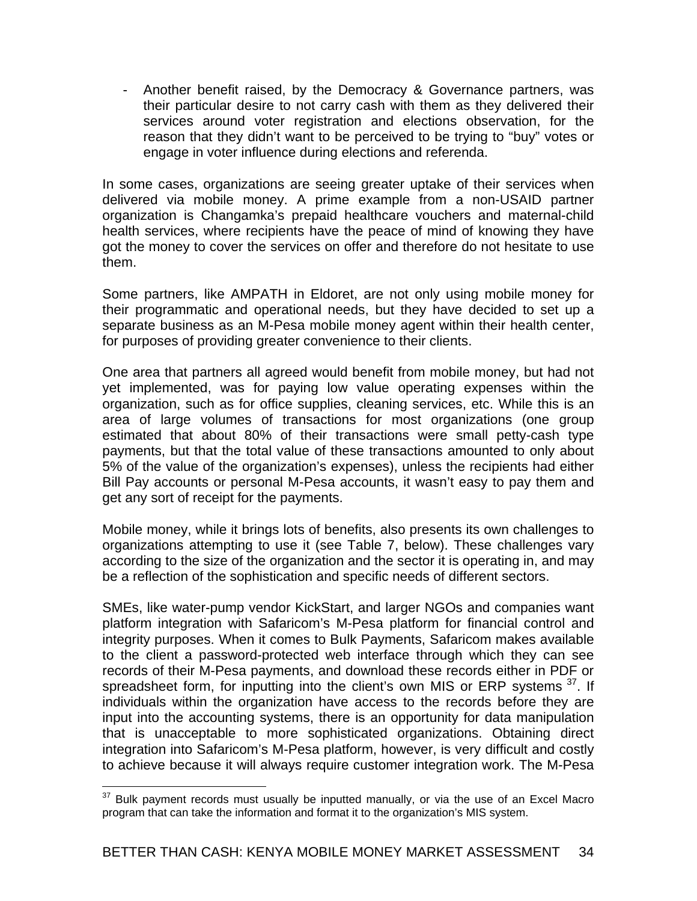- Another benefit raised, by the Democracy & Governance partners, was their particular desire to not carry cash with them as they delivered their services around voter registration and elections observation, for the reason that they didn't want to be perceived to be trying to "buy" votes or engage in voter influence during elections and referenda.

In some cases, organizations are seeing greater uptake of their services when delivered via mobile money. A prime example from a non-USAID partner organization is Changamka's prepaid healthcare vouchers and maternal-child health services, where recipients have the peace of mind of knowing they have got the money to cover the services on offer and therefore do not hesitate to use them.

Some partners, like AMPATH in Eldoret, are not only using mobile money for their programmatic and operational needs, but they have decided to set up a separate business as an M-Pesa mobile money agent within their health center, for purposes of providing greater convenience to their clients.

One area that partners all agreed would benefit from mobile money, but had not yet implemented, was for paying low value operating expenses within the organization, such as for office supplies, cleaning services, etc. While this is an area of large volumes of transactions for most organizations (one group estimated that about 80% of their transactions were small petty-cash type payments, but that the total value of these transactions amounted to only about 5% of the value of the organization's expenses), unless the recipients had either Bill Pay accounts or personal M-Pesa accounts, it wasn't easy to pay them and get any sort of receipt for the payments.

Mobile money, while it brings lots of benefits, also presents its own challenges to organizations attempting to use it (see Table 7, below). These challenges vary according to the size of the organization and the sector it is operating in, and may be a reflection of the sophistication and specific needs of different sectors.

SMEs, like water-pump vendor KickStart, and larger NGOs and companies want platform integration with Safaricom's M-Pesa platform for financial control and integrity purposes. When it comes to Bulk Payments, Safaricom makes available to the client a password-protected web interface through which they can see records of their M-Pesa payments, and download these records either in PDF or spreadsheet form, for inputting into the client's own MIS or ERP systems [37]. If individuals within the organization have access to the records before they are input into the accounting systems, there is an opportunity for data manipulation that is unacceptable to more sophisticated organizations. Obtaining direct integration into Safaricom's M-Pesa platform, however, is very difficult and costly to achieve because it will always require customer integration work. The M-Pesa

[37] Bulk payment records must usually be inputted manually, or via the use of an Excel Macro program that can take the information and format it to the organization's MIS system.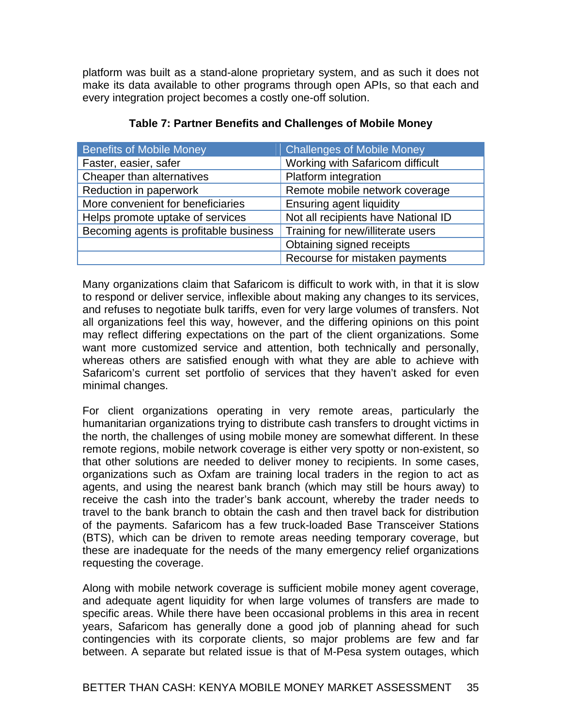platform was built as a stand-alone proprietary system, and as such it does not make its data available to other programs through open APIs, so that each and every integration project becomes a costly one-off solution.

**Table 7: Partner Benefits and Challenges of Mobile Money**

| Benefits of Mobile Money | Challenges of Mobile Money |
|---|---|
| Faster, easier, safer | Working with Safaricom difficult |
| Cheaper than alternatives | Platform integration |
| Reduction in paperwork | Remote mobile network coverage |
| More convenient for beneficiaries | Ensuring agent liquidity |
| Helps promote uptake of services | Not all recipients have National ID |
| Becoming agents is profitable business | Training for new/illiterate users |
| | Obtaining signed receipts |
| | Recourse for mistaken payments |

Many organizations claim that Safaricom is difficult to work with, in that it is slow to respond or deliver service, inflexible about making any changes to its services, and refuses to negotiate bulk tariffs, even for very large volumes of transfers. Not all organizations feel this way, however, and the differing opinions on this point may reflect differing expectations on the part of the client organizations. Some want more customized service and attention, both technically and personally, whereas others are satisfied enough with what they are able to achieve with Safaricom's current set portfolio of services that they haven't asked for even minimal changes.

For client organizations operating in very remote areas, particularly the humanitarian organizations trying to distribute cash transfers to drought victims in the north, the challenges of using mobile money are somewhat different. In these remote regions, mobile network coverage is either very spotty or non-existent, so that other solutions are needed to deliver money to recipients. In some cases, organizations such as Oxfam are training local traders in the region to act as agents, and using the nearest bank branch (which may still be hours away) to receive the cash into the trader's bank account, whereby the trader needs to travel to the bank branch to obtain the cash and then travel back for distribution of the payments. Safaricom has a few truck-loaded Base Transceiver Stations (BTS), which can be driven to remote areas needing temporary coverage, but these are inadequate for the needs of the many emergency relief organizations requesting the coverage.

Along with mobile network coverage is sufficient mobile money agent coverage, and adequate agent liquidity for when large volumes of transfers are made to specific areas. While there have been occasional problems in this area in recent years, Safaricom has generally done a good job of planning ahead for such contingencies with its corporate clients, so major problems are few and far between. A separate but related issue is that of M-Pesa system outages, which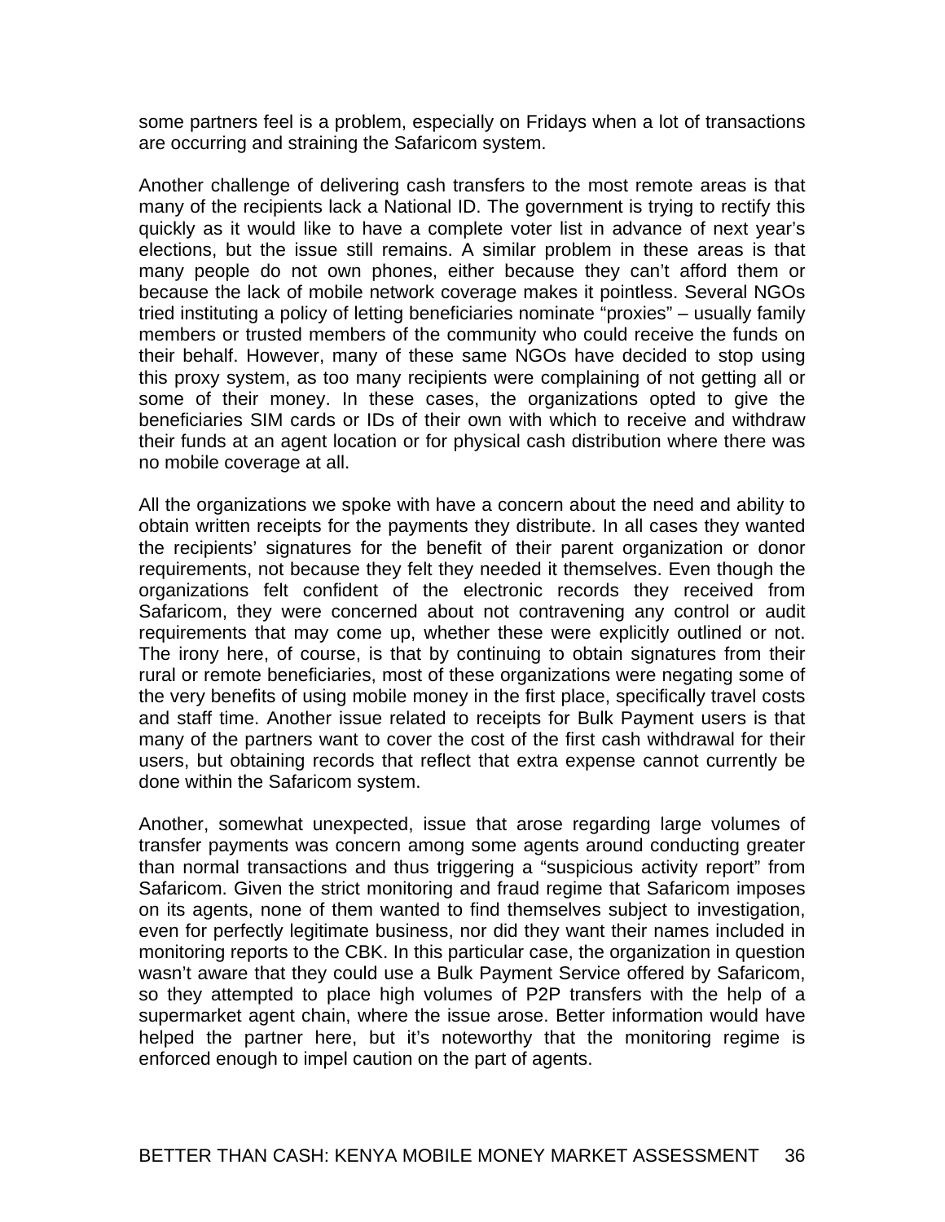some partners feel is a problem, especially on Fridays when a lot of transactions are occurring and straining the Safaricom system.

Another challenge of delivering cash transfers to the most remote areas is that many of the recipients lack a National ID. The government is trying to rectify this quickly as it would like to have a complete voter list in advance of next year's elections, but the issue still remains. A similar problem in these areas is that many people do not own phones, either because they can't afford them or because the lack of mobile network coverage makes it pointless. Several NGOs tried instituting a policy of letting beneficiaries nominate "proxies" – usually family members or trusted members of the community who could receive the funds on their behalf. However, many of these same NGOs have decided to stop using this proxy system, as too many recipients were complaining of not getting all or some of their money. In these cases, the organizations opted to give the beneficiaries SIM cards or IDs of their own with which to receive and withdraw their funds at an agent location or for physical cash distribution where there was no mobile coverage at all.

All the organizations we spoke with have a concern about the need and ability to obtain written receipts for the payments they distribute. In all cases they wanted the recipients' signatures for the benefit of their parent organization or donor requirements, not because they felt they needed it themselves. Even though the organizations felt confident of the electronic records they received from Safaricom, they were concerned about not contravening any control or audit requirements that may come up, whether these were explicitly outlined or not. The irony here, of course, is that by continuing to obtain signatures from their rural or remote beneficiaries, most of these organizations were negating some of the very benefits of using mobile money in the first place, specifically travel costs and staff time. Another issue related to receipts for Bulk Payment users is that many of the partners want to cover the cost of the first cash withdrawal for their users, but obtaining records that reflect that extra expense cannot currently be done within the Safaricom system.

Another, somewhat unexpected, issue that arose regarding large volumes of transfer payments was concern among some agents around conducting greater than normal transactions and thus triggering a "suspicious activity report" from Safaricom. Given the strict monitoring and fraud regime that Safaricom imposes on its agents, none of them wanted to find themselves subject to investigation, even for perfectly legitimate business, nor did they want their names included in monitoring reports to the CBK. In this particular case, the organization in question wasn't aware that they could use a Bulk Payment Service offered by Safaricom, so they attempted to place high volumes of P2P transfers with the help of a supermarket agent chain, where the issue arose. Better information would have helped the partner here, but it's noteworthy that the monitoring regime is enforced enough to impel caution on the part of agents.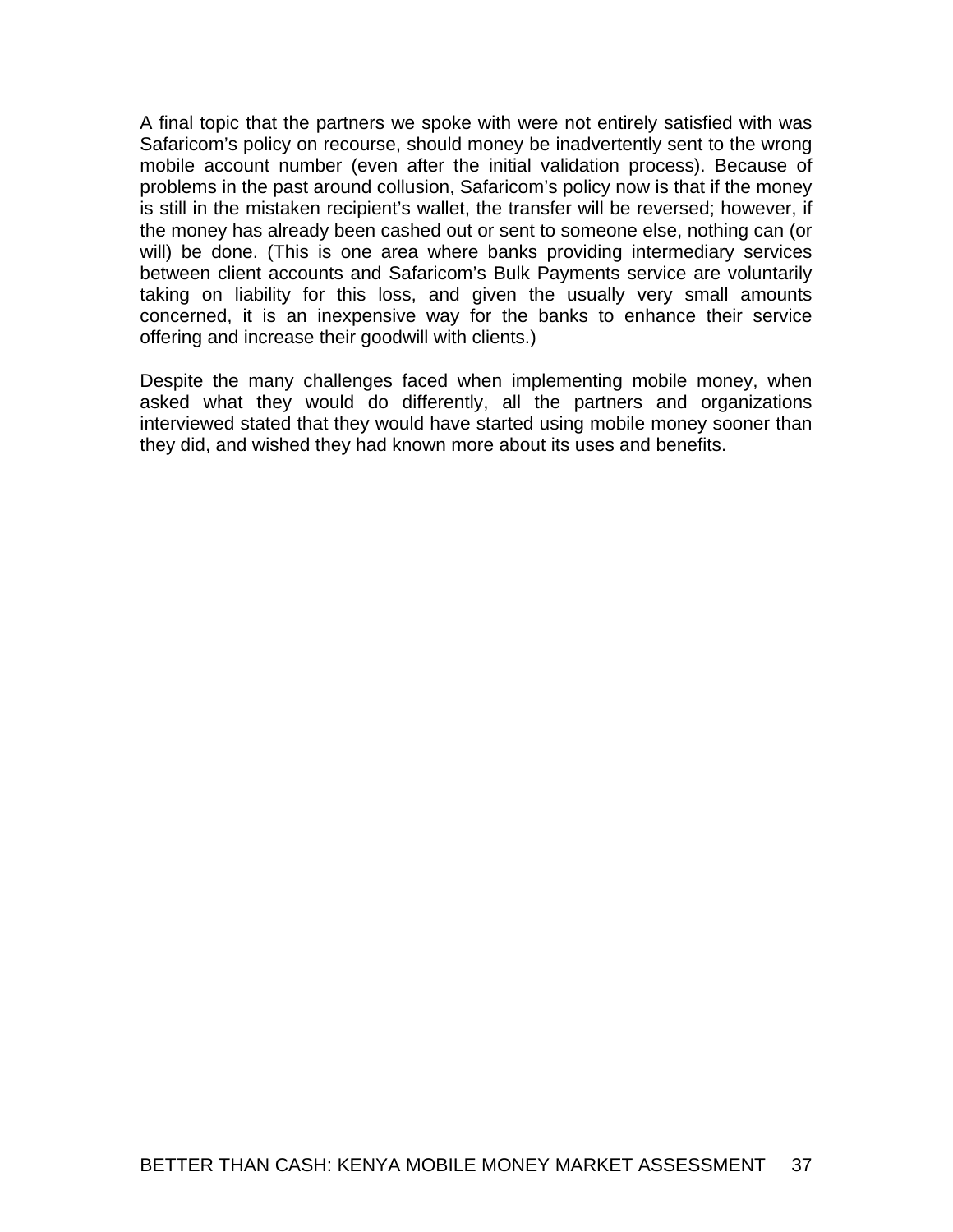A final topic that the partners we spoke with were not entirely satisfied with was Safaricom's policy on recourse, should money be inadvertently sent to the wrong mobile account number (even after the initial validation process). Because of problems in the past around collusion, Safaricom's policy now is that if the money is still in the mistaken recipient's wallet, the transfer will be reversed; however, if the money has already been cashed out or sent to someone else, nothing can (or will) be done. (This is one area where banks providing intermediary services between client accounts and Safaricom's Bulk Payments service are voluntarily taking on liability for this loss, and given the usually very small amounts concerned, it is an inexpensive way for the banks to enhance their service offering and increase their goodwill with clients.)

Despite the many challenges faced when implementing mobile money, when asked what they would do differently, all the partners and organizations interviewed stated that they would have started using mobile money sooner than they did, and wished they had known more about its uses and benefits.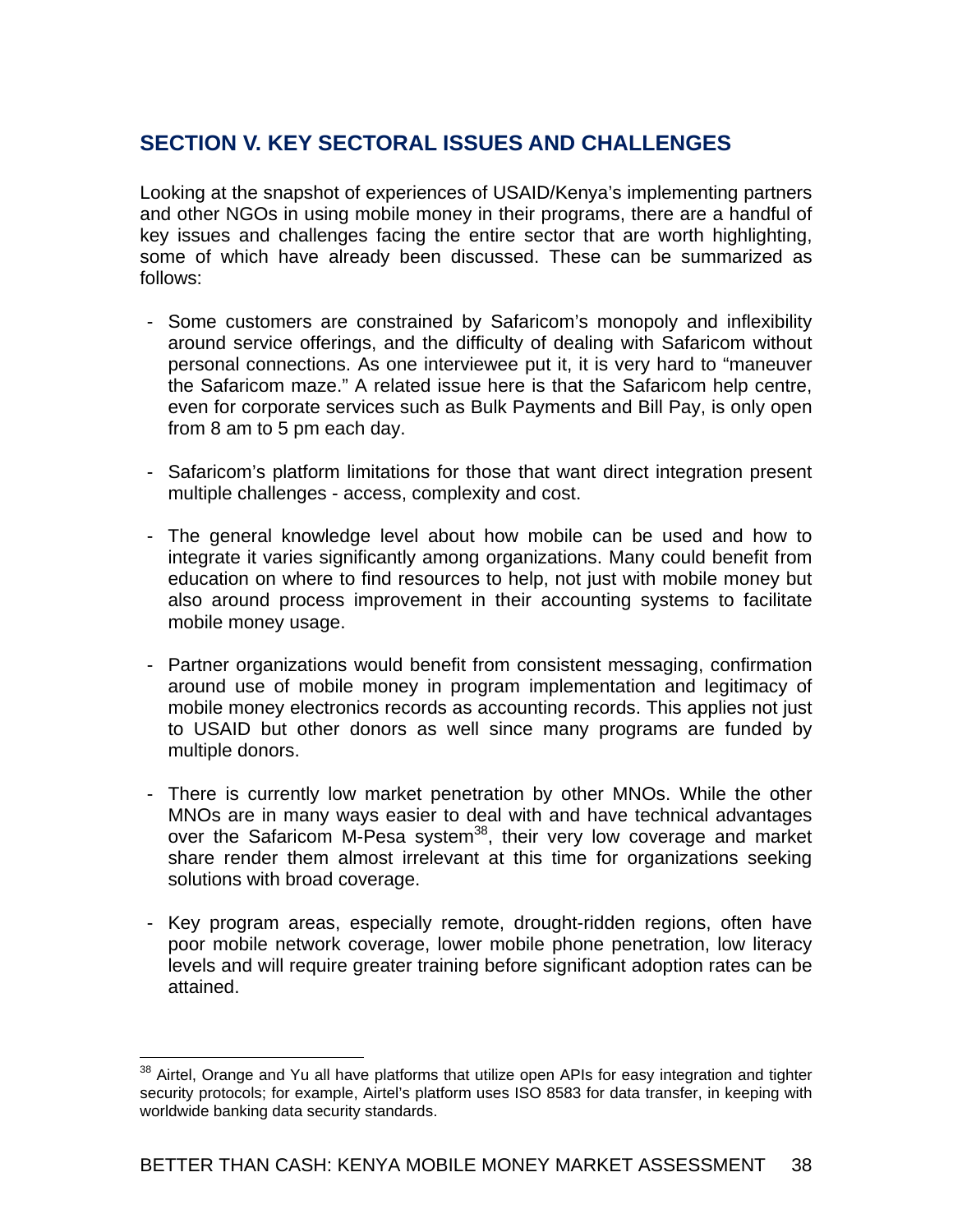## SECTION V. KEY SECTORAL ISSUES AND CHALLENGES

Looking at the snapshot of experiences of USAID/Kenya's implementing partners and other NGOs in using mobile money in their programs, there are a handful of key issues and challenges facing the entire sector that are worth highlighting, some of which have already been discussed. These can be summarized as follows:

- Some customers are constrained by Safaricom's monopoly and inflexibility around service offerings, and the difficulty of dealing with Safaricom without personal connections. As one interviewee put it, it is very hard to "maneuver the Safaricom maze." A related issue here is that the Safaricom help centre, even for corporate services such as Bulk Payments and Bill Pay, is only open from 8 am to 5 pm each day.

- Safaricom's platform limitations for those that want direct integration present multiple challenges - access, complexity and cost.

- The general knowledge level about how mobile can be used and how to integrate it varies significantly among organizations. Many could benefit from education on where to find resources to help, not just with mobile money but also around process improvement in their accounting systems to facilitate mobile money usage.

- Partner organizations would benefit from consistent messaging, confirmation around use of mobile money in program implementation and legitimacy of mobile money electronics records as accounting records. This applies not just to USAID but other donors as well since many programs are funded by multiple donors.

- There is currently low market penetration by other MNOs. While the other MNOs are in many ways easier to deal with and have technical advantages over the Safaricom M-Pesa system[38], their very low coverage and market share render them almost irrelevant at this time for organizations seeking solutions with broad coverage.

- Key program areas, especially remote, drought-ridden regions, often have poor mobile network coverage, lower mobile phone penetration, low literacy levels and will require greater training before significant adoption rates can be attained.

[38] Airtel, Orange and Yu all have platforms that utilize open APIs for easy integration and tighter security protocols; for example, Airtel's platform uses ISO 8583 for data transfer, in keeping with worldwide banking data security standards.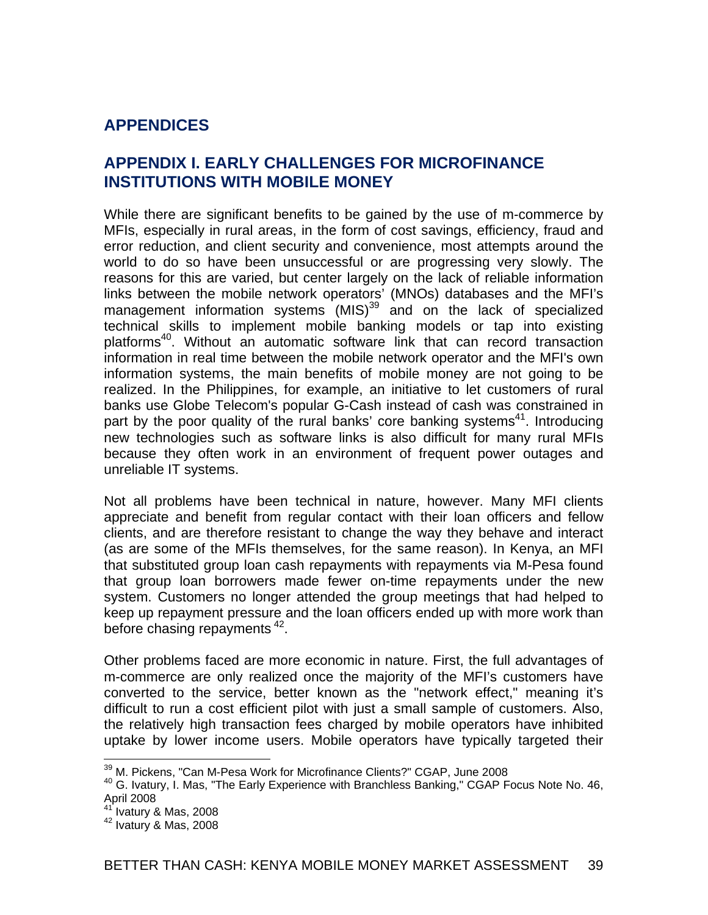# APPENDICES

## APPENDIX I. EARLY CHALLENGES FOR MICROFINANCE INSTITUTIONS WITH MOBILE MONEY

While there are significant benefits to be gained by the use of m-commerce by MFIs, especially in rural areas, in the form of cost savings, efficiency, fraud and error reduction, and client security and convenience, most attempts around the world to do so have been unsuccessful or are progressing very slowly. The reasons for this are varied, but center largely on the lack of reliable information links between the mobile network operators' (MNOs) databases and the MFI's management information systems (MIS)[39] and on the lack of specialized technical skills to implement mobile banking models or tap into existing platforms[40]. Without an automatic software link that can record transaction information in real time between the mobile network operator and the MFI's own information systems, the main benefits of mobile money are not going to be realized. In the Philippines, for example, an initiative to let customers of rural banks use Globe Telecom's popular G-Cash instead of cash was constrained in part by the poor quality of the rural banks' core banking systems[41]. Introducing new technologies such as software links is also difficult for many rural MFIs because they often work in an environment of frequent power outages and unreliable IT systems.

Not all problems have been technical in nature, however. Many MFI clients appreciate and benefit from regular contact with their loan officers and fellow clients, and are therefore resistant to change the way they behave and interact (as are some of the MFIs themselves, for the same reason). In Kenya, an MFI that substituted group loan cash repayments with repayments via M-Pesa found that group loan borrowers made fewer on-time repayments under the new system. Customers no longer attended the group meetings that had helped to keep up repayment pressure and the loan officers ended up with more work than before chasing repayments[42].

Other problems faced are more economic in nature. First, the full advantages of m-commerce are only realized once the majority of the MFI's customers have converted to the service, better known as the "network effect," meaning it's difficult to run a cost efficient pilot with just a small sample of customers. Also, the relatively high transaction fees charged by mobile operators have inhibited uptake by lower income users. Mobile operators have typically targeted their

---

[39] M. Pickens, "Can M-Pesa Work for Microfinance Clients?" CGAP, June 2008

[40] G. Ivatury, I. Mas, "The Early Experience with Branchless Banking," CGAP Focus Note No. 46, April 2008

[41] Ivatury & Mas, 2008

[42] Ivatury & Mas, 2008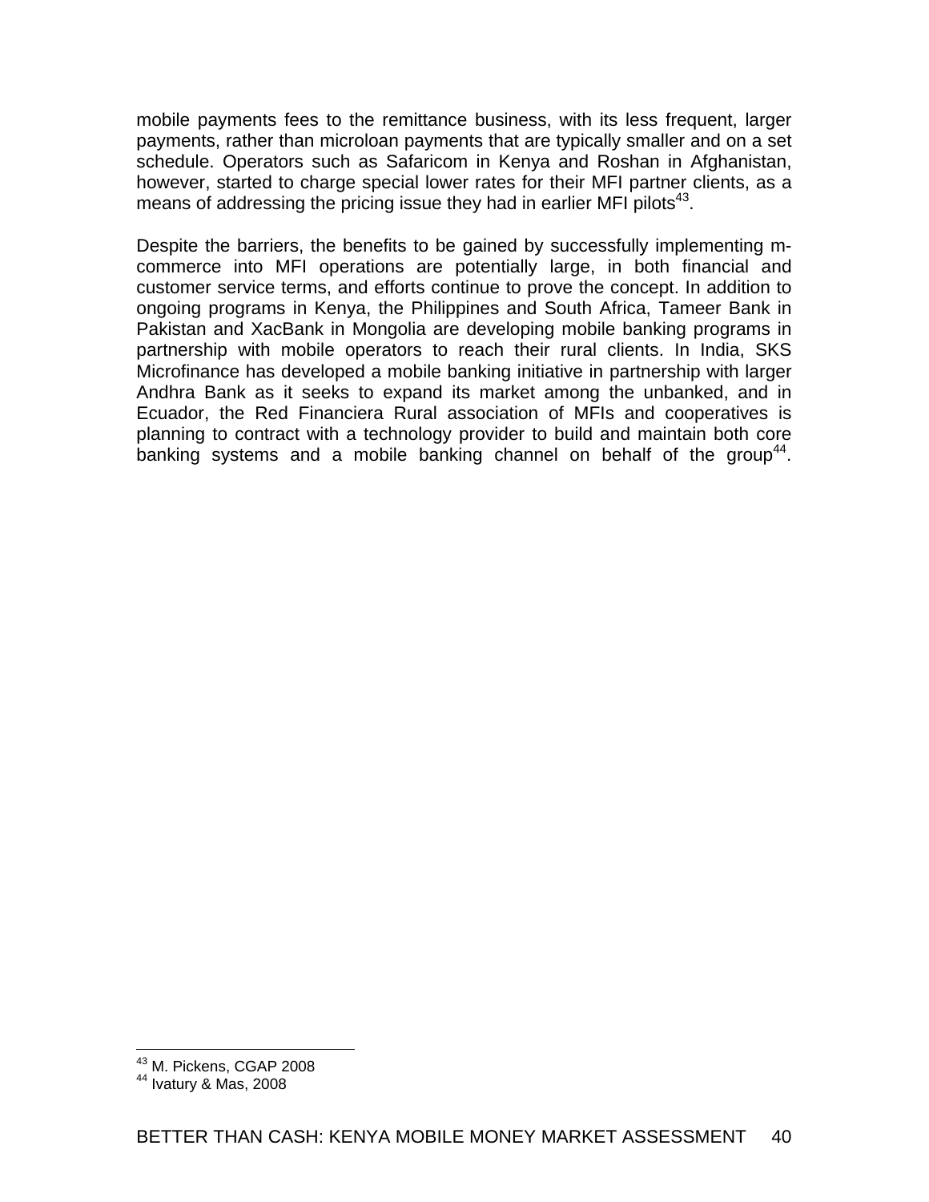mobile payments fees to the remittance business, with its less frequent, larger payments, rather than microloan payments that are typically smaller and on a set schedule. Operators such as Safaricom in Kenya and Roshan in Afghanistan, however, started to charge special lower rates for their MFI partner clients, as a means of addressing the pricing issue they had in earlier MFI pilots[43].

Despite the barriers, the benefits to be gained by successfully implementing m-commerce into MFI operations are potentially large, in both financial and customer service terms, and efforts continue to prove the concept. In addition to ongoing programs in Kenya, the Philippines and South Africa, Tameer Bank in Pakistan and XacBank in Mongolia are developing mobile banking programs in partnership with mobile operators to reach their rural clients. In India, SKS Microfinance has developed a mobile banking initiative in partnership with larger Andhra Bank as it seeks to expand its market among the unbanked, and in Ecuador, the Red Financiera Rural association of MFIs and cooperatives is planning to contract with a technology provider to build and maintain both core banking systems and a mobile banking channel on behalf of the group[44].

---

[43] M. Pickens, CGAP 2008

[44] Ivatury & Mas, 2008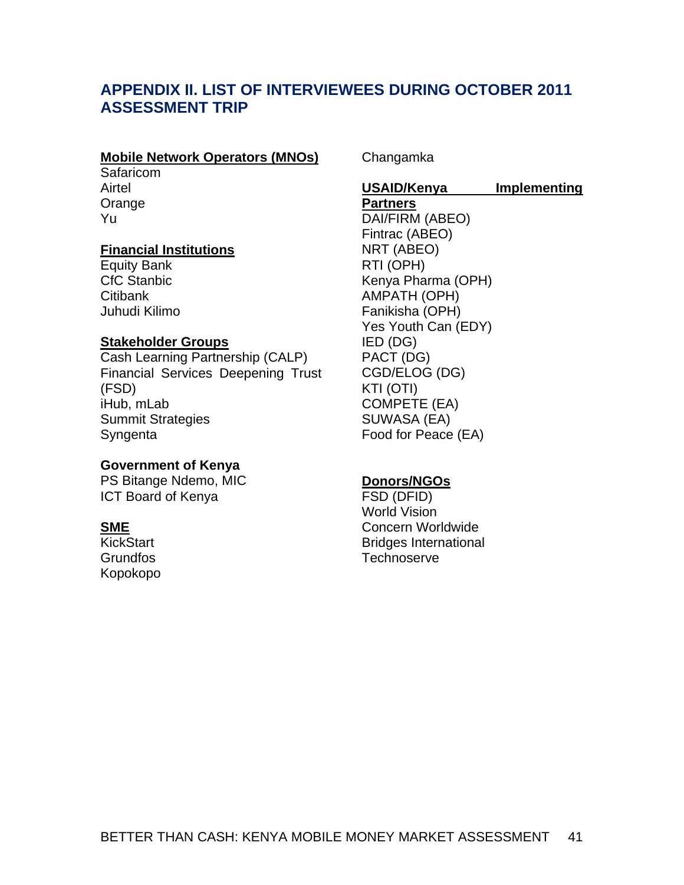## APPENDIX II. LIST OF INTERVIEWEES DURING OCTOBER 2011 ASSESSMENT TRIP

**Mobile Network Operators (MNOs)**

Safaricom
Airtel
Orange
Yu

**Financial Institutions**

Equity Bank
CfC Stanbic
Citibank
Juhudi Kilimo

**Stakeholder Groups**

Cash Learning Partnership (CALP)
Financial Services Deepening Trust (FSD)
iHub, mLab
Summit Strategies
Syngenta

**Government of Kenya**

PS Bitange Ndemo, MIC
ICT Board of Kenya

**SME**

KickStart
Grundfos
Kopokopo
Changamka

**USAID/Kenya Implementing Partners**

DAI/FIRM (ABEO)
Fintrac (ABEO)
NRT (ABEO)
RTI (OPH)
Kenya Pharma (OPH)
AMPATH (OPH)
Fanikisha (OPH)
Yes Youth Can (EDY)
IED (DG)
PACT (DG)
CGD/ELOG (DG)
KTI (OTI)
COMPETE (EA)
SUWASA (EA)
Food for Peace (EA)

**Donors/NGOs**

FSD (DFID)
World Vision
Concern Worldwide
Bridges International
Technoserve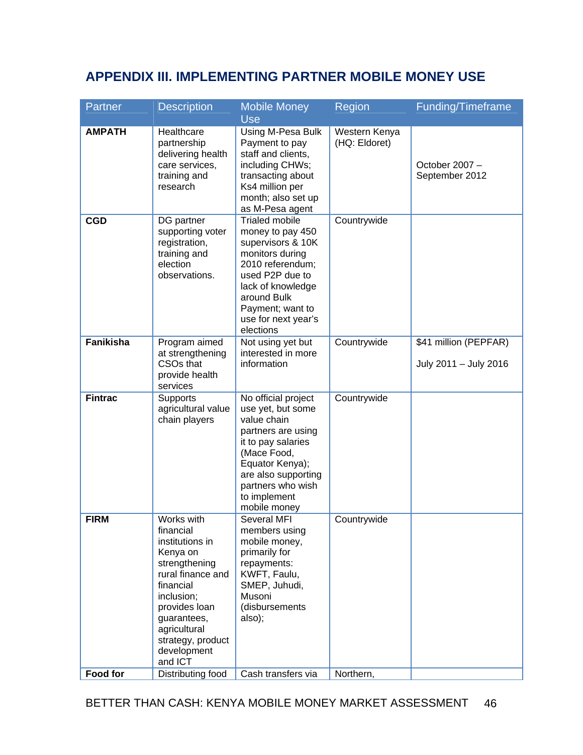## APPENDIX III. IMPLEMENTING PARTNER MOBILE MONEY USE

| Partner | Description | Mobile Money Use | Region | Funding/Timeframe |
|---|---|---|---|---|
| **AMPATH** | Healthcare partnership delivering health care services, training and research | Using M-Pesa Bulk Payment to pay staff and clients, including CHWs; transacting about Ks4 million per month; also set up as M-Pesa agent | Western Kenya (HQ: Eldoret) | October 2007 – September 2012 |
| **CGD** | DG partner supporting voter registration, training and election observations. | Trialed mobile money to pay 450 supervisors & 10K monitors during 2010 referendum; used P2P due to lack of knowledge around Bulk Payment; want to use for next year's elections | Countrywide | |
| **Fanikisha** | Program aimed at strengthening CSOs that provide health services | Not using yet but interested in more information | Countrywide | $41 million (PEPFAR)<br><br>July 2011 – July 2016 |
| **Fintrac** | Supports agricultural value chain players | No official project use yet, but some value chain partners are using it to pay salaries (Mace Food, Equator Kenya); are also supporting partners who wish to implement mobile money | Countrywide | |
| **FIRM** | Works with financial institutions in Kenya on strengthening rural finance and financial inclusion; provides loan guarantees, agricultural strategy, product development and ICT | Several MFI members using mobile money, primarily for repayments: KWFT, Faulu, SMEP, Juhudi, Musoni (disbursements also); | Countrywide | |
| **Food for** | Distributing food | Cash transfers via | Northern, | |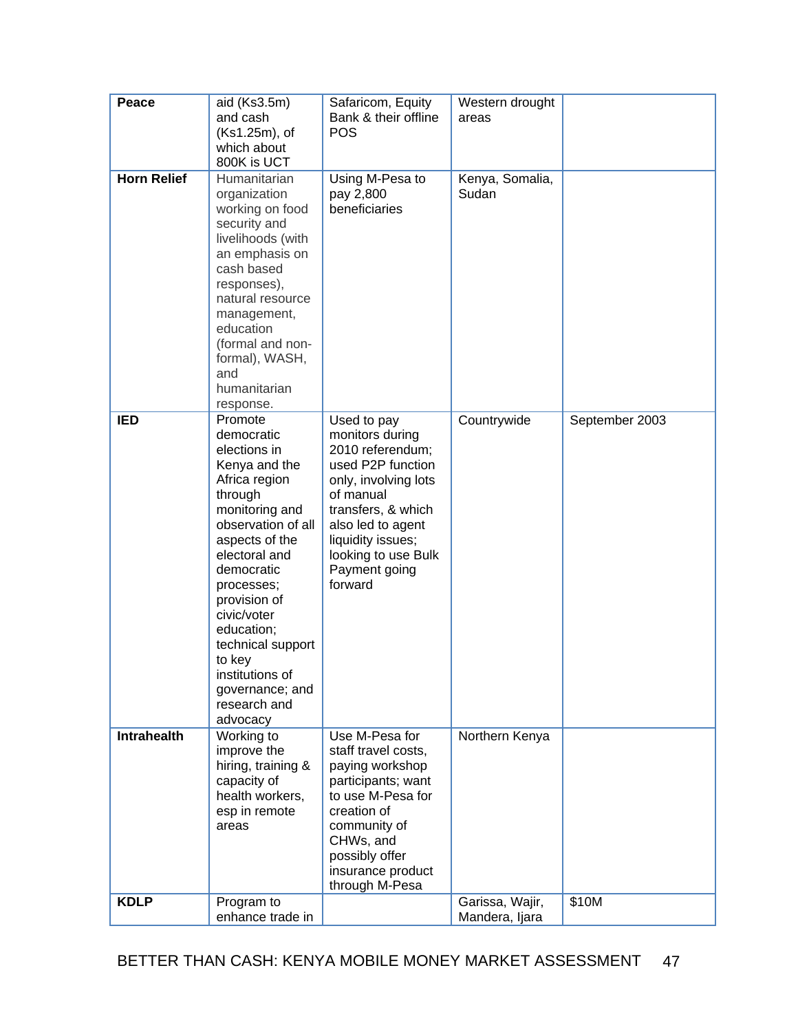| | | | | |
|---|---|---|---|---|
| **Peace** | aid (Ks3.5m) and cash (Ks1.25m), of which about 800K is UCT | Safaricom, Equity Bank & their offline POS | Western drought areas | |
| **Horn Relief** | Humanitarian organization working on food security and livelihoods (with an emphasis on cash based responses), natural resource management, education (formal and non-formal), WASH, and humanitarian response. | Using M-Pesa to pay 2,800 beneficiaries | Kenya, Somalia, Sudan | |
| **IED** | Promote democratic elections in Kenya and the Africa region through monitoring and observation of all aspects of the electoral and democratic processes; provision of civic/voter education; technical support to key institutions of governance; and research and advocacy | Used to pay monitors during 2010 referendum; used P2P function only, involving lots of manual transfers, & which also led to agent liquidity issues; looking to use Bulk Payment going forward | Countrywide | September 2003 |
| **Intrahealth** | Working to improve the hiring, training & capacity of health workers, esp in remote areas | Use M-Pesa for staff travel costs, paying workshop participants; want to use M-Pesa for creation of community of CHWs, and possibly offer insurance product through M-Pesa | Northern Kenya | |
| **KDLP** | Program to enhance trade in | | Garissa, Wajir, Mandera, Ijara | $10M |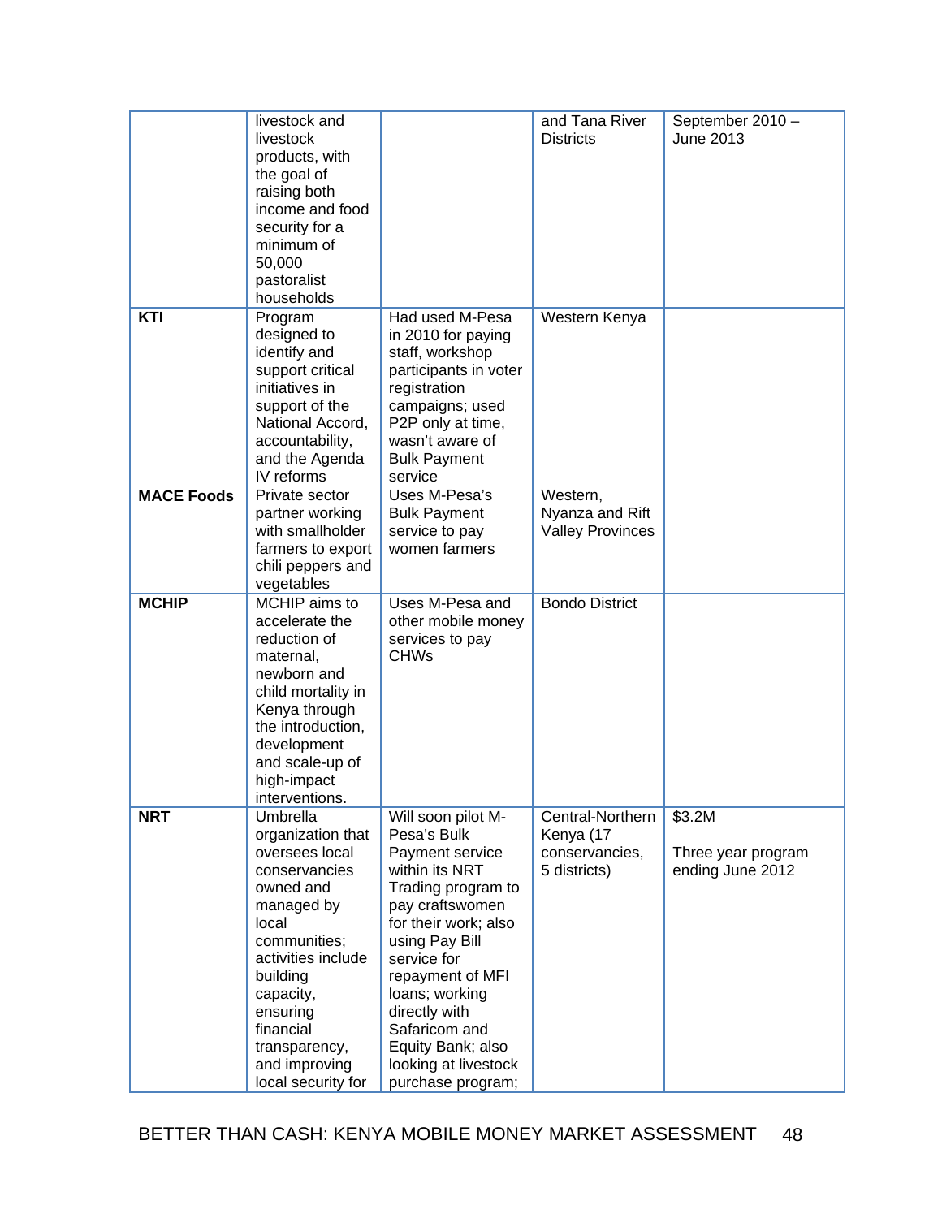| | | | | |
|---|---|---|---|---|
| | livestock and livestock products, with the goal of raising both income and food security for a minimum of 50,000 pastoralist households | | and Tana River Districts | September 2010 – June 2013 |
| **KTI** | Program designed to identify and support critical initiatives in support of the National Accord, accountability, and the Agenda IV reforms | Had used M-Pesa in 2010 for paying staff, workshop participants in voter registration campaigns; used P2P only at time, wasn't aware of Bulk Payment service | Western Kenya | |
| **MACE Foods** | Private sector partner working with smallholder farmers to export chili peppers and vegetables | Uses M-Pesa's Bulk Payment service to pay women farmers | Western, Nyanza and Rift Valley Provinces | |
| **MCHIP** | MCHIP aims to accelerate the reduction of maternal, newborn and child mortality in Kenya through the introduction, development and scale-up of high-impact interventions. | Uses M-Pesa and other mobile money services to pay CHWs | Bondo District | |
| **NRT** | Umbrella organization that oversees local conservancies owned and managed by local communities; activities include building capacity, ensuring financial transparency, and improving local security for | Will soon pilot M-Pesa's Bulk Payment service within its NRT Trading program to pay craftswomen for their work; also using Pay Bill service for repayment of MFI loans; working directly with Safaricom and Equity Bank; also looking at livestock purchase program; | Central-Northern Kenya (17 conservancies, 5 districts) | $3.2M<br><br>Three year program ending June 2012 |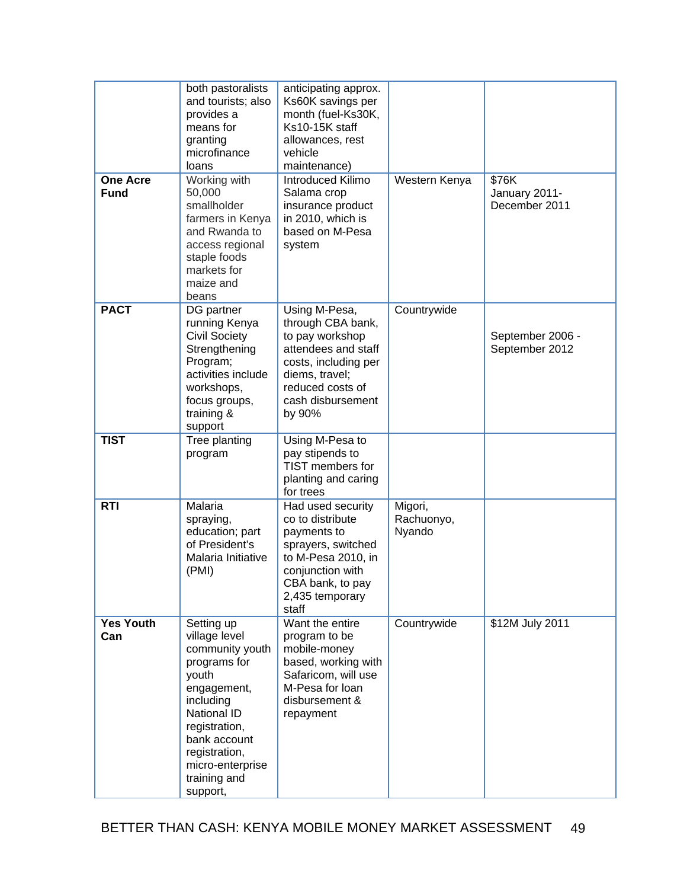| | | | | |
|---|---|---|---|---|
| | both pastoralists and tourists; also provides a means for granting microfinance loans | anticipating approx. Ks60K savings per month (fuel-Ks30K, Ks10-15K staff allowances, rest vehicle maintenance) | | |
| **One Acre Fund** | Working with 50,000 smallholder farmers in Kenya and Rwanda to access regional staple foods markets for maize and beans | Introduced Kilimo Salama crop insurance product in 2010, which is based on M-Pesa system | Western Kenya | $76K January 2011- December 2011 |
| **PACT** | DG partner running Kenya Civil Society Strengthening Program; activities include workshops, focus groups, training & support | Using M-Pesa, through CBA bank, to pay workshop attendees and staff costs, including per diems, travel; reduced costs of cash disbursement by 90% | Countrywide | September 2006 - September 2012 |
| **TIST** | Tree planting program | Using M-Pesa to pay stipends to TIST members for planting and caring for trees | | |
| **RTI** | Malaria spraying, education; part of President's Malaria Initiative (PMI) | Had used security co to distribute payments to sprayers, switched to M-Pesa 2010, in conjunction with CBA bank, to pay 2,435 temporary staff | Migori, Rachuonyo, Nyando | |
| **Yes Youth Can** | Setting up village level community youth programs for youth engagement, including National ID registration, bank account registration, micro-enterprise training and support, | Want the entire program to be mobile-money based, working with Safaricom, will use M-Pesa for loan disbursement & repayment | Countrywide | $12M July 2011 |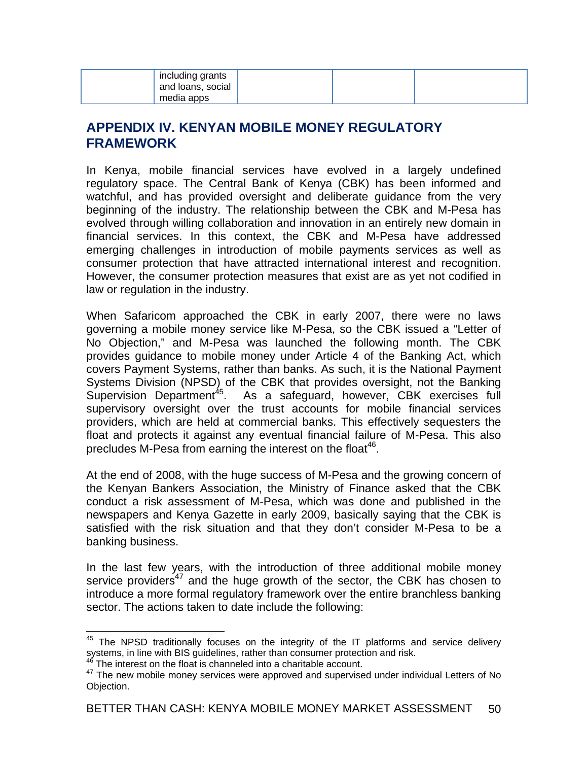|  | including grants and loans, social media apps |  |  |  |
|---|---|---|---|---|

## APPENDIX IV. KENYAN MOBILE MONEY REGULATORY FRAMEWORK

In Kenya, mobile financial services have evolved in a largely undefined regulatory space. The Central Bank of Kenya (CBK) has been informed and watchful, and has provided oversight and deliberate guidance from the very beginning of the industry. The relationship between the CBK and M-Pesa has evolved through willing collaboration and innovation in an entirely new domain in financial services. In this context, the CBK and M-Pesa have addressed emerging challenges in introduction of mobile payments services as well as consumer protection that have attracted international interest and recognition. However, the consumer protection measures that exist are as yet not codified in law or regulation in the industry.

When Safaricom approached the CBK in early 2007, there were no laws governing a mobile money service like M-Pesa, so the CBK issued a "Letter of No Objection," and M-Pesa was launched the following month. The CBK provides guidance to mobile money under Article 4 of the Banking Act, which covers Payment Systems, rather than banks. As such, it is the National Payment Systems Division (NPSD) of the CBK that provides oversight, not the Banking Supervision Department[45]. As a safeguard, however, CBK exercises full supervisory oversight over the trust accounts for mobile financial services providers, which are held at commercial banks. This effectively sequesters the float and protects it against any eventual financial failure of M-Pesa. This also precludes M-Pesa from earning the interest on the float[46].

At the end of 2008, with the huge success of M-Pesa and the growing concern of the Kenyan Bankers Association, the Ministry of Finance asked that the CBK conduct a risk assessment of M-Pesa, which was done and published in the newspapers and Kenya Gazette in early 2009, basically saying that the CBK is satisfied with the risk situation and that they don't consider M-Pesa to be a banking business.

In the last few years, with the introduction of three additional mobile money service providers[47] and the huge growth of the sector, the CBK has chosen to introduce a more formal regulatory framework over the entire branchless banking sector. The actions taken to date include the following:

---

[45] The NPSD traditionally focuses on the integrity of the IT platforms and service delivery systems, in line with BIS guidelines, rather than consumer protection and risk.

[46] The interest on the float is channeled into a charitable account.

[47] The new mobile money services were approved and supervised under individual Letters of No Objection.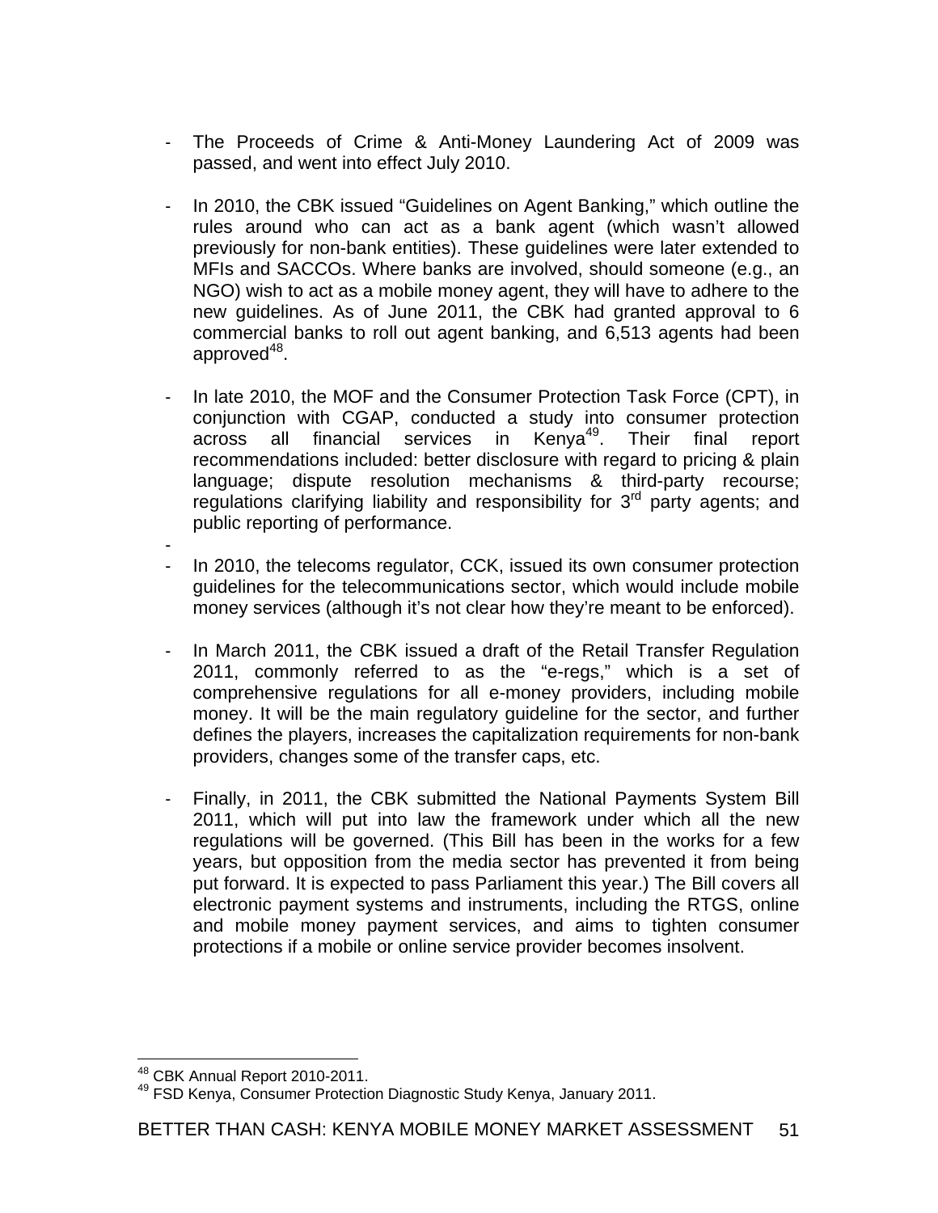- The Proceeds of Crime & Anti-Money Laundering Act of 2009 was passed, and went into effect July 2010.

- In 2010, the CBK issued "Guidelines on Agent Banking," which outline the rules around who can act as a bank agent (which wasn't allowed previously for non-bank entities). These guidelines were later extended to MFIs and SACCOs. Where banks are involved, should someone (e.g., an NGO) wish to act as a mobile money agent, they will have to adhere to the new guidelines. As of June 2011, the CBK had granted approval to 6 commercial banks to roll out agent banking, and 6,513 agents had been approved[48].

- In late 2010, the MOF and the Consumer Protection Task Force (CPT), in conjunction with CGAP, conducted a study into consumer protection across all financial services in Kenya[49]. Their final report recommendations included: better disclosure with regard to pricing & plain language; dispute resolution mechanisms & third-party recourse; regulations clarifying liability and responsibility for 3rd party agents; and public reporting of performance.

- In 2010, the telecoms regulator, CCK, issued its own consumer protection guidelines for the telecommunications sector, which would include mobile money services (although it's not clear how they're meant to be enforced).

- In March 2011, the CBK issued a draft of the Retail Transfer Regulation 2011, commonly referred to as the "e-regs," which is a set of comprehensive regulations for all e-money providers, including mobile money. It will be the main regulatory guideline for the sector, and further defines the players, increases the capitalization requirements for non-bank providers, changes some of the transfer caps, etc.

- Finally, in 2011, the CBK submitted the National Payments System Bill 2011, which will put into law the framework under which all the new regulations will be governed. (This Bill has been in the works for a few years, but opposition from the media sector has prevented it from being put forward. It is expected to pass Parliament this year.) The Bill covers all electronic payment systems and instruments, including the RTGS, online and mobile money payment services, and aims to tighten consumer protections if a mobile or online service provider becomes insolvent.

---

[48] CBK Annual Report 2010-2011.

[49] FSD Kenya, Consumer Protection Diagnostic Study Kenya, January 2011.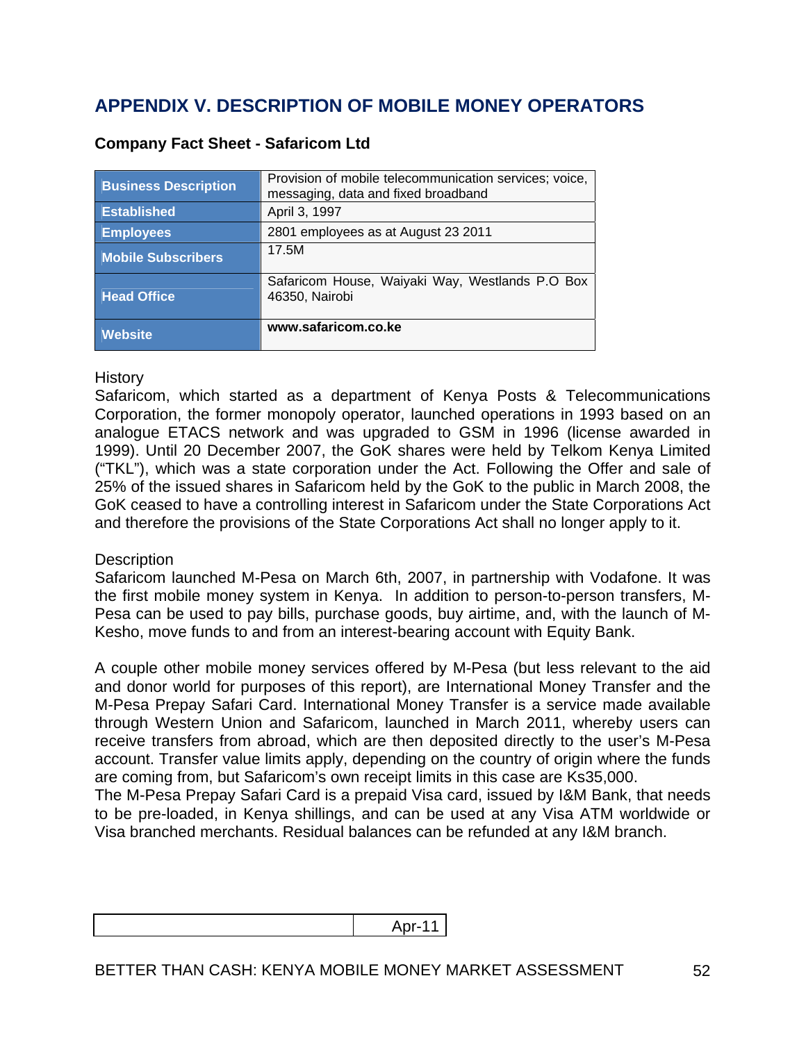# APPENDIX V. DESCRIPTION OF MOBILE MONEY OPERATORS

### Company Fact Sheet - Safaricom Ltd

| | |
|---|---|
| **Business Description** | Provision of mobile telecommunication services; voice, messaging, data and fixed broadband |
| **Established** | April 3, 1997 |
| **Employees** | 2801 employees as at August 23 2011 |
| **Mobile Subscribers** | 17.5M |
| **Head Office** | Safaricom House, Waiyaki Way, Westlands P.O Box 46350, Nairobi |
| **Website** | **www.safaricom.co.ke** |

History

Safaricom, which started as a department of Kenya Posts & Telecommunications Corporation, the former monopoly operator, launched operations in 1993 based on an analogue ETACS network and was upgraded to GSM in 1996 (license awarded in 1999). Until 20 December 2007, the GoK shares were held by Telkom Kenya Limited ("TKL"), which was a state corporation under the Act. Following the Offer and sale of 25% of the issued shares in Safaricom held by the GoK to the public in March 2008, the GoK ceased to have a controlling interest in Safaricom under the State Corporations Act and therefore the provisions of the State Corporations Act shall no longer apply to it.

Description

Safaricom launched M-Pesa on March 6th, 2007, in partnership with Vodafone. It was the first mobile money system in Kenya. In addition to person-to-person transfers, M-Pesa can be used to pay bills, purchase goods, buy airtime, and, with the launch of M-Kesho, move funds to and from an interest-bearing account with Equity Bank.

A couple other mobile money services offered by M-Pesa (but less relevant to the aid and donor world for purposes of this report), are International Money Transfer and the M-Pesa Prepay Safari Card. International Money Transfer is a service made available through Western Union and Safaricom, launched in March 2011, whereby users can receive transfers from abroad, which are then deposited directly to the user's M-Pesa account. Transfer value limits apply, depending on the country of origin where the funds are coming from, but Safaricom's own receipt limits in this case are Ks35,000.

The M-Pesa Prepay Safari Card is a prepaid Visa card, issued by I&M Bank, that needs to be pre-loaded, in Kenya shillings, and can be used at any Visa ATM worldwide or Visa branched merchants. Residual balances can be refunded at any I&M branch.

| | |
|---|---|
| | Apr-11 |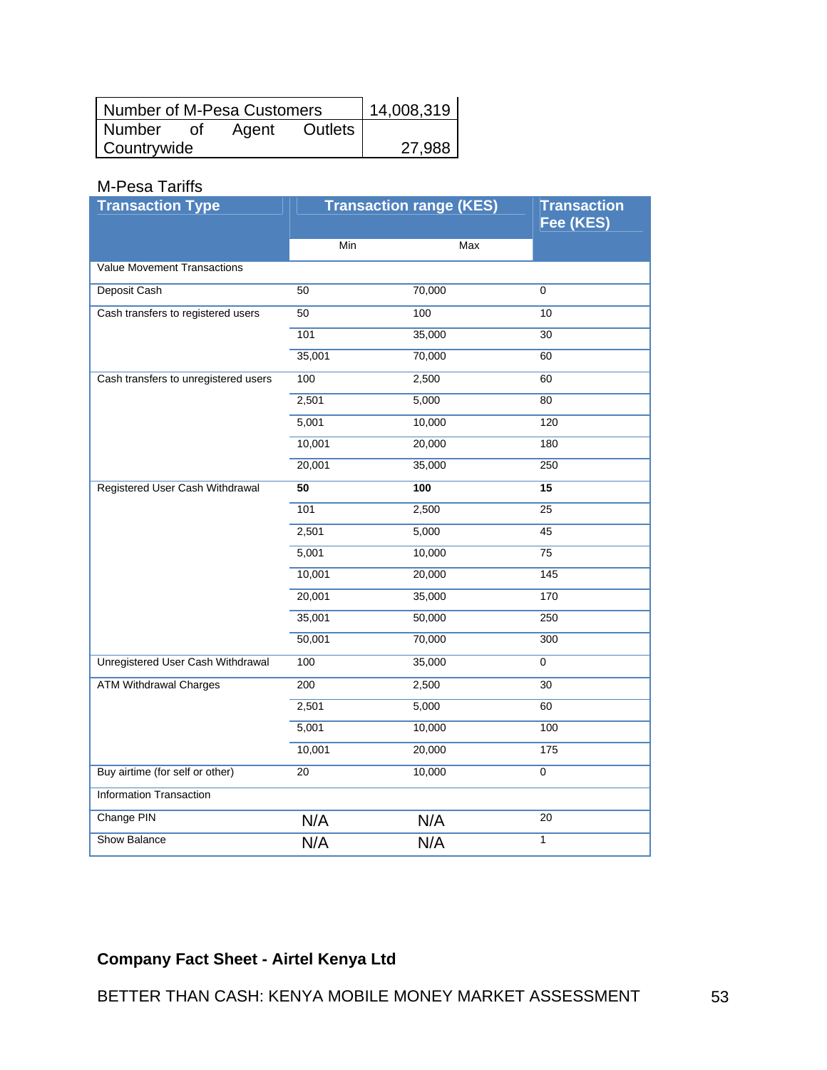| Number of M-Pesa Customers | 14,008,319 |
|---|---|
| Number of Agent Outlets Countrywide | 27,988 |

M-Pesa Tariffs

| Transaction Type | Transaction range (KES) | | Transaction Fee (KES) |
|---|---|---|---|
| | Min | Max | |
| Value Movement Transactions | | | |
| Deposit Cash | 50 | 70,000 | 0 |
| Cash transfers to registered users | 50 | 100 | 10 |
| | 101 | 35,000 | 30 |
| | 35,001 | 70,000 | 60 |
| Cash transfers to unregistered users | 100 | 2,500 | 60 |
| | 2,501 | 5,000 | 80 |
| | 5,001 | 10,000 | 120 |
| | 10,001 | 20,000 | 180 |
| | 20,001 | 35,000 | 250 |
| Registered User Cash Withdrawal | **50** | **100** | **15** |
| | 101 | 2,500 | 25 |
| | 2,501 | 5,000 | 45 |
| | 5,001 | 10,000 | 75 |
| | 10,001 | 20,000 | 145 |
| | 20,001 | 35,000 | 170 |
| | 35,001 | 50,000 | 250 |
| | 50,001 | 70,000 | 300 |
| Unregistered User Cash Withdrawal | 100 | 35,000 | 0 |
| ATM Withdrawal Charges | 200 | 2,500 | 30 |
| | 2,501 | 5,000 | 60 |
| | 5,001 | 10,000 | 100 |
| | 10,001 | 20,000 | 175 |
| Buy airtime (for self or other) | 20 | 10,000 | 0 |
| Information Transaction | | | |
| Change PIN | N/A | N/A | 20 |
| Show Balance | N/A | N/A | 1 |

**Company Fact Sheet - Airtel Kenya Ltd**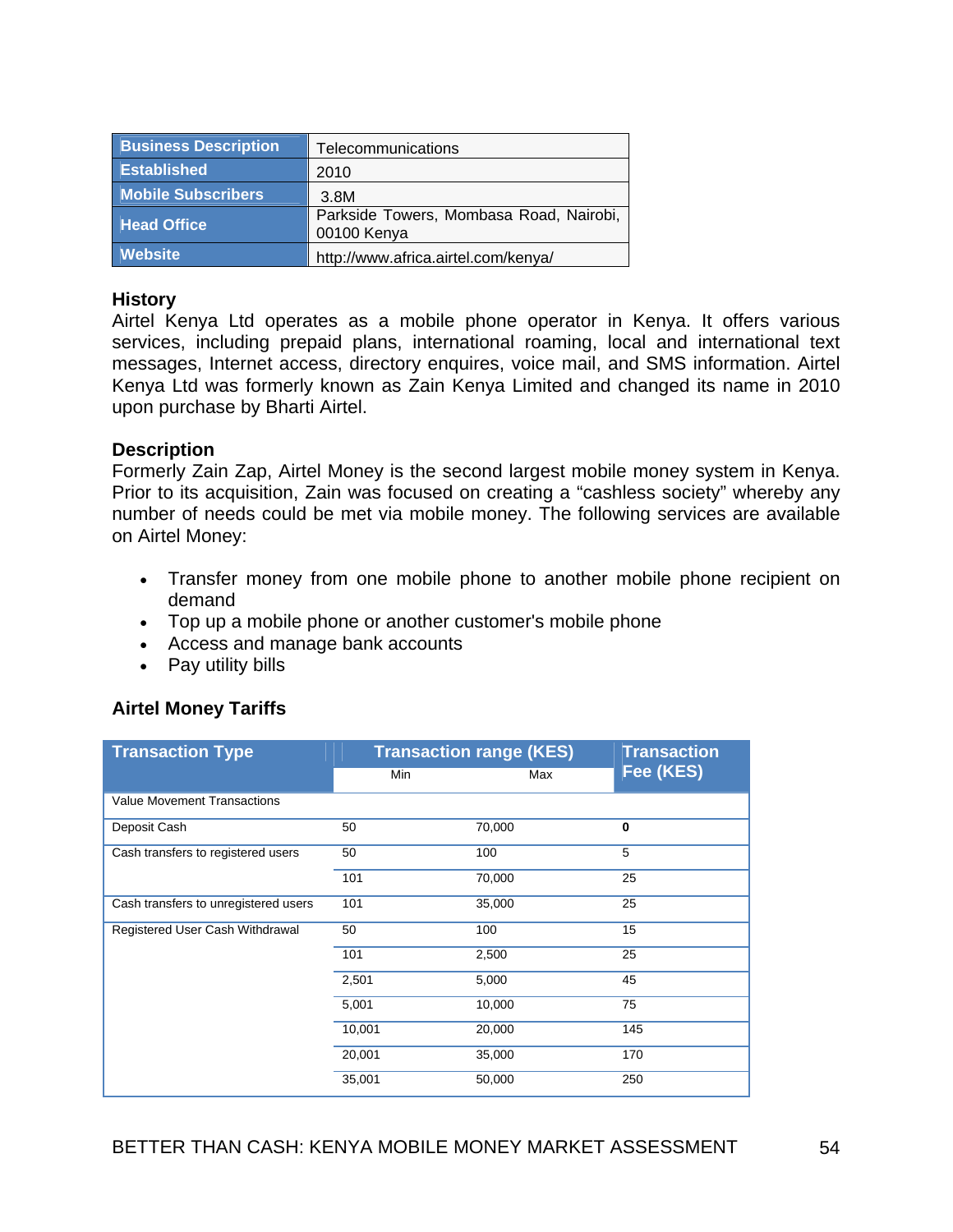| Business Description | Telecommunications |
| --- | --- |
| Established | 2010 |
| Mobile Subscribers | 3.8M |
| Head Office | Parkside Towers, Mombasa Road, Nairobi, 00100 Kenya |
| Website | http://www.africa.airtel.com/kenya/ |

**History**

Airtel Kenya Ltd operates as a mobile phone operator in Kenya. It offers various services, including prepaid plans, international roaming, local and international text messages, Internet access, directory enquires, voice mail, and SMS information. Airtel Kenya Ltd was formerly known as Zain Kenya Limited and changed its name in 2010 upon purchase by Bharti Airtel.

**Description**

Formerly Zain Zap, Airtel Money is the second largest mobile money system in Kenya. Prior to its acquisition, Zain was focused on creating a "cashless society" whereby any number of needs could be met via mobile money. The following services are available on Airtel Money:

- Transfer money from one mobile phone to another mobile phone recipient on demand
- Top up a mobile phone or another customer's mobile phone
- Access and manage bank accounts
- Pay utility bills

**Airtel Money Tariffs**

| Transaction Type | Transaction range (KES) | | Transaction Fee (KES) |
| --- | --- | --- | --- |
| | Min | Max | |
| Value Movement Transactions | | | |
| Deposit Cash | 50 | 70,000 | **0** |
| Cash transfers to registered users | 50 | 100 | 5 |
| | 101 | 70,000 | 25 |
| Cash transfers to unregistered users | 101 | 35,000 | 25 |
| Registered User Cash Withdrawal | 50 | 100 | 15 |
| | 101 | 2,500 | 25 |
| | 2,501 | 5,000 | 45 |
| | 5,001 | 10,000 | 75 |
| | 10,001 | 20,000 | 145 |
| | 20,001 | 35,000 | 170 |
| | 35,001 | 50,000 | 250 |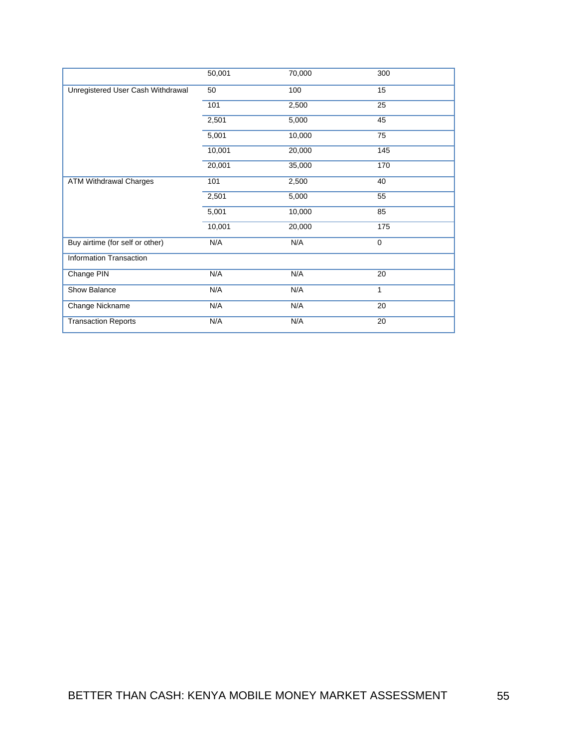| | | | |
|---|---|---|---|
| | 50,001 | 70,000 | 300 |
| Unregistered User Cash Withdrawal | 50 | 100 | 15 |
| | 101 | 2,500 | 25 |
| | 2,501 | 5,000 | 45 |
| | 5,001 | 10,000 | 75 |
| | 10,001 | 20,000 | 145 |
| | 20,001 | 35,000 | 170 |
| ATM Withdrawal Charges | 101 | 2,500 | 40 |
| | 2,501 | 5,000 | 55 |
| | 5,001 | 10,000 | 85 |
| | 10,001 | 20,000 | 175 |
| Buy airtime (for self or other) | N/A | N/A | 0 |
| Information Transaction | | | |
| Change PIN | N/A | N/A | 20 |
| Show Balance | N/A | N/A | 1 |
| Change Nickname | N/A | N/A | 20 |
| Transaction Reports | N/A | N/A | 20 |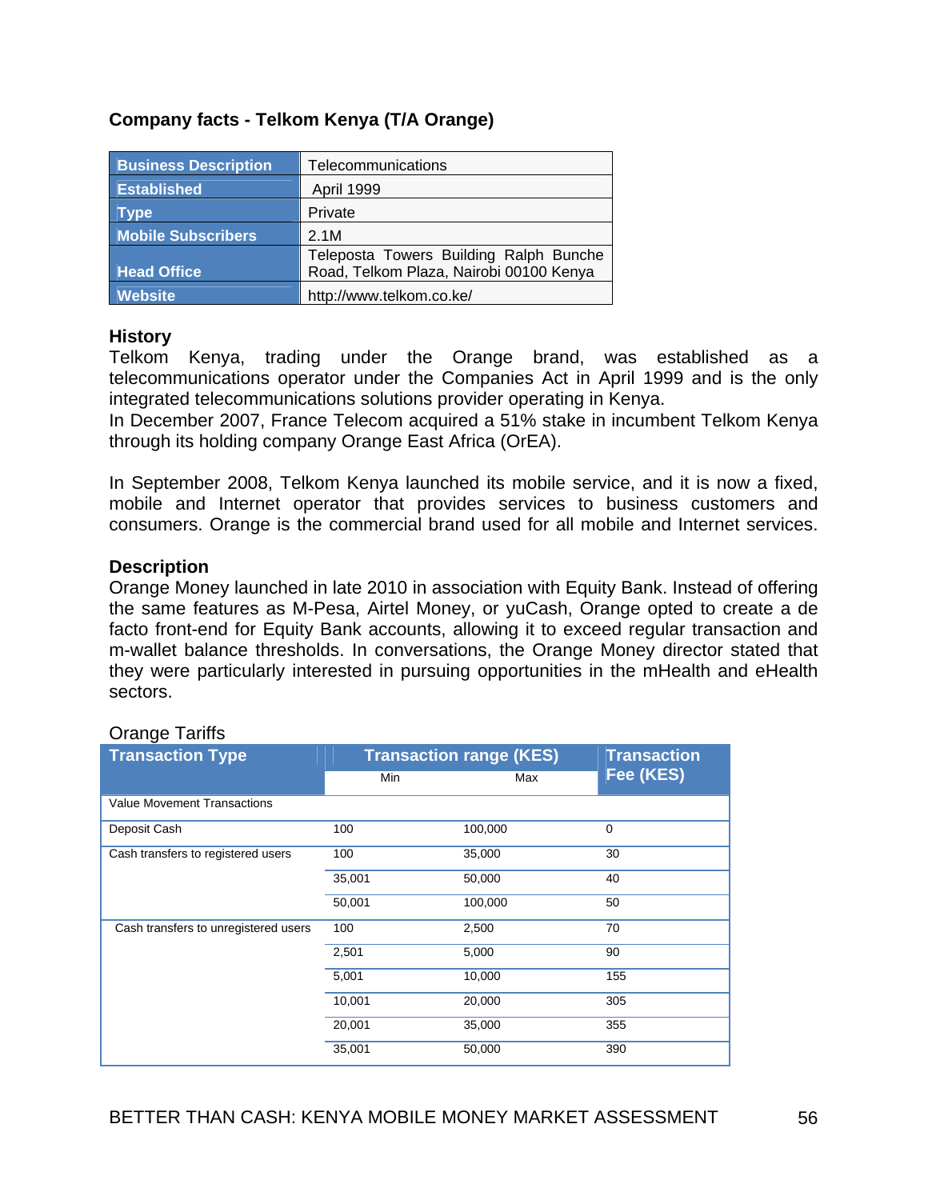### Company facts - Telkom Kenya (T/A Orange)

| Business Description | Telecommunications |
|---|---|
| Established | April 1999 |
| Type | Private |
| Mobile Subscribers | 2.1M |
| Head Office | Teleposta Towers Building Ralph Bunche Road, Telkom Plaza, Nairobi 00100 Kenya |
| Website | http://www.telkom.co.ke/ |

### History

Telkom Kenya, trading under the Orange brand, was established as a telecommunications operator under the Companies Act in April 1999 and is the only integrated telecommunications solutions provider operating in Kenya.
In December 2007, France Telecom acquired a 51% stake in incumbent Telkom Kenya through its holding company Orange East Africa (OrEA).

In September 2008, Telkom Kenya launched its mobile service, and it is now a fixed, mobile and Internet operator that provides services to business customers and consumers. Orange is the commercial brand used for all mobile and Internet services.

### Description

Orange Money launched in late 2010 in association with Equity Bank. Instead of offering the same features as M-Pesa, Airtel Money, or yuCash, Orange opted to create a de facto front-end for Equity Bank accounts, allowing it to exceed regular transaction and m-wallet balance thresholds. In conversations, the Orange Money director stated that they were particularly interested in pursuing opportunities in the mHealth and eHealth sectors.

Orange Tariffs

| Transaction Type | Transaction range (KES) | | Transaction Fee (KES) |
|---|---|---|---|
| | Min | Max | |
| Value Movement Transactions | | | |
| Deposit Cash | 100 | 100,000 | 0 |
| Cash transfers to registered users | 100 | 35,000 | 30 |
| | 35,001 | 50,000 | 40 |
| | 50,001 | 100,000 | 50 |
| Cash transfers to unregistered users | 100 | 2,500 | 70 |
| | 2,501 | 5,000 | 90 |
| | 5,001 | 10,000 | 155 |
| | 10,001 | 20,000 | 305 |
| | 20,001 | 35,000 | 355 |
| | 35,001 | 50,000 | 390 |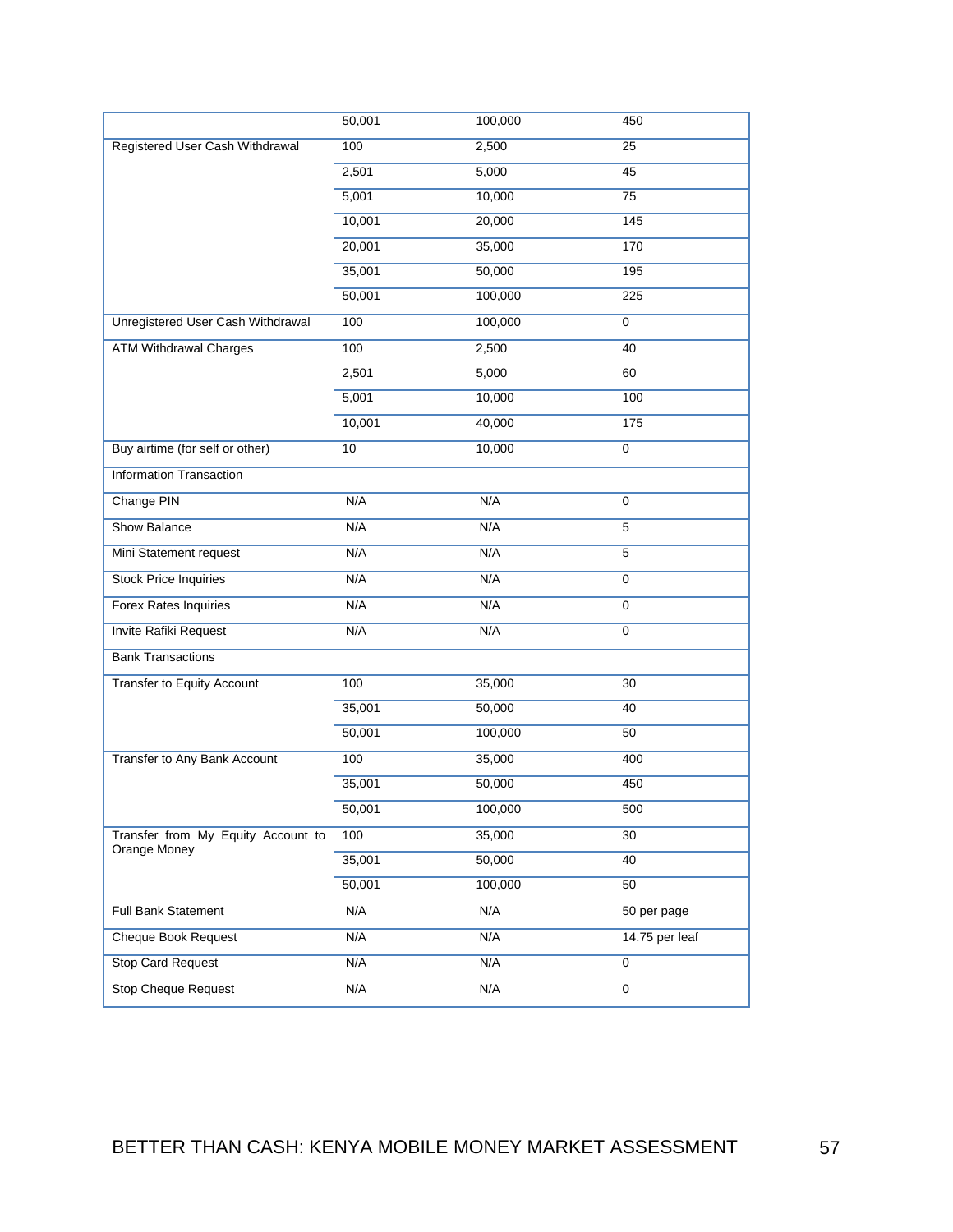| | | | |
|---|---|---|---|
| | 50,001 | 100,000 | 450 |
| Registered User Cash Withdrawal | 100 | 2,500 | 25 |
| | 2,501 | 5,000 | 45 |
| | 5,001 | 10,000 | 75 |
| | 10,001 | 20,000 | 145 |
| | 20,001 | 35,000 | 170 |
| | 35,001 | 50,000 | 195 |
| | 50,001 | 100,000 | 225 |
| Unregistered User Cash Withdrawal | 100 | 100,000 | 0 |
| ATM Withdrawal Charges | 100 | 2,500 | 40 |
| | 2,501 | 5,000 | 60 |
| | 5,001 | 10,000 | 100 |
| | 10,001 | 40,000 | 175 |
| Buy airtime (for self or other) | 10 | 10,000 | 0 |
| Information Transaction | | | |
| Change PIN | N/A | N/A | 0 |
| Show Balance | N/A | N/A | 5 |
| Mini Statement request | N/A | N/A | 5 |
| Stock Price Inquiries | N/A | N/A | 0 |
| Forex Rates Inquiries | N/A | N/A | 0 |
| Invite Rafiki Request | N/A | N/A | 0 |
| Bank Transactions | | | |
| Transfer to Equity Account | 100 | 35,000 | 30 |
| | 35,001 | 50,000 | 40 |
| | 50,001 | 100,000 | 50 |
| Transfer to Any Bank Account | 100 | 35,000 | 400 |
| | 35,001 | 50,000 | 450 |
| | 50,001 | 100,000 | 500 |
| Transfer from My Equity Account to Orange Money | 100 | 35,000 | 30 |
| | 35,001 | 50,000 | 40 |
| | 50,001 | 100,000 | 50 |
| Full Bank Statement | N/A | N/A | 50 per page |
| Cheque Book Request | N/A | N/A | 14.75 per leaf |
| Stop Card Request | N/A | N/A | 0 |
| Stop Cheque Request | N/A | N/A | 0 |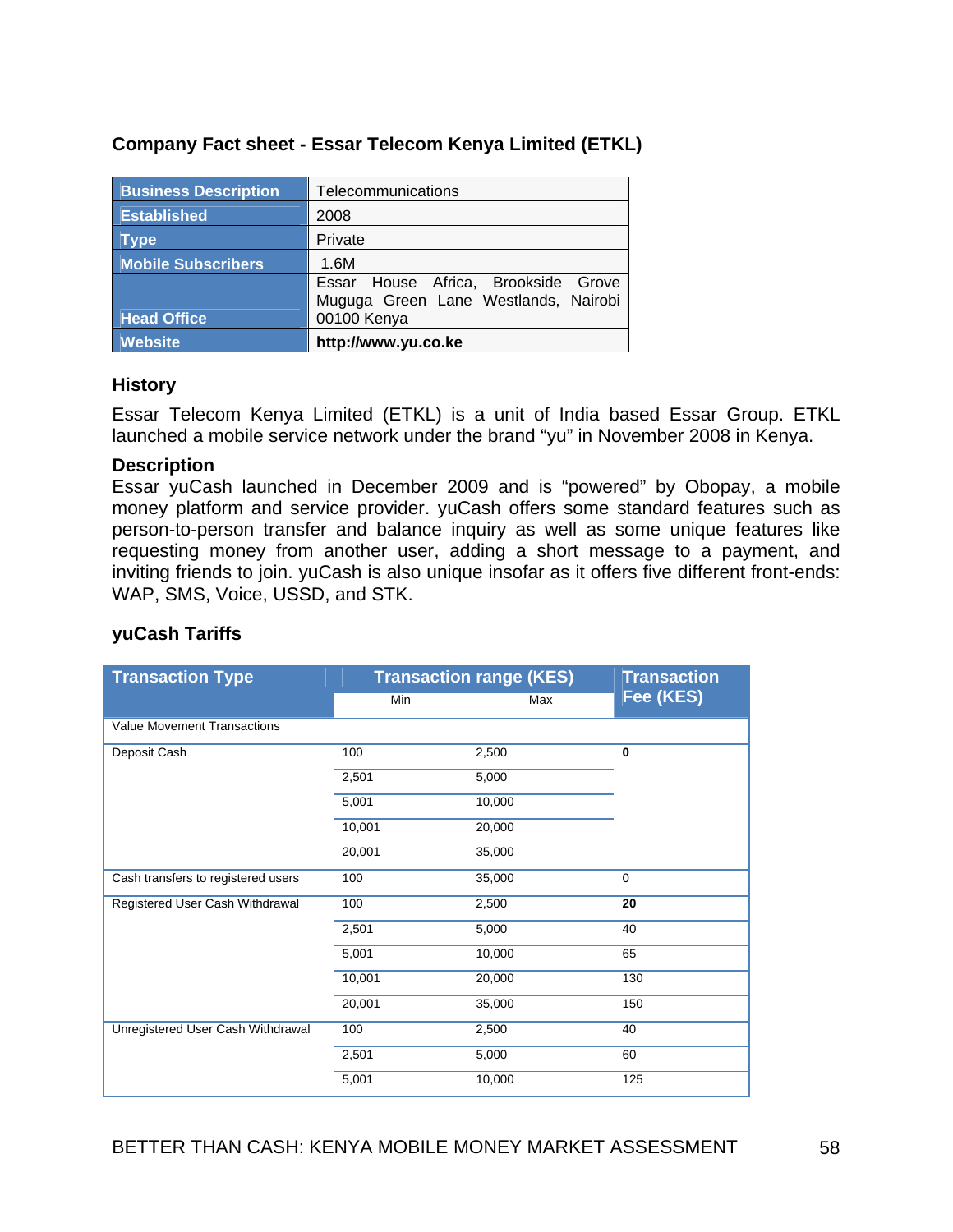## Company Fact sheet - Essar Telecom Kenya Limited (ETKL)

| Business Description | Telecommunications |
|---|---|
| Established | 2008 |
| Type | Private |
| Mobile Subscribers | 1.6M |
| Head Office | Essar House Africa, Brookside Grove Muguga Green Lane Westlands, Nairobi 00100 Kenya |
| Website | **http://www.yu.co.ke** |

### History

Essar Telecom Kenya Limited (ETKL) is a unit of India based Essar Group. ETKL launched a mobile service network under the brand "yu" in November 2008 in Kenya.

### Description

Essar yuCash launched in December 2009 and is "powered" by Obopay, a mobile money platform and service provider. yuCash offers some standard features such as person-to-person transfer and balance inquiry as well as some unique features like requesting money from another user, adding a short message to a payment, and inviting friends to join. yuCash is also unique insofar as it offers five different front-ends: WAP, SMS, Voice, USSD, and STK.

### yuCash Tariffs

| Transaction Type | Transaction range (KES) | | Transaction Fee (KES) |
|---|---|---|---|
| | Min | Max | |
| Value Movement Transactions | | | |
| Deposit Cash | 100 | 2,500 | **0** |
| | 2,501 | 5,000 | |
| | 5,001 | 10,000 | |
| | 10,001 | 20,000 | |
| | 20,001 | 35,000 | |
| Cash transfers to registered users | 100 | 35,000 | 0 |
| Registered User Cash Withdrawal | 100 | 2,500 | **20** |
| | 2,501 | 5,000 | 40 |
| | 5,001 | 10,000 | 65 |
| | 10,001 | 20,000 | 130 |
| | 20,001 | 35,000 | 150 |
| Unregistered User Cash Withdrawal | 100 | 2,500 | 40 |
| | 2,501 | 5,000 | 60 |
| | 5,001 | 10,000 | 125 |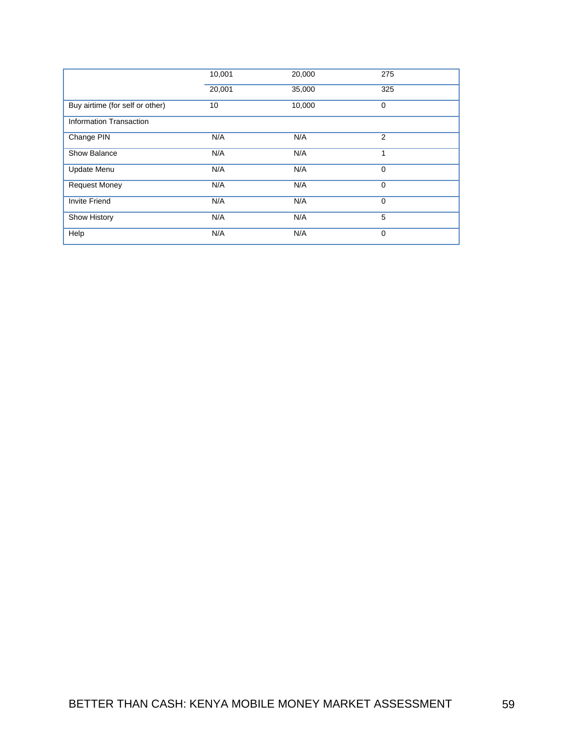| | | | |
|---|---|---|---|
| | 10,001 | 20,000 | 275 |
| | 20,001 | 35,000 | 325 |
| Buy airtime (for self or other) | 10 | 10,000 | 0 |
| Information Transaction | | | |
| Change PIN | N/A | N/A | 2 |
| Show Balance | N/A | N/A | 1 |
| Update Menu | N/A | N/A | 0 |
| Request Money | N/A | N/A | 0 |
| Invite Friend | N/A | N/A | 0 |
| Show History | N/A | N/A | 5 |
| Help | N/A | N/A | 0 |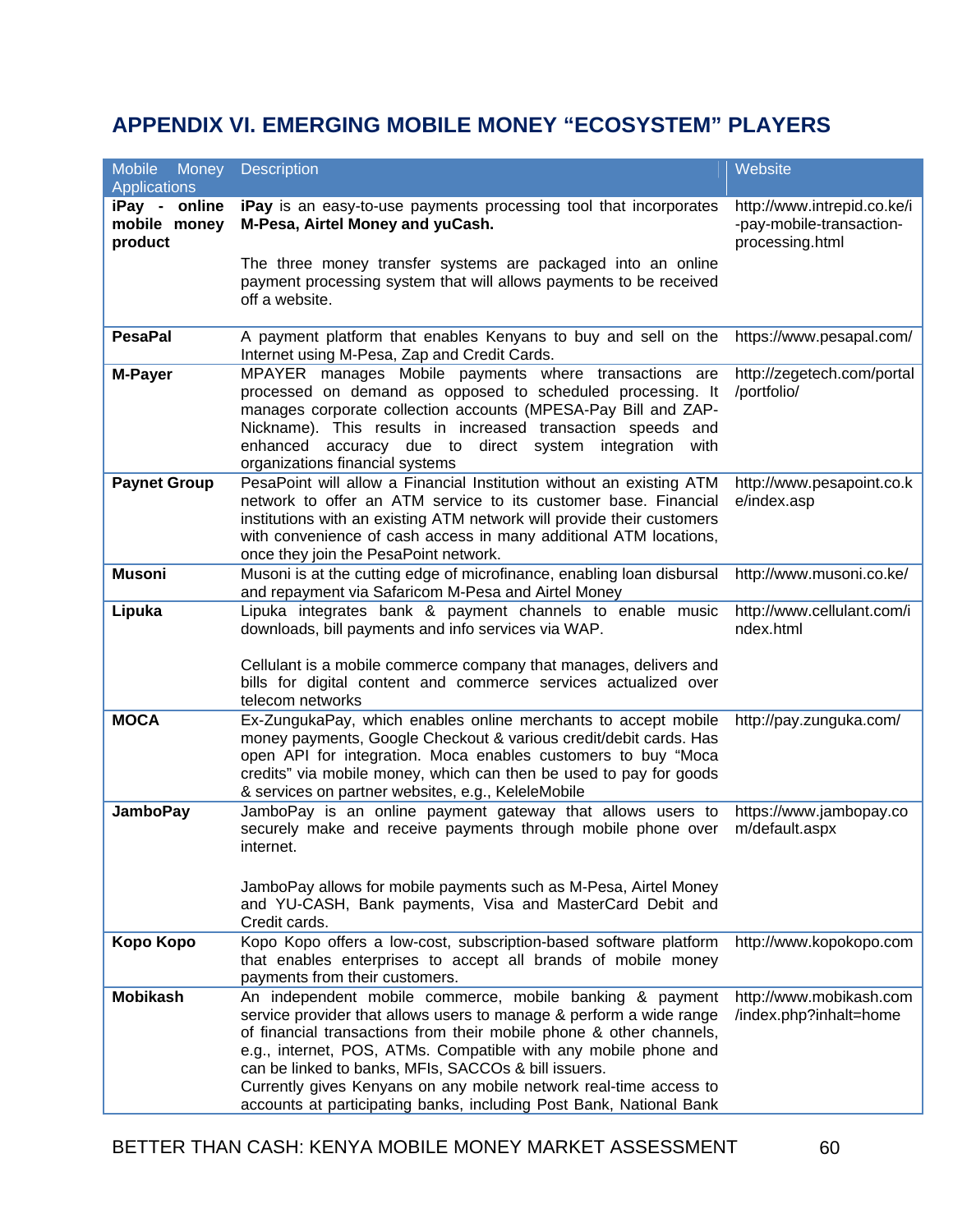## APPENDIX VI. EMERGING MOBILE MONEY "ECOSYSTEM" PLAYERS

| Mobile Money Applications | Description | Website |
|---|---|---|
| **iPay - online mobile money product** | **iPay** is an easy-to-use payments processing tool that incorporates **M-Pesa, Airtel Money and yuCash.**<br><br>The three money transfer systems are packaged into an online payment processing system that will allows payments to be received off a website. | http://www.intrepid.co.ke/i-pay-mobile-transaction-processing.html |
| **PesaPal** | A payment platform that enables Kenyans to buy and sell on the Internet using M-Pesa, Zap and Credit Cards. | https://www.pesapal.com/ |
| **M-Payer** | MPAYER manages Mobile payments where transactions are processed on demand as opposed to scheduled processing. It manages corporate collection accounts (MPESA-Pay Bill and ZAP-Nickname). This results in increased transaction speeds and enhanced accuracy due to direct system integration with organizations financial systems | http://zegetech.com/portal/portfolio/ |
| **Paynet Group** | PesaPoint will allow a Financial Institution without an existing ATM network to offer an ATM service to its customer base. Financial institutions with an existing ATM network will provide their customers with convenience of cash access in many additional ATM locations, once they join the PesaPoint network. | http://www.pesapoint.co.ke/index.asp |
| **Musoni** | Musoni is at the cutting edge of microfinance, enabling loan disbursal and repayment via Safaricom M-Pesa and Airtel Money | http://www.musoni.co.ke/ |
| **Lipuka** | Lipuka integrates bank & payment channels to enable music downloads, bill payments and info services via WAP.<br><br>Cellulant is a mobile commerce company that manages, delivers and bills for digital content and commerce services actualized over telecom networks | http://www.cellulant.com/index.html |
| **MOCA** | Ex-ZungukaPay, which enables online merchants to accept mobile money payments, Google Checkout & various credit/debit cards. Has open API for integration. Moca enables customers to buy "Moca credits" via mobile money, which can then be used to pay for goods & services on partner websites, e.g., KeleleMobile | http://pay.zunguka.com/ |
| **JamboPay** | JamboPay is an online payment gateway that allows users to securely make and receive payments through mobile phone over internet.<br><br>JamboPay allows for mobile payments such as M-Pesa, Airtel Money and YU-CASH, Bank payments, Visa and MasterCard Debit and Credit cards. | https://www.jambopay.com/default.aspx |
| **Kopo Kopo** | Kopo Kopo offers a low-cost, subscription-based software platform that enables enterprises to accept all brands of mobile money payments from their customers. | http://www.kopokopo.com |
| **Mobikash** | An independent mobile commerce, mobile banking & payment service provider that allows users to manage & perform a wide range of financial transactions from their mobile phone & other channels, e.g., internet, POS, ATMs. Compatible with any mobile phone and can be linked to banks, MFIs, SACCOs & bill issuers.<br>Currently gives Kenyans on any mobile network real-time access to accounts at participating banks, including Post Bank, National Bank | http://www.mobikash.com/index.php?inhalt=home |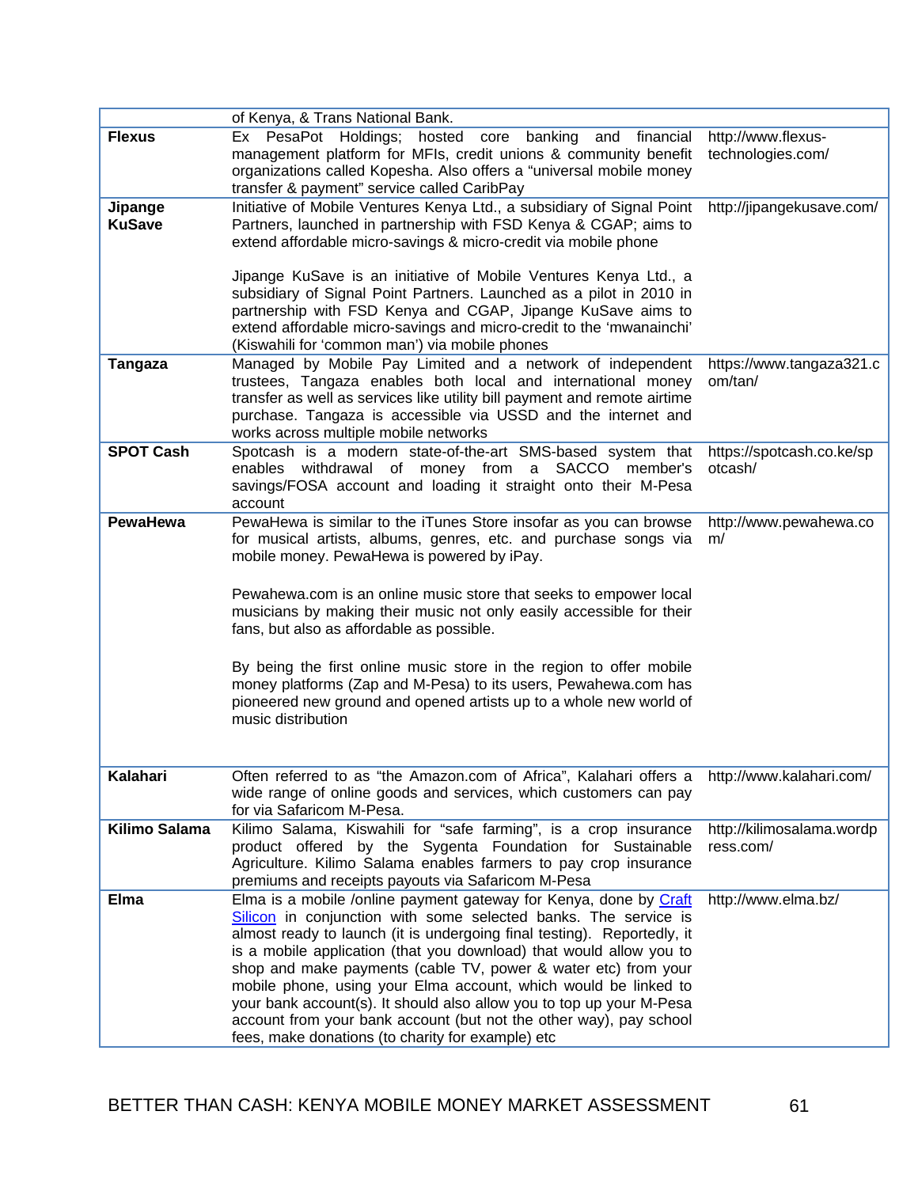| | | |
|---|---|---|
| | of Kenya, & Trans National Bank. | |
| **Flexus** | Ex PesaPot Holdings; hosted core banking and financial management platform for MFIs, credit unions & community benefit organizations called Kopesha. Also offers a "universal mobile money transfer & payment" service called CaribPay | http://www.flexus-technologies.com/ |
| **Jipange KuSave** | Initiative of Mobile Ventures Kenya Ltd., a subsidiary of Signal Point Partners, launched in partnership with FSD Kenya & CGAP; aims to extend affordable micro-savings & micro-credit via mobile phone<br><br>Jipange KuSave is an initiative of Mobile Ventures Kenya Ltd., a subsidiary of Signal Point Partners. Launched as a pilot in 2010 in partnership with FSD Kenya and CGAP, Jipange KuSave aims to extend affordable micro-savings and micro-credit to the 'mwanainchi' (Kiswahili for 'common man') via mobile phones | http://jipangekusave.com/ |
| **Tangaza** | Managed by Mobile Pay Limited and a network of independent trustees, Tangaza enables both local and international money transfer as well as services like utility bill payment and remote airtime purchase. Tangaza is accessible via USSD and the internet and works across multiple mobile networks | https://www.tangaza321.com/tan/ |
| **SPOT Cash** | Spotcash is a modern state-of-the-art SMS-based system that enables withdrawal of money from a SACCO member's savings/FOSA account and loading it straight onto their M-Pesa account | https://spotcash.co.ke/spotcash/ |
| **PewaHewa** | PewaHewa is similar to the iTunes Store insofar as you can browse for musical artists, albums, genres, etc. and purchase songs via mobile money. PewaHewa is powered by iPay.<br><br>Pewahewa.com is an online music store that seeks to empower local musicians by making their music not only easily accessible for their fans, but also as affordable as possible.<br><br>By being the first online music store in the region to offer mobile money platforms (Zap and M-Pesa) to its users, Pewahewa.com has pioneered new ground and opened artists up to a whole new world of music distribution | http://www.pewahewa.com/ |
| **Kalahari** | Often referred to as "the Amazon.com of Africa", Kalahari offers a wide range of online goods and services, which customers can pay for via Safaricom M-Pesa. | http://www.kalahari.com/ |
| **Kilimo Salama** | Kilimo Salama, Kiswahili for "safe farming", is a crop insurance product offered by the Sygenta Foundation for Sustainable Agriculture. Kilimo Salama enables farmers to pay crop insurance premiums and receipts payouts via Safaricom M-Pesa | http://kilimosalama.wordpress.com/ |
| **Elma** | Elma is a mobile /online payment gateway for Kenya, done by Craft Silicon in conjunction with some selected banks. The service is almost ready to launch (it is undergoing final testing). Reportedly, it is a mobile application (that you download) that would allow you to shop and make payments (cable TV, power & water etc) from your mobile phone, using your Elma account, which would be linked to your bank account(s). It should also allow you to top up your M-Pesa account from your bank account (but not the other way), pay school fees, make donations (to charity for example) etc | http://www.elma.bz/ |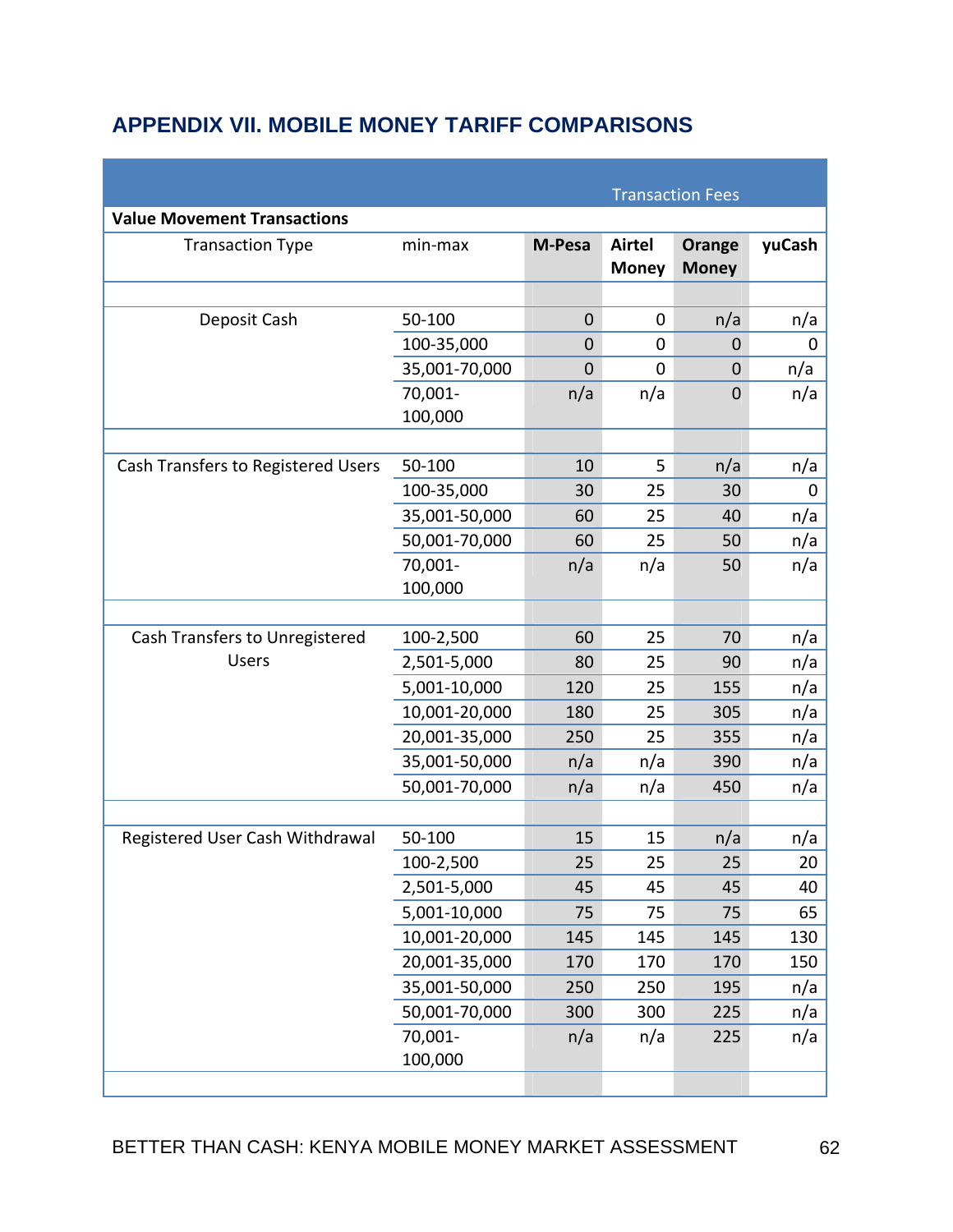## APPENDIX VII. MOBILE MONEY TARIFF COMPARISONS

| | | Transaction Fees | | | |
|---|---|---|---|---|---|
| **Value Movement Transactions** | | | | | |
| Transaction Type | min-max | **M-Pesa** | **Airtel Money** | **Orange Money** | **yuCash** |
| Deposit Cash | 50-100 | 0 | 0 | n/a | n/a |
| | 100-35,000 | 0 | 0 | 0 | 0 |
| | 35,001-70,000 | 0 | 0 | 0 | n/a |
| | 70,001-100,000 | n/a | n/a | 0 | n/a |
| Cash Transfers to Registered Users | 50-100 | 10 | 5 | n/a | n/a |
| | 100-35,000 | 30 | 25 | 30 | 0 |
| | 35,001-50,000 | 60 | 25 | 40 | n/a |
| | 50,001-70,000 | 60 | 25 | 50 | n/a |
| | 70,001-100,000 | n/a | n/a | 50 | n/a |
| Cash Transfers to Unregistered Users | 100-2,500 | 60 | 25 | 70 | n/a |
| | 2,501-5,000 | 80 | 25 | 90 | n/a |
| | 5,001-10,000 | 120 | 25 | 155 | n/a |
| | 10,001-20,000 | 180 | 25 | 305 | n/a |
| | 20,001-35,000 | 250 | 25 | 355 | n/a |
| | 35,001-50,000 | n/a | n/a | 390 | n/a |
| | 50,001-70,000 | n/a | n/a | 450 | n/a |
| Registered User Cash Withdrawal | 50-100 | 15 | 15 | n/a | n/a |
| | 100-2,500 | 25 | 25 | 25 | 20 |
| | 2,501-5,000 | 45 | 45 | 45 | 40 |
| | 5,001-10,000 | 75 | 75 | 75 | 65 |
| | 10,001-20,000 | 145 | 145 | 145 | 130 |
| | 20,001-35,000 | 170 | 170 | 170 | 150 |
| | 35,001-50,000 | 250 | 250 | 195 | n/a |
| | 50,001-70,000 | 300 | 300 | 225 | n/a |
| | 70,001-100,000 | n/a | n/a | 225 | n/a |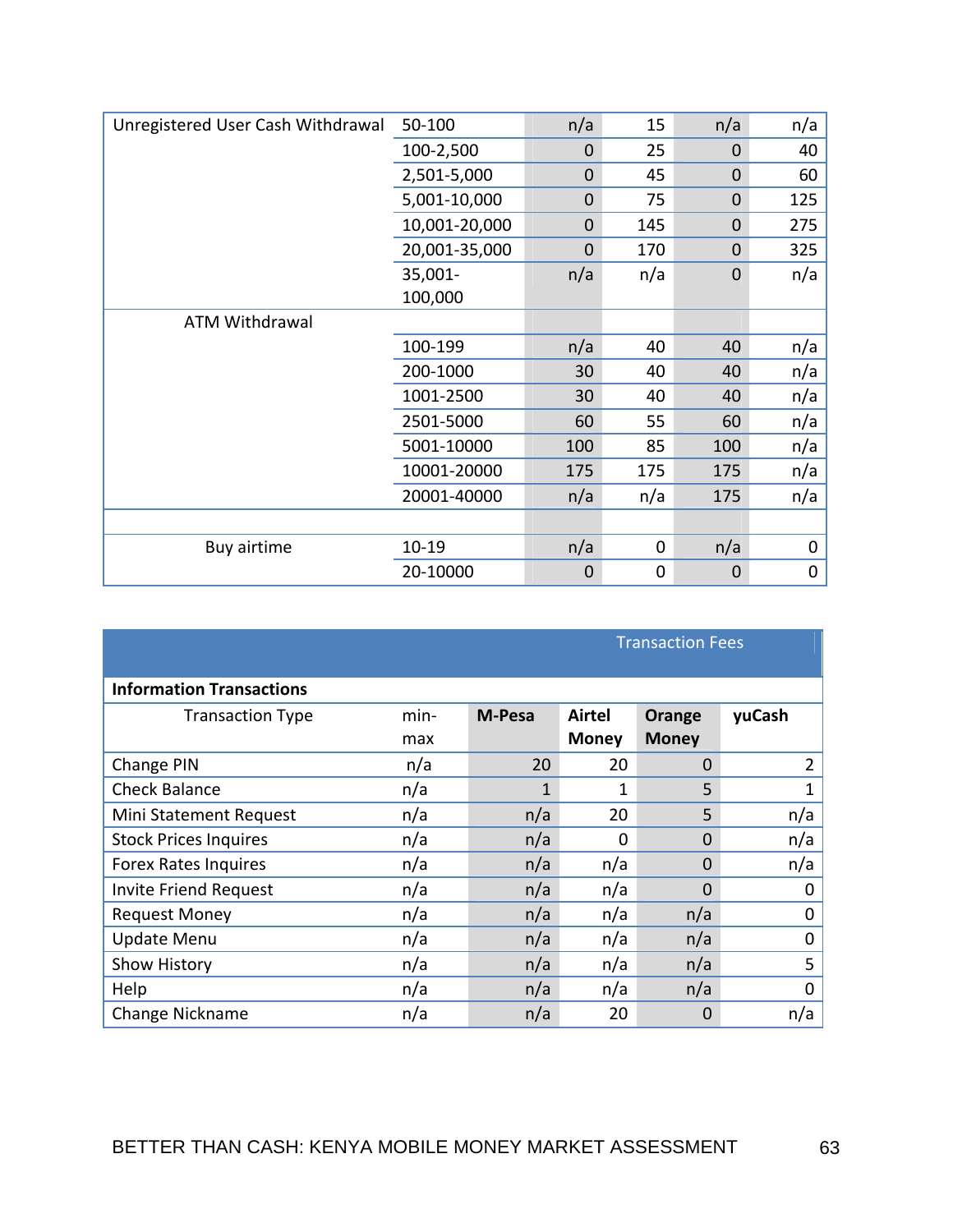| | | | | | |
|---|---|---|---|---|---|
| Unregistered User Cash Withdrawal | 50-100 | n/a | 15 | n/a | n/a |
| | 100-2,500 | 0 | 25 | 0 | 40 |
| | 2,501-5,000 | 0 | 45 | 0 | 60 |
| | 5,001-10,000 | 0 | 75 | 0 | 125 |
| | 10,001-20,000 | 0 | 145 | 0 | 275 |
| | 20,001-35,000 | 0 | 170 | 0 | 325 |
| | 35,001-100,000 | n/a | n/a | 0 | n/a |
| ATM Withdrawal | | | | | |
| | 100-199 | n/a | 40 | 40 | n/a |
| | 200-1000 | 30 | 40 | 40 | n/a |
| | 1001-2500 | 30 | 40 | 40 | n/a |
| | 2501-5000 | 60 | 55 | 60 | n/a |
| | 5001-10000 | 100 | 85 | 100 | n/a |
| | 10001-20000 | 175 | 175 | 175 | n/a |
| | 20001-40000 | n/a | n/a | 175 | n/a |
| | | | | | |
| Buy airtime | 10-19 | n/a | 0 | n/a | 0 |
| | 20-10000 | 0 | 0 | 0 | 0 |

| | | Transaction Fees | | | |
|---|---|---|---|---|---|
| **Information Transactions** | | | | | |
| Transaction Type | min-max | **M-Pesa** | **Airtel Money** | **Orange Money** | **yuCash** |
| Change PIN | n/a | 20 | 20 | 0 | 2 |
| Check Balance | n/a | 1 | 1 | 5 | 1 |
| Mini Statement Request | n/a | n/a | 20 | 5 | n/a |
| Stock Prices Inquires | n/a | n/a | 0 | 0 | n/a |
| Forex Rates Inquires | n/a | n/a | n/a | 0 | n/a |
| Invite Friend Request | n/a | n/a | n/a | 0 | 0 |
| Request Money | n/a | n/a | n/a | n/a | 0 |
| Update Menu | n/a | n/a | n/a | n/a | 0 |
| Show History | n/a | n/a | n/a | n/a | 5 |
| Help | n/a | n/a | n/a | n/a | 0 |
| Change Nickname | n/a | n/a | 20 | 0 | n/a |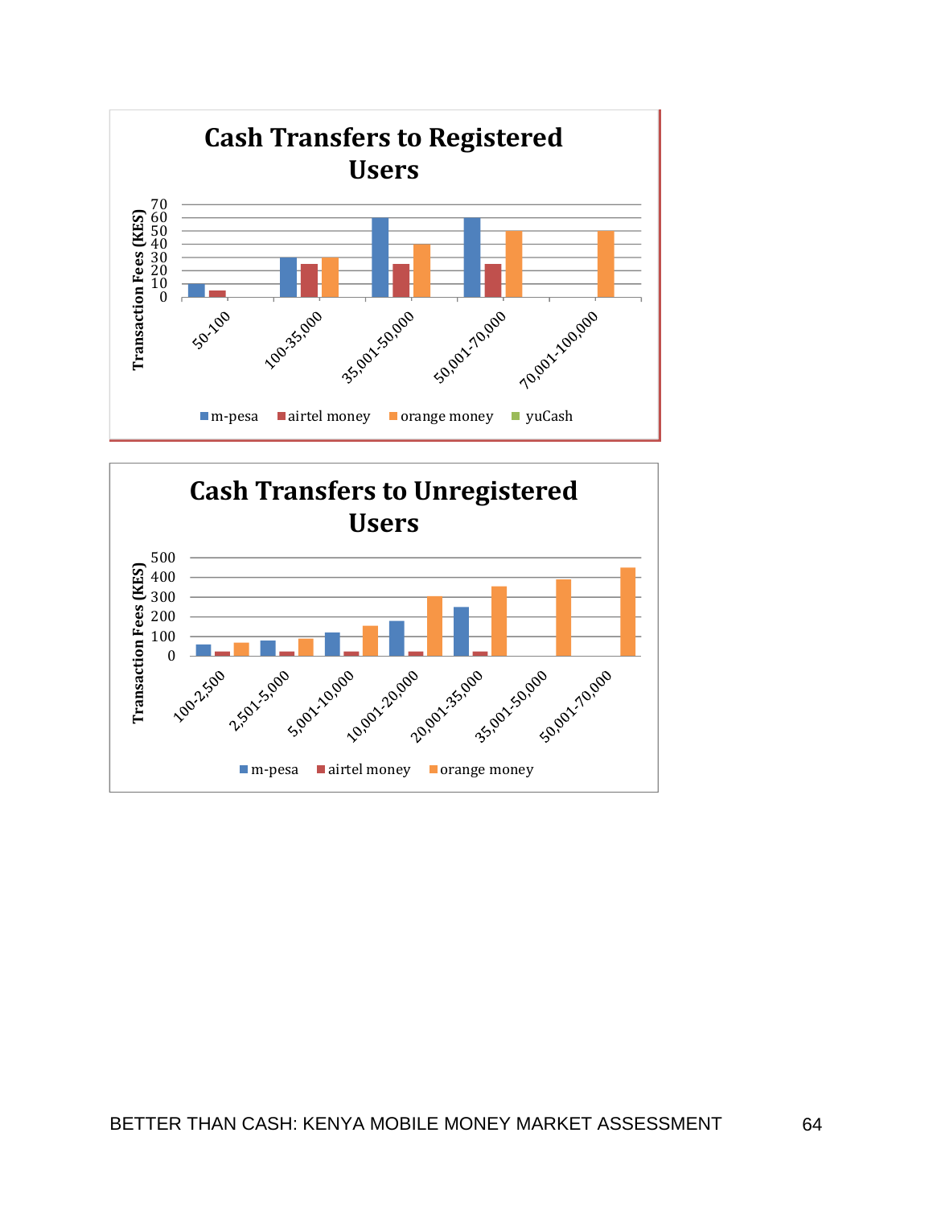**Cash Transfers to Registered Users**

Transaction Fees (KES)

| | 50-100 | 100-35,000 | 35,001-50,000 | 50,001-70,000 | 70,001-100,000 |
|---|---|---|---|---|---|
| m-pesa | 10 | 30 | 60 | 60 | |
| airtel money | 5 | 25 | 25 | 25 | |
| orange money | | 30 | 40 | 50 | 50 |
| yuCash | | | | | |

**Cash Transfers to Unregistered Users**

Transaction Fees (KES)

| | 100-2,500 | 2,501-5,000 | 5,001-10,000 | 10,001-20,000 | 20,001-35,000 | 35,001-50,000 | 50,001-70,000 |
|---|---|---|---|---|---|---|---|
| m-pesa | 60 | 80 | 120 | 180 | 250 | | |
| airtel money | 25 | 25 | 25 | 25 | 25 | | |
| orange money | 70 | 90 | 155 | 305 | 355 | 390 | 450 |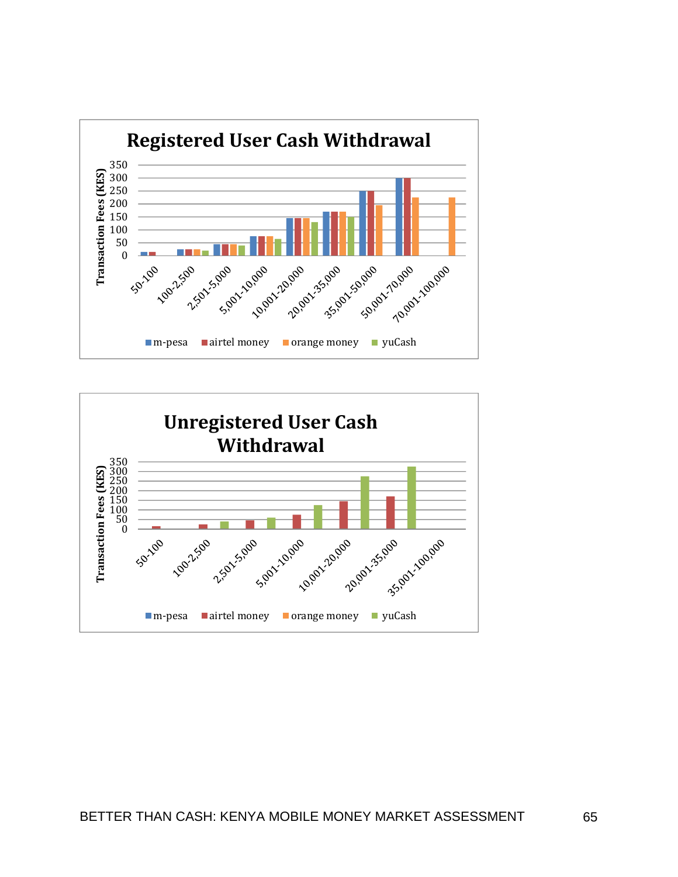## Registered User Cash Withdrawal

Transaction Fees (KES)

350
300
250
200
150
100
50
0

50-100 | 100-2,500 | 2,501-5,000 | 5,001-10,000 | 10,001-20,000 | 20,001-35,000 | 35,001-50,000 | 50,001-70,000 | 70,001-100,000

■ m-pesa ■ airtel money ■ orange money ■ yuCash

## Unregistered User Cash Withdrawal

Transaction Fees (KES)

350
300
250
200
150
100
50
0

50-100 | 100-2,500 | 2,501-5,000 | 5,001-10,000 | 10,001-20,000 | 20,001-35,000 | 35,001-100,000

■ m-pesa ■ airtel money ■ orange money ■ yuCash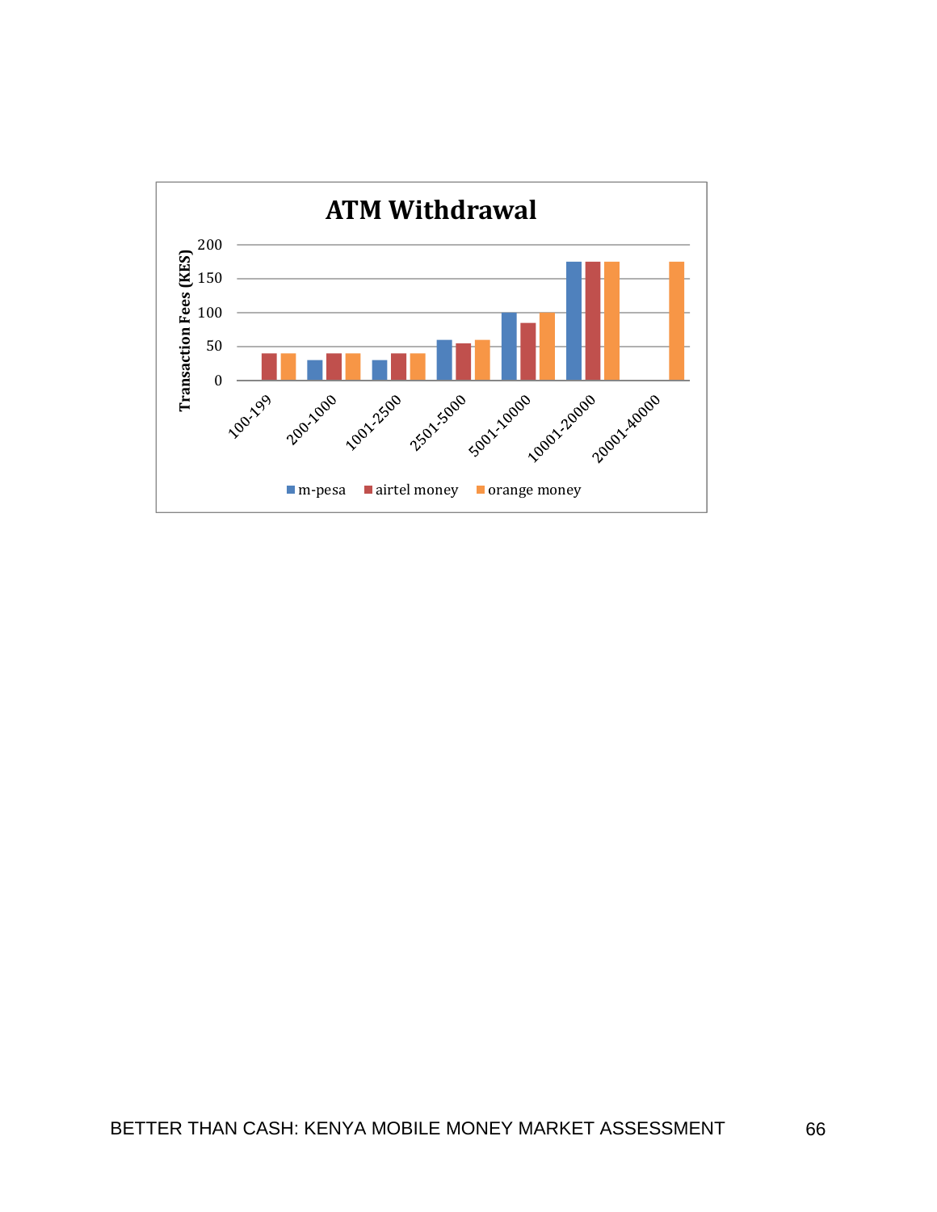**ATM Withdrawal**

Transaction Fees (KES)

| Transaction Range | m-pesa | airtel money | orange money |
|---|---|---|---|
| 100-199 | | 40 | 40 |
| 200-1000 | 30 | 40 | 40 |
| 1001-2500 | 30 | 40 | 40 |
| 2501-5000 | 60 | 55 | 60 |
| 5001-10000 | 100 | 85 | 100 |
| 10001-20000 | 175 | 175 | 175 |
| 20001-40000 | | | 175 |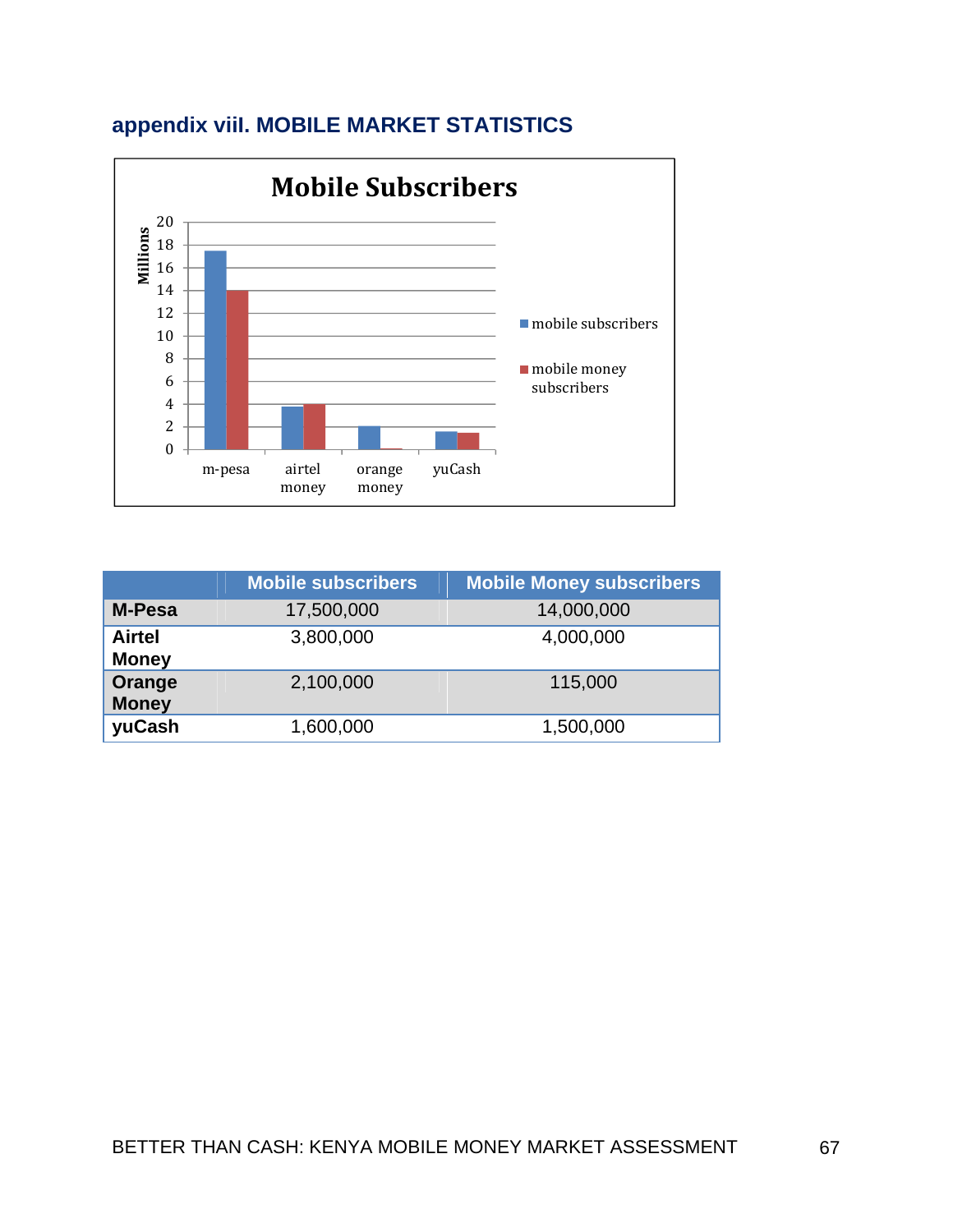## appendix viii. MOBILE MARKET STATISTICS

**Mobile Subscribers**

| | Mobile subscribers | Mobile Money subscribers |
|---|---|---|
| **M-Pesa** | 17,500,000 | 14,000,000 |
| **Airtel Money** | 3,800,000 | 4,000,000 |
| **Orange Money** | 2,100,000 | 115,000 |
| **yuCash** | 1,600,000 | 1,500,000 |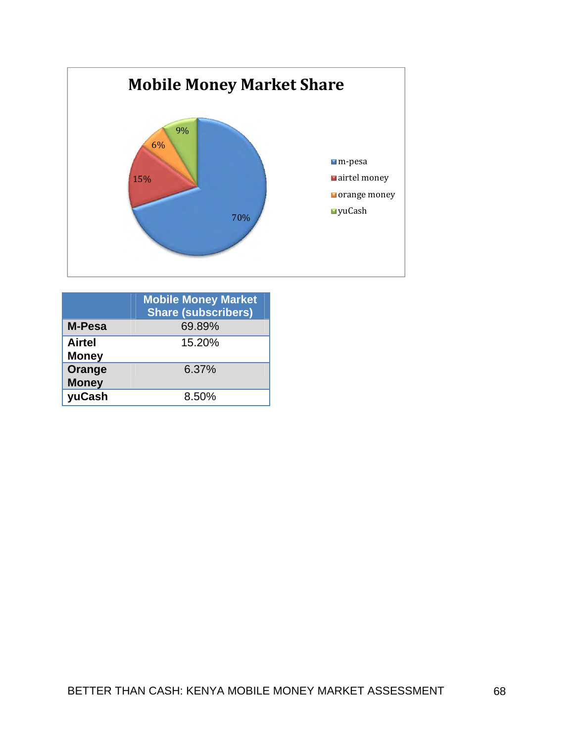**Mobile Money Market Share**

| | Mobile Money Market Share (subscribers) |
|---|---|
| M-Pesa | 69.89% |
| Airtel Money | 15.20% |
| Orange Money | 6.37% |
| yuCash | 8.50% |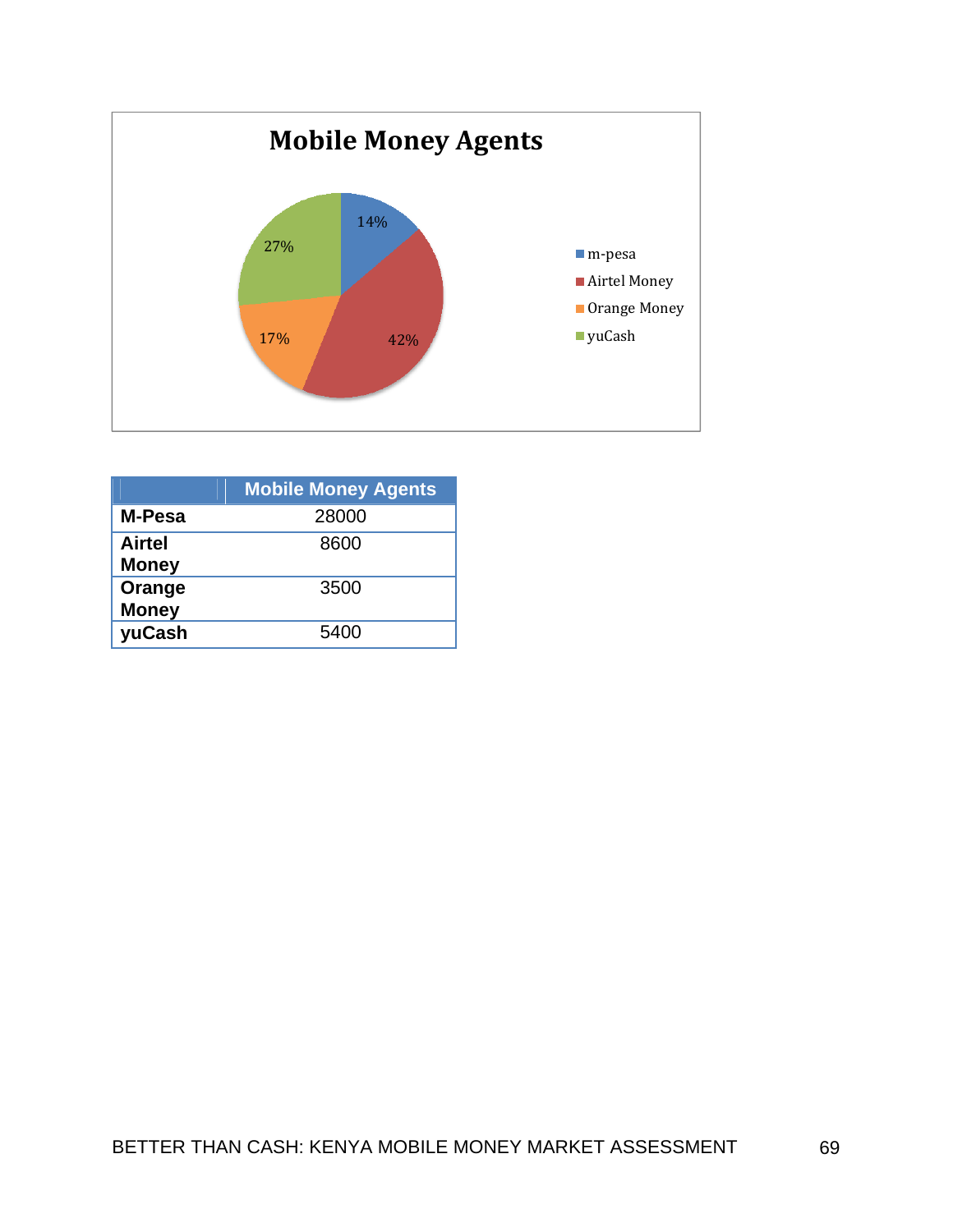**Mobile Money Agents**

| Provider | Share |
|---|---|
| m-pesa | 14% |
| Airtel Money | 42% |
| Orange Money | 17% |
| yuCash | 27% |

| | Mobile Money Agents |
|---|---|
| **M-Pesa** | 28000 |
| **Airtel Money** | 8600 |
| **Orange Money** | 3500 |
| **yuCash** | 5400 |